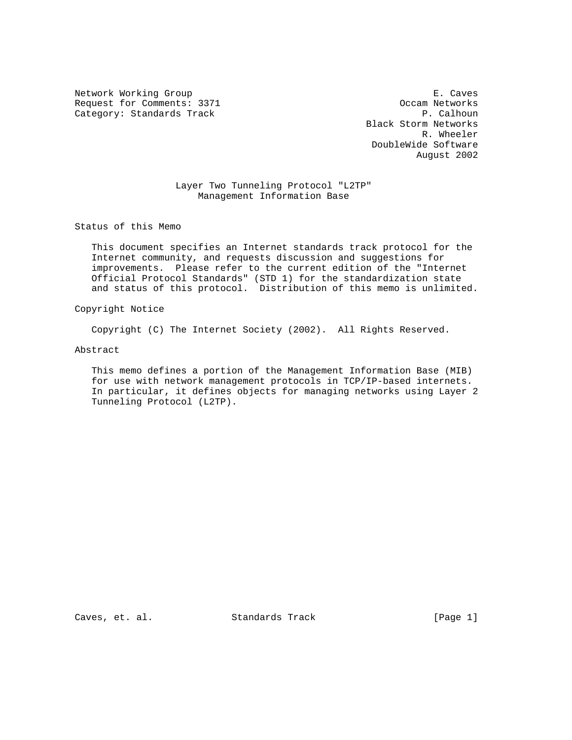Network Working Group E. Caves
Request for Comments: 3371 Occam Networks
Category: Standards Track P. Calhoun
Black Storm Networks
R. Wheeler
DoubleWide Software
August 2002

# Layer Two Tunneling Protocol "L2TP" Management Information Base

## Status of this Memo

This document specifies an Internet standards track protocol for the Internet community, and requests discussion and suggestions for improvements. Please refer to the current edition of the "Internet Official Protocol Standards" (STD 1) for the standardization state and status of this protocol. Distribution of this memo is unlimited.

## Copyright Notice

Copyright (C) The Internet Society (2002). All Rights Reserved.

## Abstract

This memo defines a portion of the Management Information Base (MIB) for use with network management protocols in TCP/IP-based internets. In particular, it defines objects for managing networks using Layer 2 Tunneling Protocol (L2TP).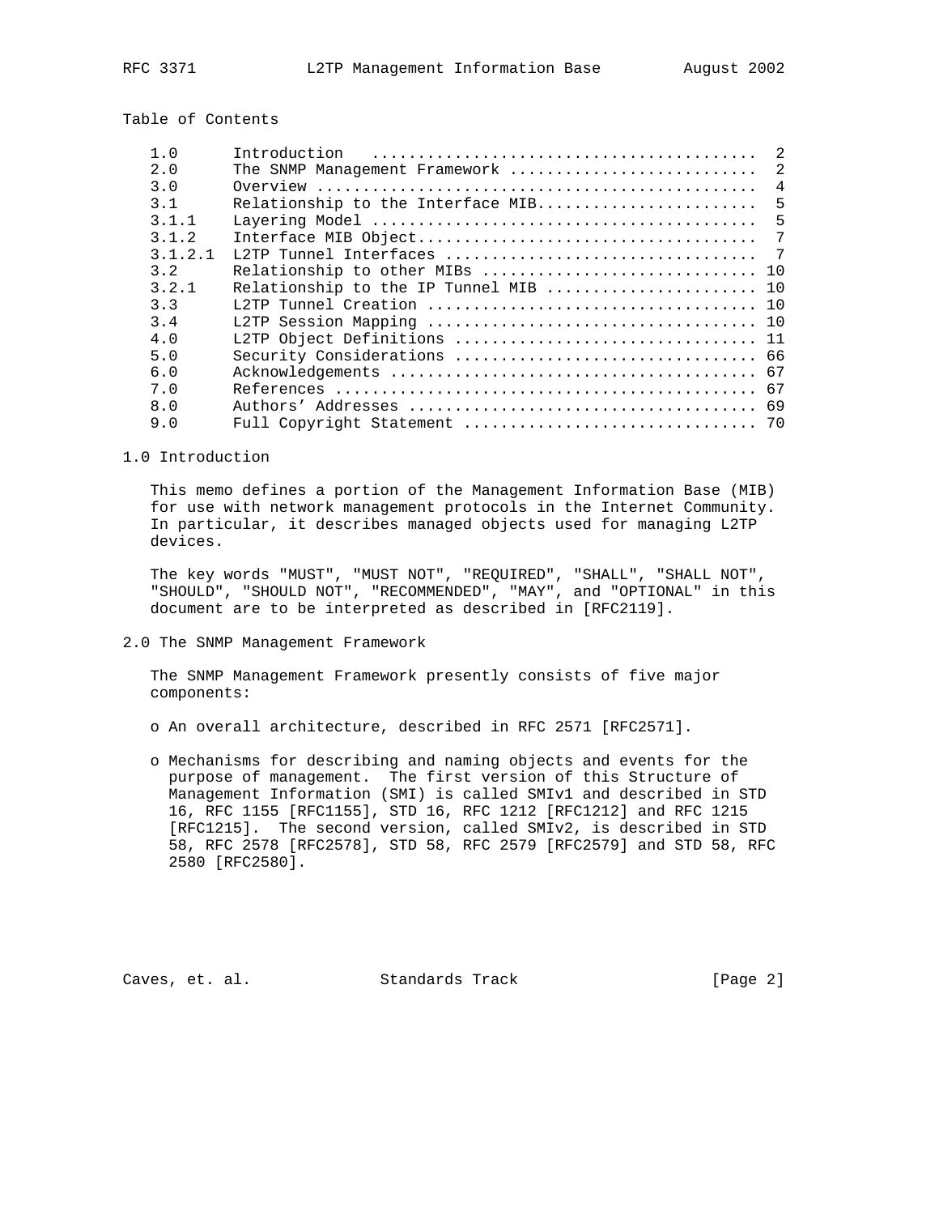Table of Contents

```
   1.0      Introduction   .........................................  2
   2.0      The SNMP Management Framework ..........................  2
   3.0      Overview ...............................................  4
   3.1      Relationship to the Interface MIB.......................  5
   3.1.1    Layering Model .........................................  5
   3.1.2    Interface MIB Object....................................  7
   3.1.2.1  L2TP Tunnel Interfaces .................................  7
   3.2      Relationship to other MIBs ............................. 10
   3.2.1    Relationship to the IP Tunnel MIB ...................... 10
   3.3      L2TP Tunnel Creation ................................... 10
   3.4      L2TP Session Mapping ................................... 10
   4.0      L2TP Object Definitions ................................ 11
   5.0      Security Considerations ................................ 66
   6.0      Acknowledgements ....................................... 67
   7.0      References ............................................. 67
   8.0      Authors' Addresses ..................................... 69
   9.0      Full Copyright Statement ............................... 70
```

## 1.0 Introduction

This memo defines a portion of the Management Information Base (MIB) for use with network management protocols in the Internet Community. In particular, it describes managed objects used for managing L2TP devices.

The key words "MUST", "MUST NOT", "REQUIRED", "SHALL", "SHALL NOT", "SHOULD", "SHOULD NOT", "RECOMMENDED", "MAY", and "OPTIONAL" in this document are to be interpreted as described in [RFC2119].

## 2.0 The SNMP Management Framework

The SNMP Management Framework presently consists of five major components:

- An overall architecture, described in RFC 2571 [RFC2571].

- Mechanisms for describing and naming objects and events for the purpose of management. The first version of this Structure of Management Information (SMI) is called SMIv1 and described in STD 16, RFC 1155 [RFC1155], STD 16, RFC 1212 [RFC1212] and RFC 1215 [RFC1215]. The second version, called SMIv2, is described in STD 58, RFC 2578 [RFC2578], STD 58, RFC 2579 [RFC2579] and STD 58, RFC 2580 [RFC2580].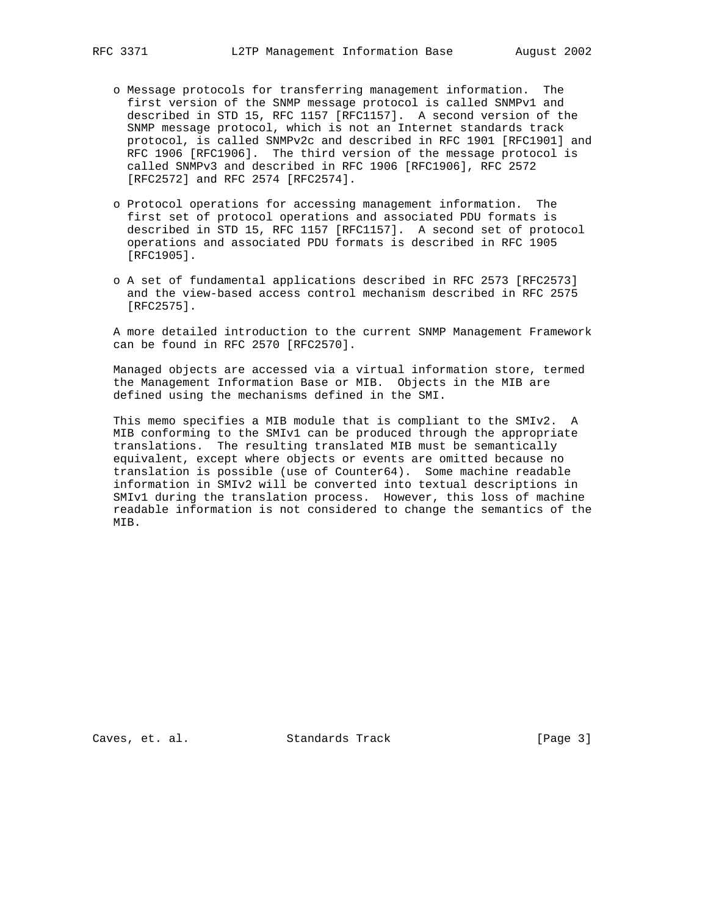- Message protocols for transferring management information. The first version of the SNMP message protocol is called SNMPv1 and described in STD 15, RFC 1157 [RFC1157]. A second version of the SNMP message protocol, which is not an Internet standards track protocol, is called SNMPv2c and described in RFC 1901 [RFC1901] and RFC 1906 [RFC1906]. The third version of the message protocol is called SNMPv3 and described in RFC 1906 [RFC1906], RFC 2572 [RFC2572] and RFC 2574 [RFC2574].

- Protocol operations for accessing management information. The first set of protocol operations and associated PDU formats is described in STD 15, RFC 1157 [RFC1157]. A second set of protocol operations and associated PDU formats is described in RFC 1905 [RFC1905].

- A set of fundamental applications described in RFC 2573 [RFC2573] and the view-based access control mechanism described in RFC 2575 [RFC2575].

A more detailed introduction to the current SNMP Management Framework can be found in RFC 2570 [RFC2570].

Managed objects are accessed via a virtual information store, termed the Management Information Base or MIB. Objects in the MIB are defined using the mechanisms defined in the SMI.

This memo specifies a MIB module that is compliant to the SMIv2. A MIB conforming to the SMIv1 can be produced through the appropriate translations. The resulting translated MIB must be semantically equivalent, except where objects or events are omitted because no translation is possible (use of Counter64). Some machine readable information in SMIv2 will be converted into textual descriptions in SMIv1 during the translation process. However, this loss of machine readable information is not considered to change the semantics of the MIB.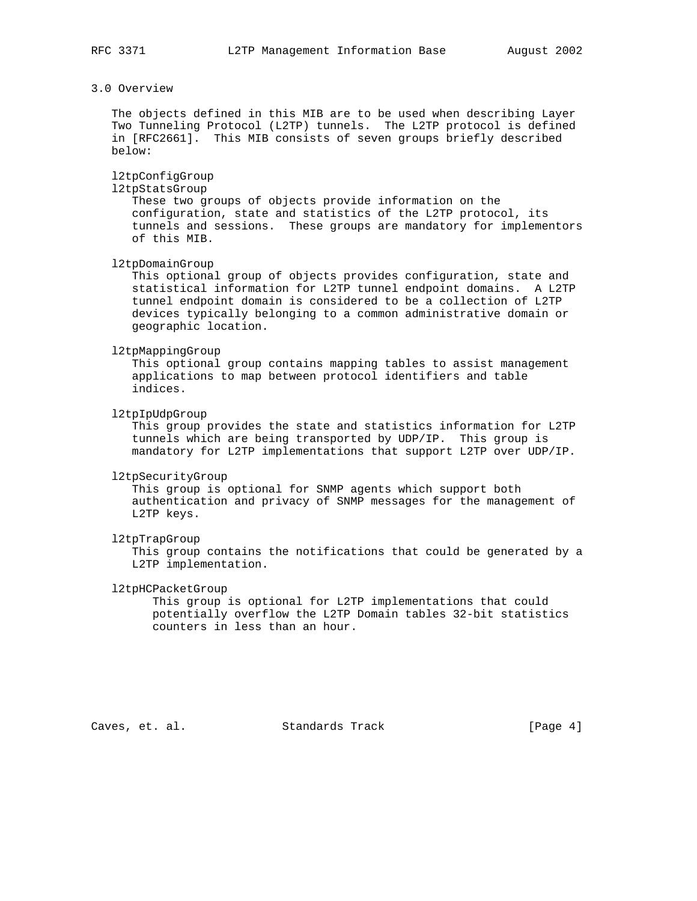## 3.0 Overview

The objects defined in this MIB are to be used when describing Layer Two Tunneling Protocol (L2TP) tunnels. The L2TP protocol is defined in [RFC2661]. This MIB consists of seven groups briefly described below:

l2tpConfigGroup
l2tpStatsGroup
These two groups of objects provide information on the configuration, state and statistics of the L2TP protocol, its tunnels and sessions. These groups are mandatory for implementors of this MIB.

l2tpDomainGroup
This optional group of objects provides configuration, state and statistical information for L2TP tunnel endpoint domains. A L2TP tunnel endpoint domain is considered to be a collection of L2TP devices typically belonging to a common administrative domain or geographic location.

l2tpMappingGroup
This optional group contains mapping tables to assist management applications to map between protocol identifiers and table indices.

l2tpIpUdpGroup
This group provides the state and statistics information for L2TP tunnels which are being transported by UDP/IP. This group is mandatory for L2TP implementations that support L2TP over UDP/IP.

l2tpSecurityGroup
This group is optional for SNMP agents which support both authentication and privacy of SNMP messages for the management of L2TP keys.

l2tpTrapGroup
This group contains the notifications that could be generated by a L2TP implementation.

l2tpHCPacketGroup
This group is optional for L2TP implementations that could potentially overflow the L2TP Domain tables 32-bit statistics counters in less than an hour.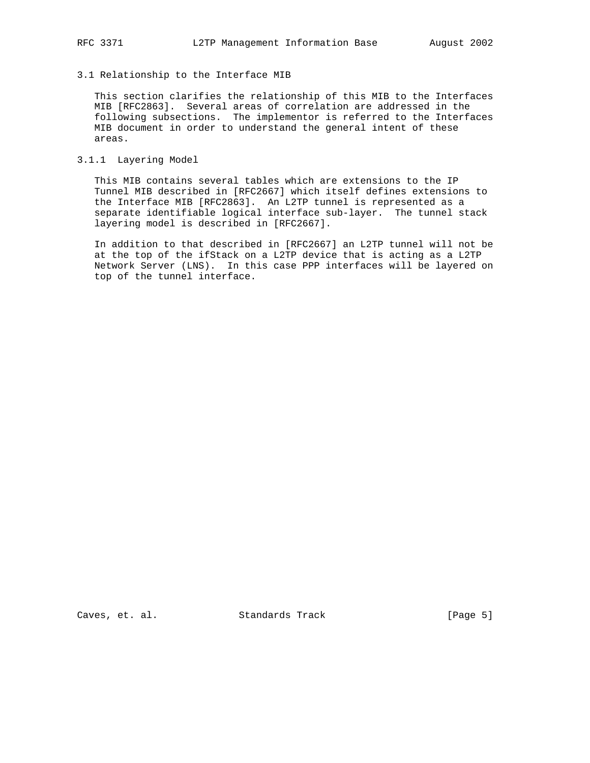## 3.1 Relationship to the Interface MIB

This section clarifies the relationship of this MIB to the Interfaces MIB [RFC2863]. Several areas of correlation are addressed in the following subsections. The implementor is referred to the Interfaces MIB document in order to understand the general intent of these areas.

### 3.1.1 Layering Model

This MIB contains several tables which are extensions to the IP Tunnel MIB described in [RFC2667] which itself defines extensions to the Interface MIB [RFC2863]. An L2TP tunnel is represented as a separate identifiable logical interface sub-layer. The tunnel stack layering model is described in [RFC2667].

In addition to that described in [RFC2667] an L2TP tunnel will not be at the top of the ifStack on a L2TP device that is acting as a L2TP Network Server (LNS). In this case PPP interfaces will be layered on top of the tunnel interface.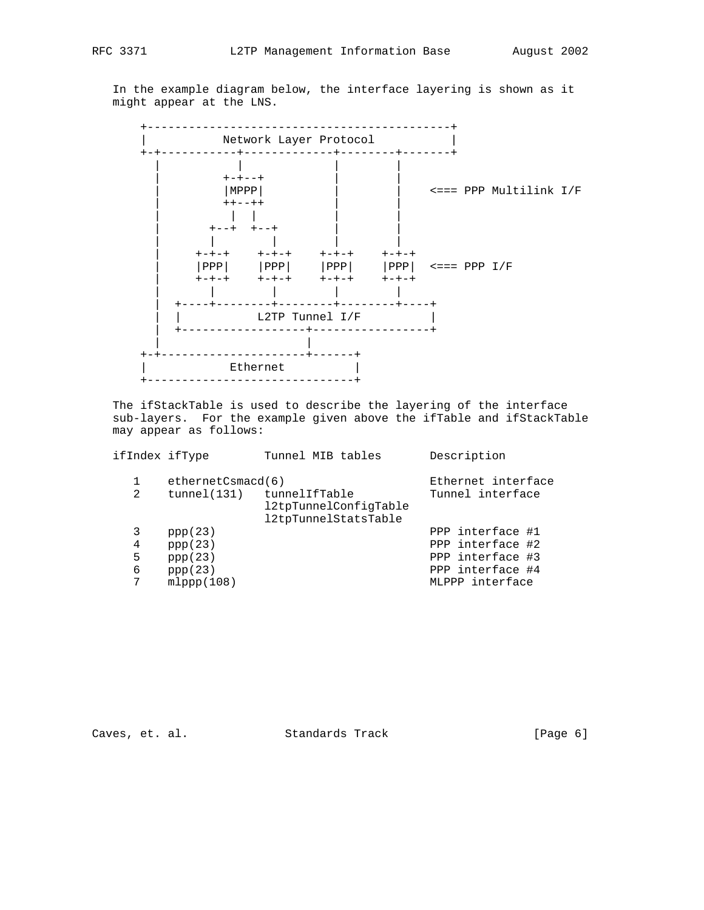In the example diagram below, the interface layering is shown as it might appear at the LNS.

```
+-------------------------------------------+
|           Network Layer Protocol          |
+-+-----------+-------------+--------+-------+
  |           |             |        |
  |         +-+--+          |        |
  |         |MPPP|          |        |    <=== PPP Multilink I/F
  |         ++--++          |        |
  |          |  |           |        |
  |       +--+  +--+        |        |
  |       |        |        |        |
  |     +-+-+    +-+-+    +-+-+    +-+-+
  |     |PPP|    |PPP|    |PPP|    |PPP|  <=== PPP I/F
  |     +-+-+    +-+-+    +-+-+    +-+-+
  |       |        |        |        |
  |  +----+--------+--------+--------+----+
  |  |           L2TP Tunnel I/F          |
  |  +------------------+-----------------+
  |                     |
+-+---------------------+------+
|           Ethernet           |
+------------------------------+
```

The ifStackTable is used to describe the layering of the interface sub-layers. For the example given above the ifTable and ifStackTable may appear as follows:

| ifIndex | ifType | Tunnel MIB tables | Description |
|---|---|---|---|
| 1 | ethernetCsmacd(6) | | Ethernet interface |
| 2 | tunnel(131) | tunnelIfTable<br>l2tpTunnelConfigTable<br>l2tpTunnelStatsTable | Tunnel interface |
| 3 | ppp(23) | | PPP interface #1 |
| 4 | ppp(23) | | PPP interface #2 |
| 5 | ppp(23) | | PPP interface #3 |
| 6 | ppp(23) | | PPP interface #4 |
| 7 | mlppp(108) | | MLPPP interface |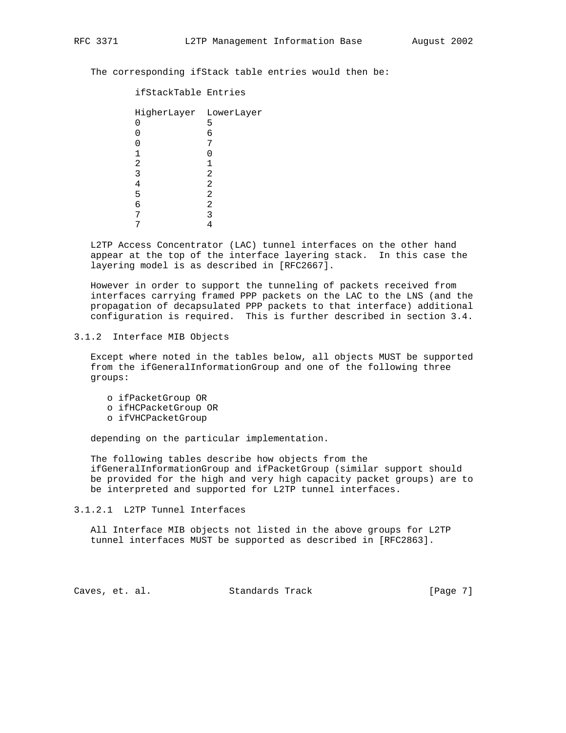The corresponding ifStack table entries would then be:

ifStackTable Entries

| HigherLayer | LowerLayer |
| --- | --- |
| 0 | 5 |
| 0 | 6 |
| 0 | 7 |
| 1 | 0 |
| 2 | 1 |
| 3 | 2 |
| 4 | 2 |
| 5 | 2 |
| 6 | 2 |
| 7 | 3 |
| 7 | 4 |

L2TP Access Concentrator (LAC) tunnel interfaces on the other hand appear at the top of the interface layering stack. In this case the layering model is as described in [RFC2667].

However in order to support the tunneling of packets received from interfaces carrying framed PPP packets on the LAC to the LNS (and the propagation of decapsulated PPP packets to that interface) additional configuration is required. This is further described in section 3.4.

### 3.1.2 Interface MIB Objects

Except where noted in the tables below, all objects MUST be supported from the ifGeneralInformationGroup and one of the following three groups:

- o ifPacketGroup OR
- o ifHCPacketGroup OR
- o ifVHCPacketGroup

depending on the particular implementation.

The following tables describe how objects from the ifGeneralInformationGroup and ifPacketGroup (similar support should be provided for the high and very high capacity packet groups) are to be interpreted and supported for L2TP tunnel interfaces.

#### 3.1.2.1 L2TP Tunnel Interfaces

All Interface MIB objects not listed in the above groups for L2TP tunnel interfaces MUST be supported as described in [RFC2863].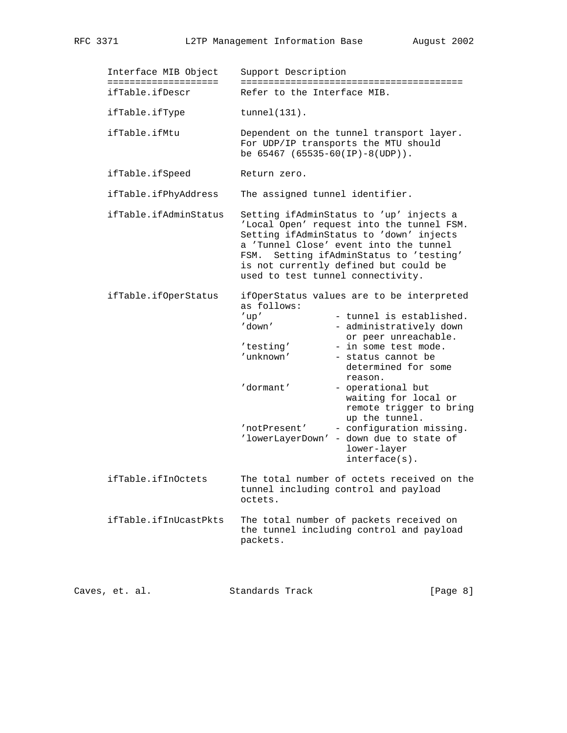| Interface MIB Object | Support Description |
|---|---|
| ifTable.ifDescr | Refer to the Interface MIB. |
| ifTable.ifType | tunnel(131). |
| ifTable.ifMtu | Dependent on the tunnel transport layer. For UDP/IP transports the MTU should be 65467 (65535-60(IP)-8(UDP)). |
| ifTable.ifSpeed | Return zero. |
| ifTable.ifPhyAddress | The assigned tunnel identifier. |
| ifTable.ifAdminStatus | Setting ifAdminStatus to 'up' injects a 'Local Open' request into the tunnel FSM. Setting ifAdminStatus to 'down' injects a 'Tunnel Close' event into the tunnel FSM. Setting ifAdminStatus to 'testing' is not currently defined but could be used to test tunnel connectivity. |
| ifTable.ifOperStatus | ifOperStatus values are to be interpreted as follows:<br>'up' - tunnel is established.<br>'down' - administratively down or peer unreachable.<br>'testing' - in some test mode.<br>'unknown' - status cannot be determined for some reason.<br>'dormant' - operational but waiting for local or remote trigger to bring up the tunnel.<br>'notPresent' - configuration missing.<br>'lowerLayerDown' - down due to state of lower-layer interface(s). |
| ifTable.ifInOctets | The total number of octets received on the tunnel including control and payload octets. |
| ifTable.ifInUcastPkts | The total number of packets received on the tunnel including control and payload packets. |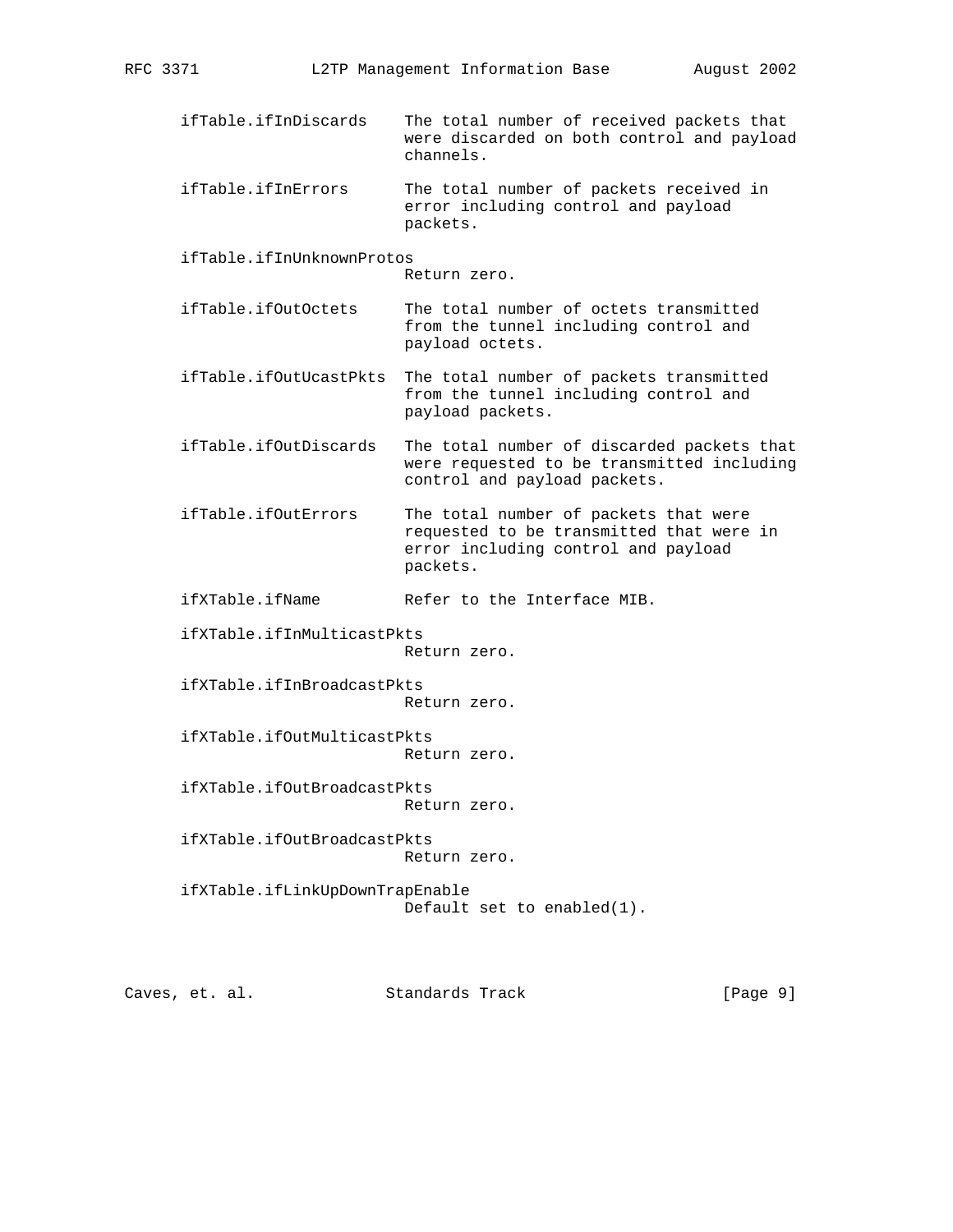```
      ifTable.ifInDiscards    The total number of received packets that
                              were discarded on both control and payload
                              channels.

      ifTable.ifInErrors      The total number of packets received in
                              error including control and payload
                              packets.

      ifTable.ifInUnknownProtos
                              Return zero.

      ifTable.ifOutOctets     The total number of octets transmitted
                              from the tunnel including control and
                              payload octets.

      ifTable.ifOutUcastPkts  The total number of packets transmitted
                              from the tunnel including control and
                              payload packets.

      ifTable.ifOutDiscards   The total number of discarded packets that
                              were requested to be transmitted including
                              control and payload packets.

      ifTable.ifOutErrors     The total number of packets that were
                              requested to be transmitted that were in
                              error including control and payload
                              packets.

      ifXTable.ifName         Refer to the Interface MIB.

      ifXTable.ifInMulticastPkts
                              Return zero.

      ifXTable.ifInBroadcastPkts
                              Return zero.

      ifXTable.ifOutMulticastPkts
                              Return zero.

      ifXTable.ifOutBroadcastPkts
                              Return zero.

      ifXTable.ifOutBroadcastPkts
                              Return zero.

      ifXTable.ifLinkUpDownTrapEnable
                              Default set to enabled(1).
```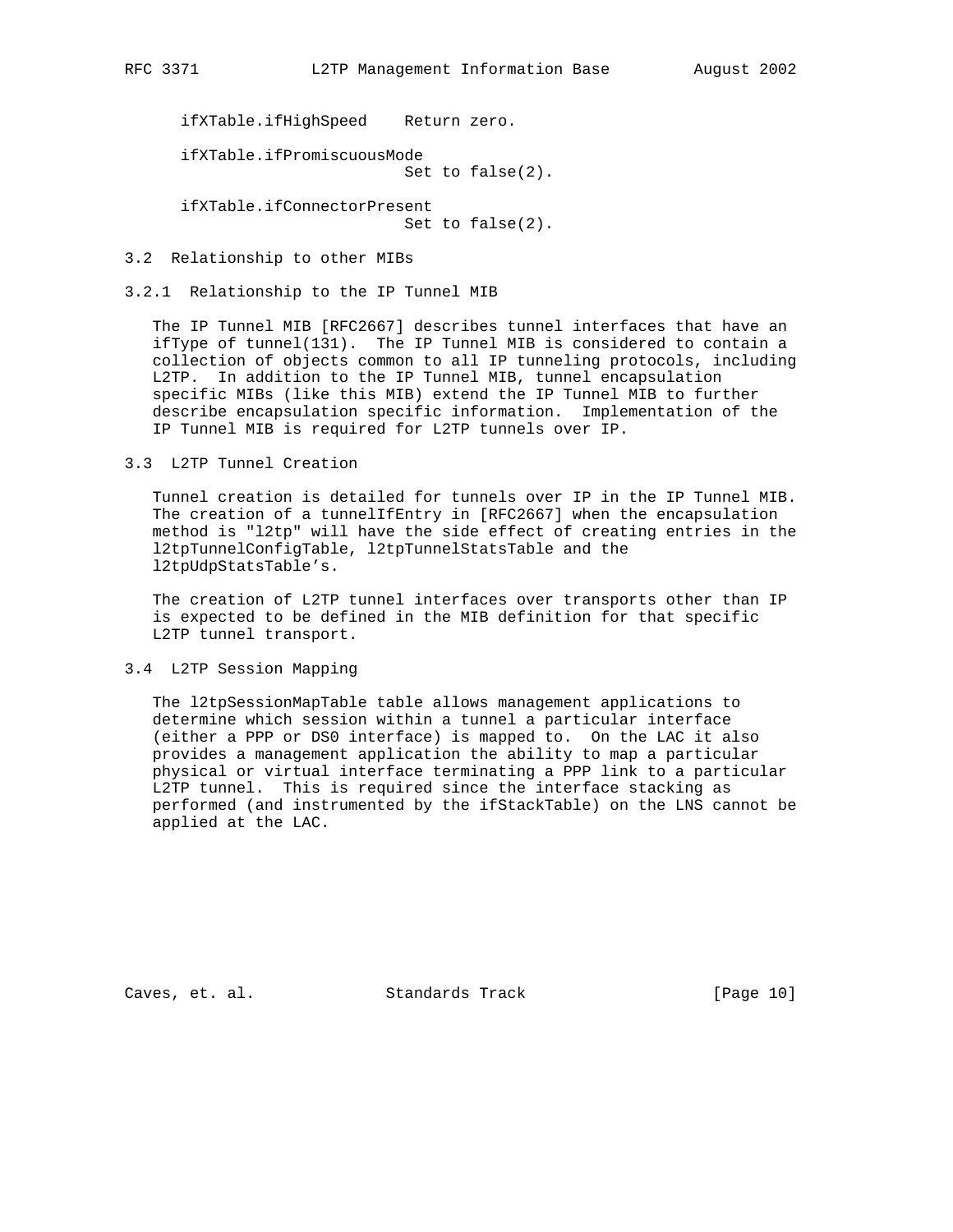ifXTable.ifHighSpeed    Return zero.

ifXTable.ifPromiscuousMode
                        Set to false(2).

ifXTable.ifConnectorPresent
                        Set to false(2).

### 3.2 Relationship to other MIBs

#### 3.2.1 Relationship to the IP Tunnel MIB

The IP Tunnel MIB [RFC2667] describes tunnel interfaces that have an ifType of tunnel(131). The IP Tunnel MIB is considered to contain a collection of objects common to all IP tunneling protocols, including L2TP. In addition to the IP Tunnel MIB, tunnel encapsulation specific MIBs (like this MIB) extend the IP Tunnel MIB to further describe encapsulation specific information. Implementation of the IP Tunnel MIB is required for L2TP tunnels over IP.

### 3.3 L2TP Tunnel Creation

Tunnel creation is detailed for tunnels over IP in the IP Tunnel MIB. The creation of a tunnelIfEntry in [RFC2667] when the encapsulation method is "l2tp" will have the side effect of creating entries in the l2tpTunnelConfigTable, l2tpTunnelStatsTable and the l2tpUdpStatsTable's.

The creation of L2TP tunnel interfaces over transports other than IP is expected to be defined in the MIB definition for that specific L2TP tunnel transport.

### 3.4 L2TP Session Mapping

The l2tpSessionMapTable table allows management applications to determine which session within a tunnel a particular interface (either a PPP or DS0 interface) is mapped to. On the LAC it also provides a management application the ability to map a particular physical or virtual interface terminating a PPP link to a particular L2TP tunnel. This is required since the interface stacking as performed (and instrumented by the ifStackTable) on the LNS cannot be applied at the LAC.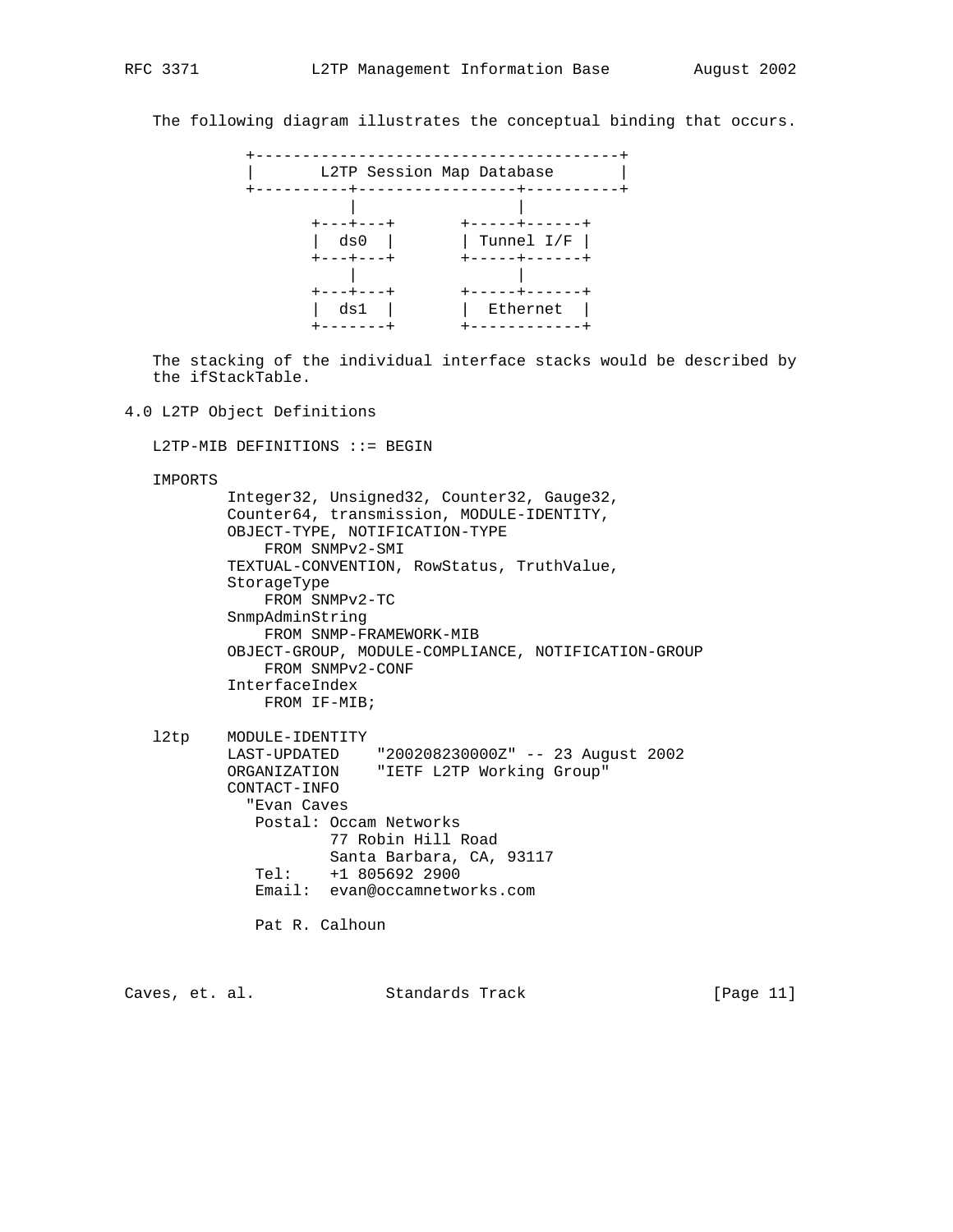The following diagram illustrates the conceptual binding that occurs.

```
+---------------------------------------+
|       L2TP Session Map Database       |
+----------+-----------------+----------+
           |                 |
       +---+---+       +-----+------+
       |  ds0  |       | Tunnel I/F |
       +---+---+       +-----+------+
           |                 |
       +---+---+       +-----+------+
       |  ds1  |       |  Ethernet  |
       +-------+       +------------+
```

The stacking of the individual interface stacks would be described by the ifStackTable.

## 4.0 L2TP Object Definitions

```
L2TP-MIB DEFINITIONS ::= BEGIN

IMPORTS
        Integer32, Unsigned32, Counter32, Gauge32,
        Counter64, transmission, MODULE-IDENTITY,
        OBJECT-TYPE, NOTIFICATION-TYPE
            FROM SNMPv2-SMI
        TEXTUAL-CONVENTION, RowStatus, TruthValue,
        StorageType
            FROM SNMPv2-TC
        SnmpAdminString
            FROM SNMP-FRAMEWORK-MIB
        OBJECT-GROUP, MODULE-COMPLIANCE, NOTIFICATION-GROUP
            FROM SNMPv2-CONF
        InterfaceIndex
            FROM IF-MIB;

l2tp    MODULE-IDENTITY
        LAST-UPDATED    "200208230000Z" -- 23 August 2002
        ORGANIZATION    "IETF L2TP Working Group"
        CONTACT-INFO
          "Evan Caves
           Postal: Occam Networks
                   77 Robin Hill Road
                   Santa Barbara, CA, 93117
           Tel:    +1 805692 2900
           Email:  evan@occamnetworks.com

           Pat R. Calhoun
```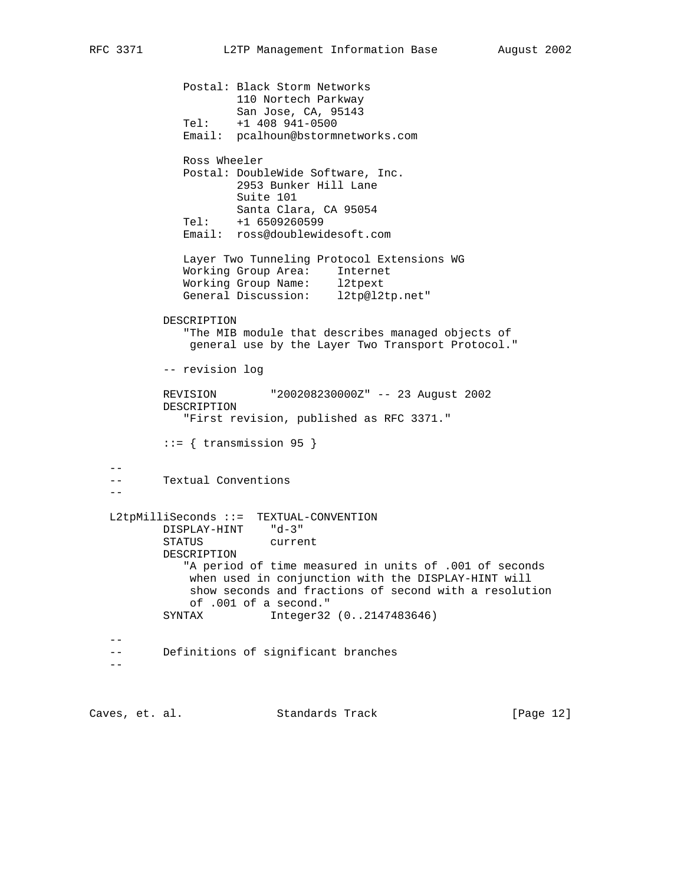```
              Postal: Black Storm Networks
                      110 Nortech Parkway
                      San Jose, CA, 95143
              Tel:    +1 408 941-0500
              Email:  pcalhoun@bstormnetworks.com

              Ross Wheeler
              Postal: DoubleWide Software, Inc.
                      2953 Bunker Hill Lane
                      Suite 101
                      Santa Clara, CA 95054
              Tel:    +1 6509260599
              Email:  ross@doublewidesoft.com

              Layer Two Tunneling Protocol Extensions WG
              Working Group Area:    Internet
              Working Group Name:    l2tpext
              General Discussion:    l2tp@l2tp.net"

           DESCRIPTION
              "The MIB module that describes managed objects of
               general use by the Layer Two Transport Protocol."

           -- revision log

           REVISION        "200208230000Z" -- 23 August 2002
           DESCRIPTION
              "First revision, published as RFC 3371."

           ::= { transmission 95 }

   --
   --      Textual Conventions
   --

   L2tpMilliSeconds ::=  TEXTUAL-CONVENTION
           DISPLAY-HINT    "d-3"
           STATUS          current
           DESCRIPTION
              "A period of time measured in units of .001 of seconds
               when used in conjunction with the DISPLAY-HINT will
               show seconds and fractions of second with a resolution
               of .001 of a second."
           SYNTAX          Integer32 (0..2147483646)

   --
   --      Definitions of significant branches
   --
```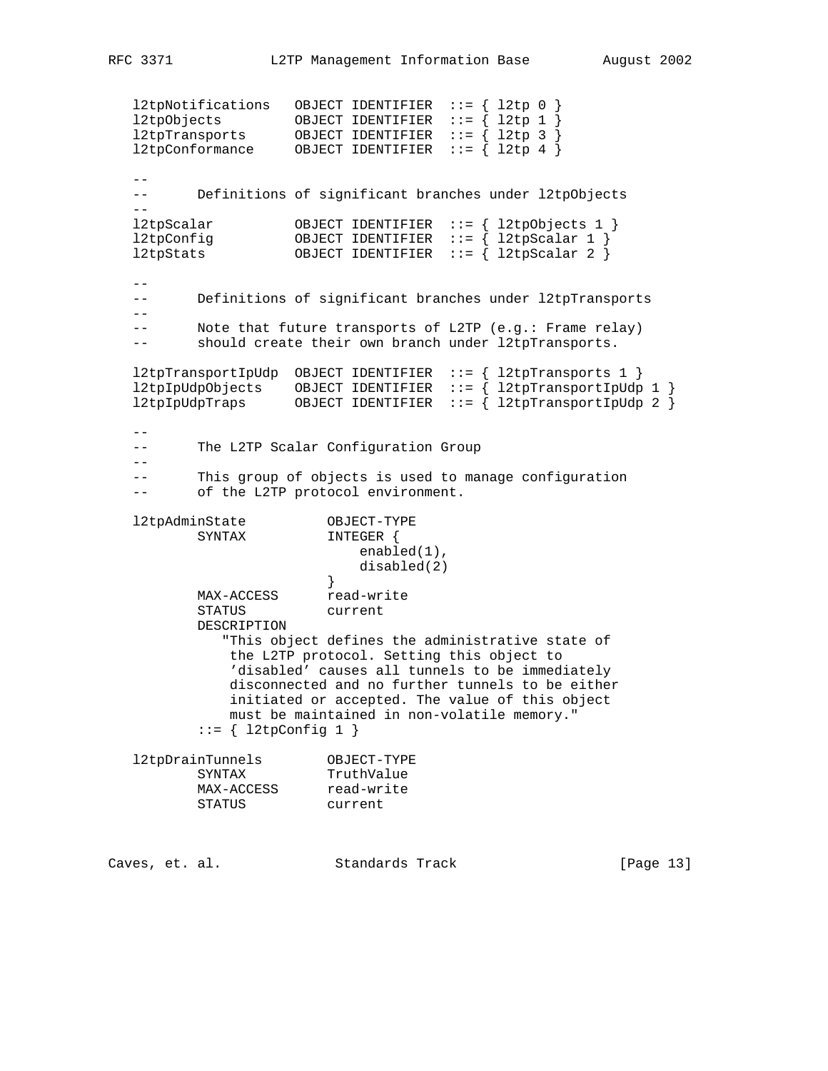```
   l2tpNotifications   OBJECT IDENTIFIER  ::= { l2tp 0 }
   l2tpObjects         OBJECT IDENTIFIER  ::= { l2tp 1 }
   l2tpTransports      OBJECT IDENTIFIER  ::= { l2tp 3 }
   l2tpConformance     OBJECT IDENTIFIER  ::= { l2tp 4 }

   --
   --      Definitions of significant branches under l2tpObjects
   --
   l2tpScalar          OBJECT IDENTIFIER  ::= { l2tpObjects 1 }
   l2tpConfig          OBJECT IDENTIFIER  ::= { l2tpScalar 1 }
   l2tpStats           OBJECT IDENTIFIER  ::= { l2tpScalar 2 }

   --
   --      Definitions of significant branches under l2tpTransports
   --
   --      Note that future transports of L2TP (e.g.: Frame relay)
   --      should create their own branch under l2tpTransports.

   l2tpTransportIpUdp  OBJECT IDENTIFIER  ::= { l2tpTransports 1 }
   l2tpIpUdpObjects    OBJECT IDENTIFIER  ::= { l2tpTransportIpUdp 1 }
   l2tpIpUdpTraps      OBJECT IDENTIFIER  ::= { l2tpTransportIpUdp 2 }

   --
   --      The L2TP Scalar Configuration Group
   --
   --      This group of objects is used to manage configuration
   --      of the L2TP protocol environment.

   l2tpAdminState          OBJECT-TYPE
           SYNTAX          INTEGER {
                               enabled(1),
                               disabled(2)
                           }
           MAX-ACCESS      read-write
           STATUS          current
           DESCRIPTION
              "This object defines the administrative state of
               the L2TP protocol. Setting this object to
               'disabled' causes all tunnels to be immediately
               disconnected and no further tunnels to be either
               initiated or accepted. The value of this object
               must be maintained in non-volatile memory."
           ::= { l2tpConfig 1 }

   l2tpDrainTunnels        OBJECT-TYPE
           SYNTAX          TruthValue
           MAX-ACCESS      read-write
           STATUS          current
```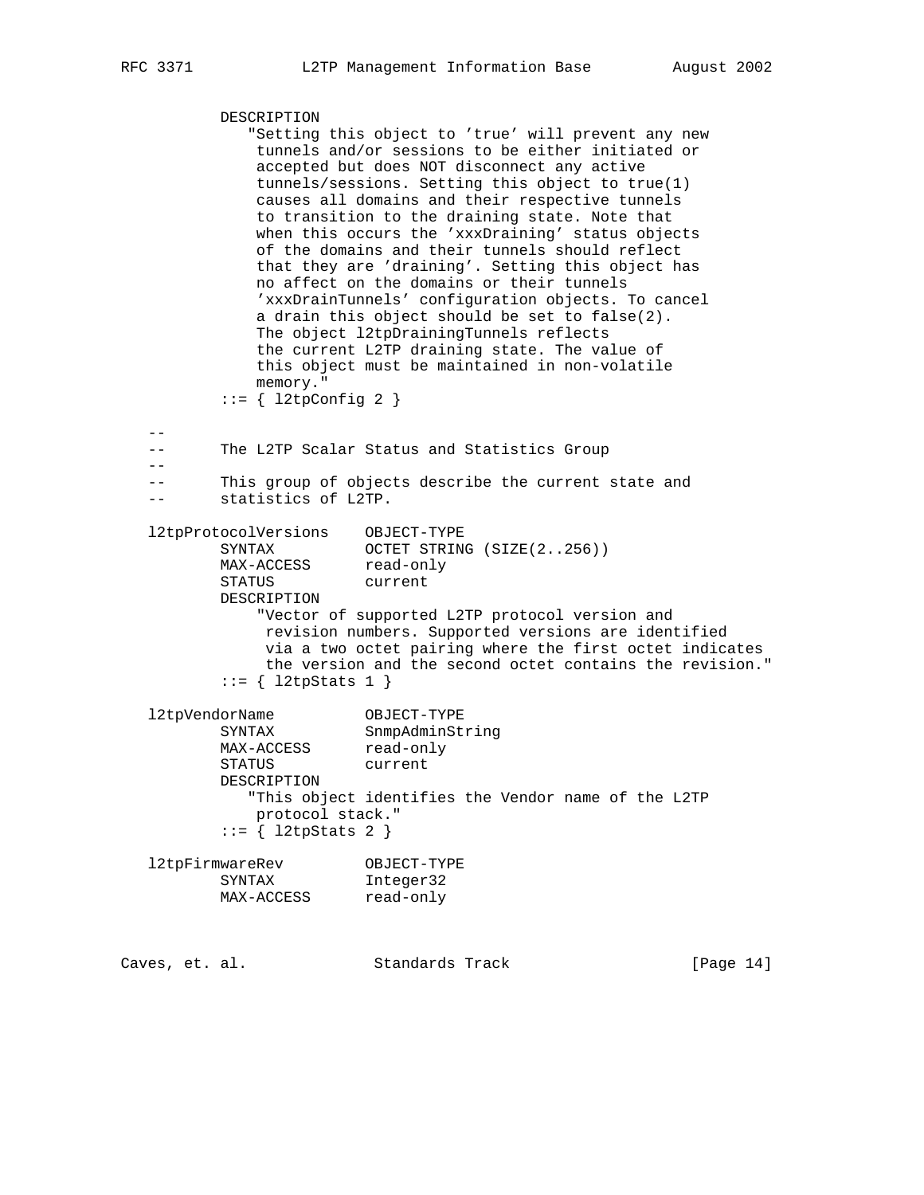```
          DESCRIPTION
             "Setting this object to 'true' will prevent any new
              tunnels and/or sessions to be either initiated or
              accepted but does NOT disconnect any active
              tunnels/sessions. Setting this object to true(1)
              causes all domains and their respective tunnels
              to transition to the draining state. Note that
              when this occurs the 'xxxDraining' status objects
              of the domains and their tunnels should reflect
              that they are 'draining'. Setting this object has
              no affect on the domains or their tunnels
              'xxxDrainTunnels' configuration objects. To cancel
              a drain this object should be set to false(2).
              The object l2tpDrainingTunnels reflects
              the current L2TP draining state. The value of
              this object must be maintained in non-volatile
              memory."
          ::= { l2tpConfig 2 }

   --
   --       The L2TP Scalar Status and Statistics Group
   --
   --       This group of objects describe the current state and
   --       statistics of L2TP.

   l2tpProtocolVersions    OBJECT-TYPE
          SYNTAX          OCTET STRING (SIZE(2..256))
          MAX-ACCESS      read-only
          STATUS          current
          DESCRIPTION
              "Vector of supported L2TP protocol version and
               revision numbers. Supported versions are identified
               via a two octet pairing where the first octet indicates
               the version and the second octet contains the revision."
          ::= { l2tpStats 1 }

   l2tpVendorName          OBJECT-TYPE
          SYNTAX          SnmpAdminString
          MAX-ACCESS      read-only
          STATUS          current
          DESCRIPTION
             "This object identifies the Vendor name of the L2TP
              protocol stack."
          ::= { l2tpStats 2 }

   l2tpFirmwareRev         OBJECT-TYPE
          SYNTAX          Integer32
          MAX-ACCESS      read-only
```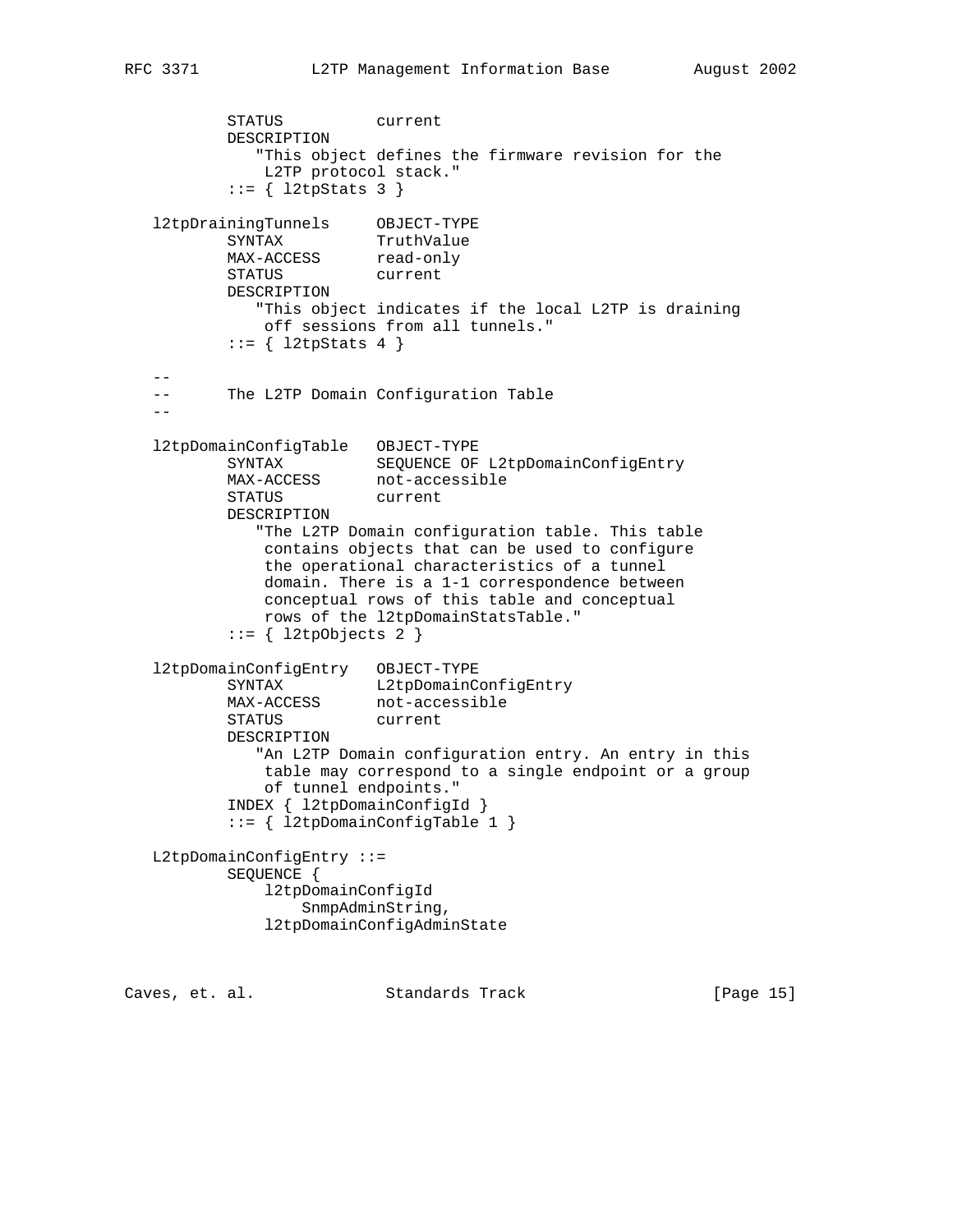```
          STATUS          current
          DESCRIPTION
             "This object defines the firmware revision for the
              L2TP protocol stack."
          ::= { l2tpStats 3 }

   l2tpDrainingTunnels     OBJECT-TYPE
          SYNTAX          TruthValue
          MAX-ACCESS      read-only
          STATUS          current
          DESCRIPTION
             "This object indicates if the local L2TP is draining
              off sessions from all tunnels."
          ::= { l2tpStats 4 }

   --
   --      The L2TP Domain Configuration Table
   --

   l2tpDomainConfigTable   OBJECT-TYPE
          SYNTAX          SEQUENCE OF L2tpDomainConfigEntry
          MAX-ACCESS      not-accessible
          STATUS          current
          DESCRIPTION
             "The L2TP Domain configuration table. This table
              contains objects that can be used to configure
              the operational characteristics of a tunnel
              domain. There is a 1-1 correspondence between
              conceptual rows of this table and conceptual
              rows of the l2tpDomainStatsTable."
          ::= { l2tpObjects 2 }

   l2tpDomainConfigEntry   OBJECT-TYPE
          SYNTAX          L2tpDomainConfigEntry
          MAX-ACCESS      not-accessible
          STATUS          current
          DESCRIPTION
             "An L2TP Domain configuration entry. An entry in this
              table may correspond to a single endpoint or a group
              of tunnel endpoints."
          INDEX { l2tpDomainConfigId }
          ::= { l2tpDomainConfigTable 1 }

   L2tpDomainConfigEntry ::=
          SEQUENCE {
              l2tpDomainConfigId
                  SnmpAdminString,
              l2tpDomainConfigAdminState
```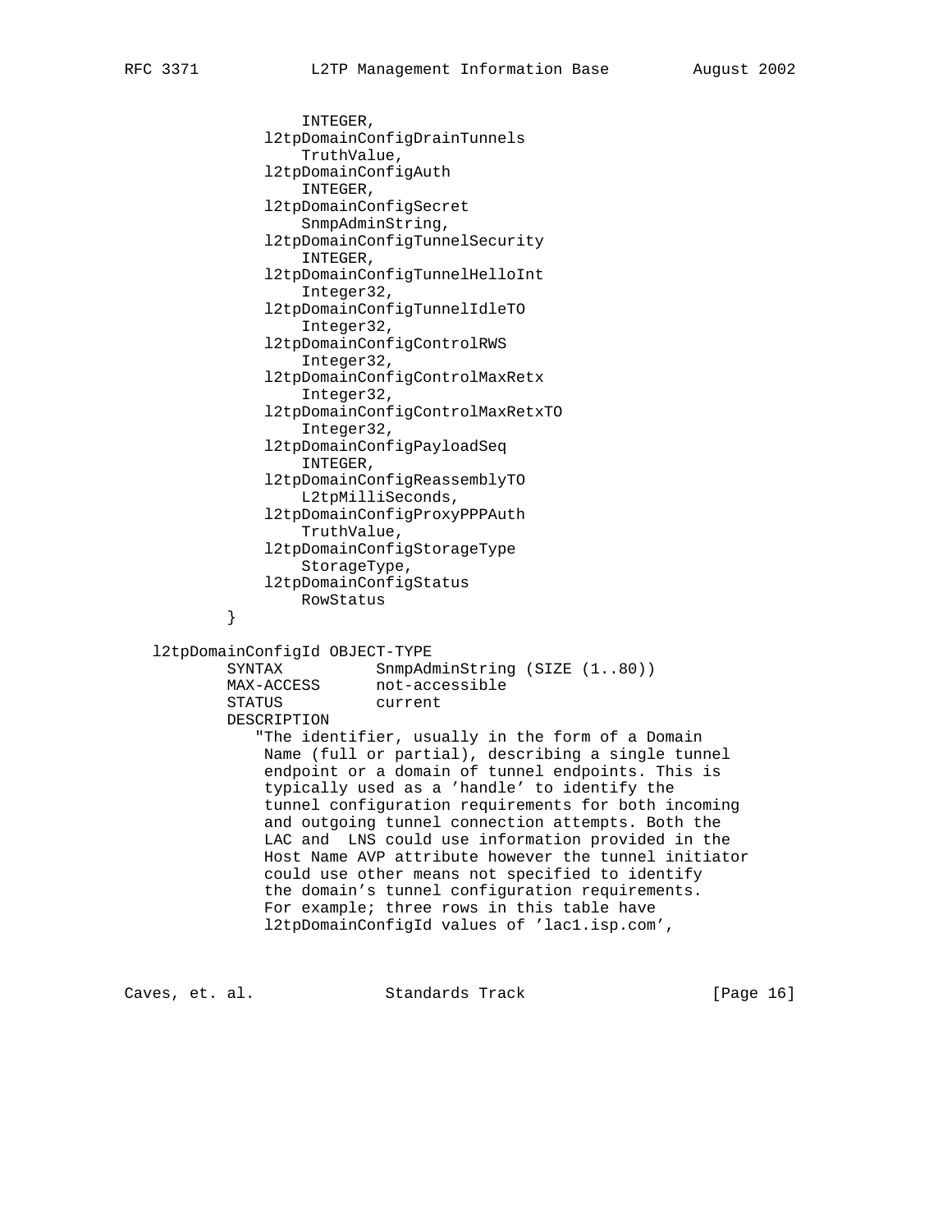```
                INTEGER,
            l2tpDomainConfigDrainTunnels
                TruthValue,
            l2tpDomainConfigAuth
                INTEGER,
            l2tpDomainConfigSecret
                SnmpAdminString,
            l2tpDomainConfigTunnelSecurity
                INTEGER,
            l2tpDomainConfigTunnelHelloInt
                Integer32,
            l2tpDomainConfigTunnelIdleTO
                Integer32,
            l2tpDomainConfigControlRWS
                Integer32,
            l2tpDomainConfigControlMaxRetx
                Integer32,
            l2tpDomainConfigControlMaxRetxTO
                Integer32,
            l2tpDomainConfigPayloadSeq
                INTEGER,
            l2tpDomainConfigReassemblyTO
                L2tpMilliSeconds,
            l2tpDomainConfigProxyPPPAuth
                TruthValue,
            l2tpDomainConfigStorageType
                StorageType,
            l2tpDomainConfigStatus
                RowStatus
        }

   l2tpDomainConfigId OBJECT-TYPE
        SYNTAX          SnmpAdminString (SIZE (1..80))
        MAX-ACCESS      not-accessible
        STATUS          current
        DESCRIPTION
           "The identifier, usually in the form of a Domain
            Name (full or partial), describing a single tunnel
            endpoint or a domain of tunnel endpoints. This is
            typically used as a 'handle' to identify the
            tunnel configuration requirements for both incoming
            and outgoing tunnel connection attempts. Both the
            LAC and  LNS could use information provided in the
            Host Name AVP attribute however the tunnel initiator
            could use other means not specified to identify
            the domain's tunnel configuration requirements.
            For example; three rows in this table have
            l2tpDomainConfigId values of 'lac1.isp.com',
```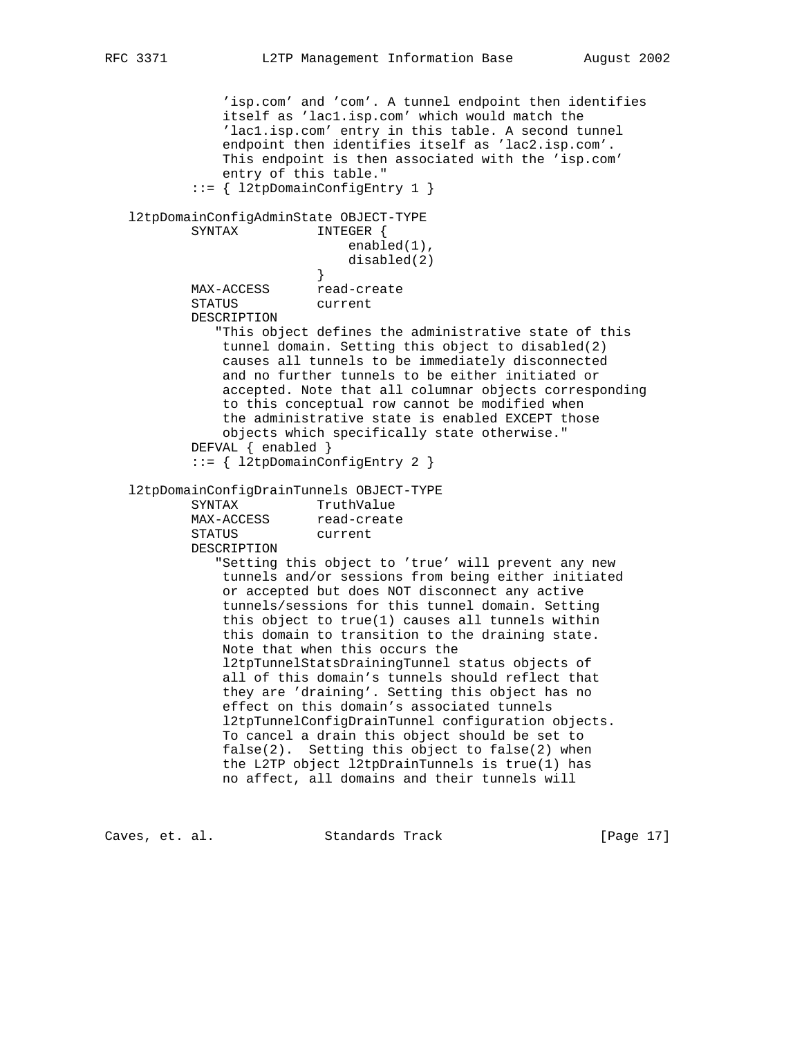```
               'isp.com' and 'com'. A tunnel endpoint then identifies
               itself as 'lac1.isp.com' which would match the
               'lac1.isp.com' entry in this table. A second tunnel
               endpoint then identifies itself as 'lac2.isp.com'.
               This endpoint is then associated with the 'isp.com'
               entry of this table."
           ::= { l2tpDomainConfigEntry 1 }

   l2tpDomainConfigAdminState OBJECT-TYPE
           SYNTAX          INTEGER {
                               enabled(1),
                               disabled(2)
                           }
           MAX-ACCESS      read-create
           STATUS          current
           DESCRIPTION
              "This object defines the administrative state of this
               tunnel domain. Setting this object to disabled(2)
               causes all tunnels to be immediately disconnected
               and no further tunnels to be either initiated or
               accepted. Note that all columnar objects corresponding
               to this conceptual row cannot be modified when
               the administrative state is enabled EXCEPT those
               objects which specifically state otherwise."
           DEFVAL { enabled }
           ::= { l2tpDomainConfigEntry 2 }

   l2tpDomainConfigDrainTunnels OBJECT-TYPE
           SYNTAX          TruthValue
           MAX-ACCESS      read-create
           STATUS          current
           DESCRIPTION
              "Setting this object to 'true' will prevent any new
               tunnels and/or sessions from being either initiated
               or accepted but does NOT disconnect any active
               tunnels/sessions for this tunnel domain. Setting
               this object to true(1) causes all tunnels within
               this domain to transition to the draining state.
               Note that when this occurs the
               l2tpTunnelStatsDrainingTunnel status objects of
               all of this domain's tunnels should reflect that
               they are 'draining'. Setting this object has no
               effect on this domain's associated tunnels
               l2tpTunnelConfigDrainTunnel configuration objects.
               To cancel a drain this object should be set to
               false(2).  Setting this object to false(2) when
               the L2TP object l2tpDrainTunnels is true(1) has
               no affect, all domains and their tunnels will
```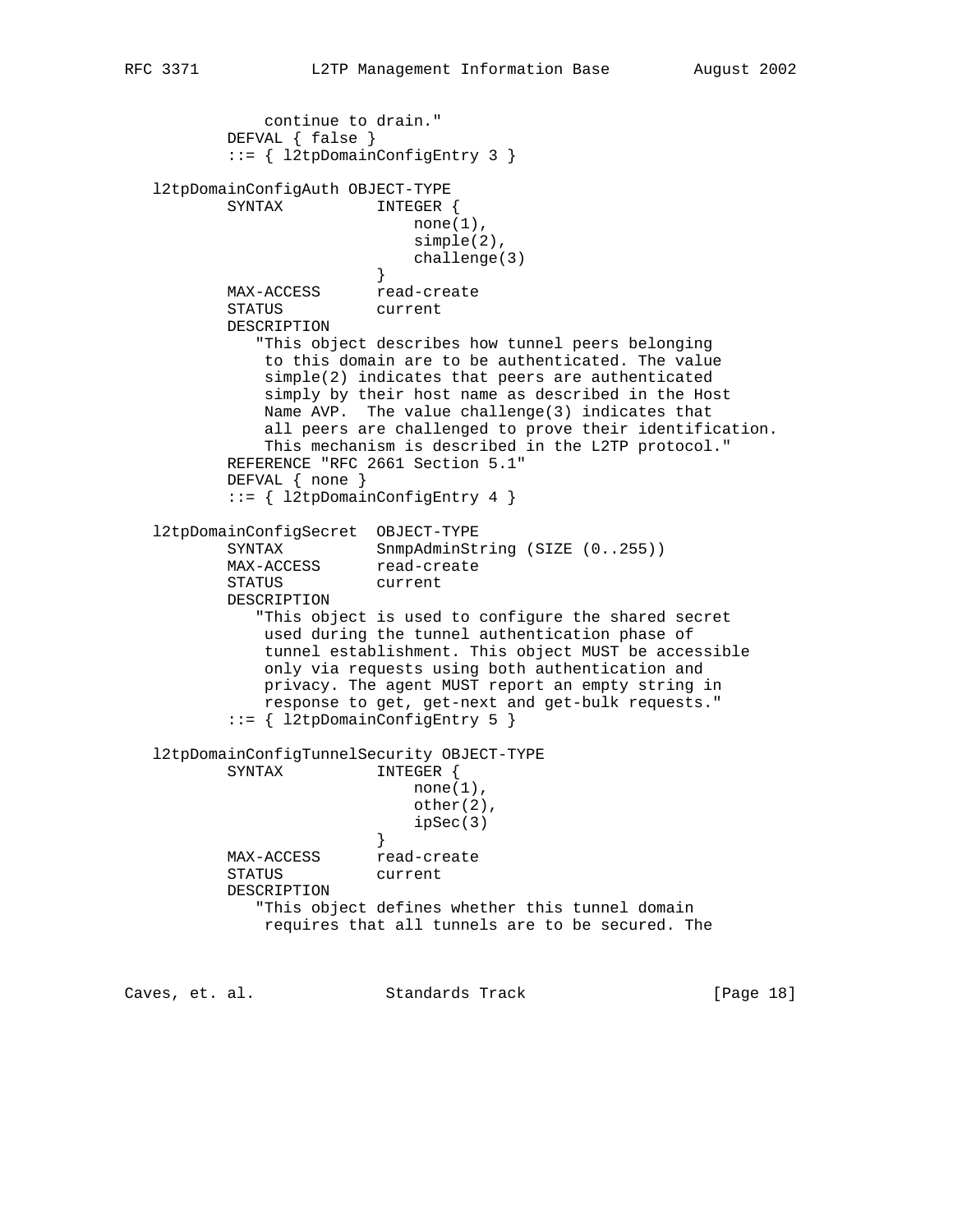```
              continue to drain."
          DEFVAL { false }
          ::= { l2tpDomainConfigEntry 3 }

   l2tpDomainConfigAuth OBJECT-TYPE
          SYNTAX          INTEGER {
                              none(1),
                              simple(2),
                              challenge(3)
                          }
          MAX-ACCESS      read-create
          STATUS          current
          DESCRIPTION
             "This object describes how tunnel peers belonging
              to this domain are to be authenticated. The value
              simple(2) indicates that peers are authenticated
              simply by their host name as described in the Host
              Name AVP.  The value challenge(3) indicates that
              all peers are challenged to prove their identification.
              This mechanism is described in the L2TP protocol."
          REFERENCE "RFC 2661 Section 5.1"
          DEFVAL { none }
          ::= { l2tpDomainConfigEntry 4 }

   l2tpDomainConfigSecret  OBJECT-TYPE
          SYNTAX          SnmpAdminString (SIZE (0..255))
          MAX-ACCESS      read-create
          STATUS          current
          DESCRIPTION
             "This object is used to configure the shared secret
              used during the tunnel authentication phase of
              tunnel establishment. This object MUST be accessible
              only via requests using both authentication and
              privacy. The agent MUST report an empty string in
              response to get, get-next and get-bulk requests."
          ::= { l2tpDomainConfigEntry 5 }

   l2tpDomainConfigTunnelSecurity OBJECT-TYPE
          SYNTAX          INTEGER {
                              none(1),
                              other(2),
                              ipSec(3)
                          }
          MAX-ACCESS      read-create
          STATUS          current
          DESCRIPTION
             "This object defines whether this tunnel domain
              requires that all tunnels are to be secured. The
```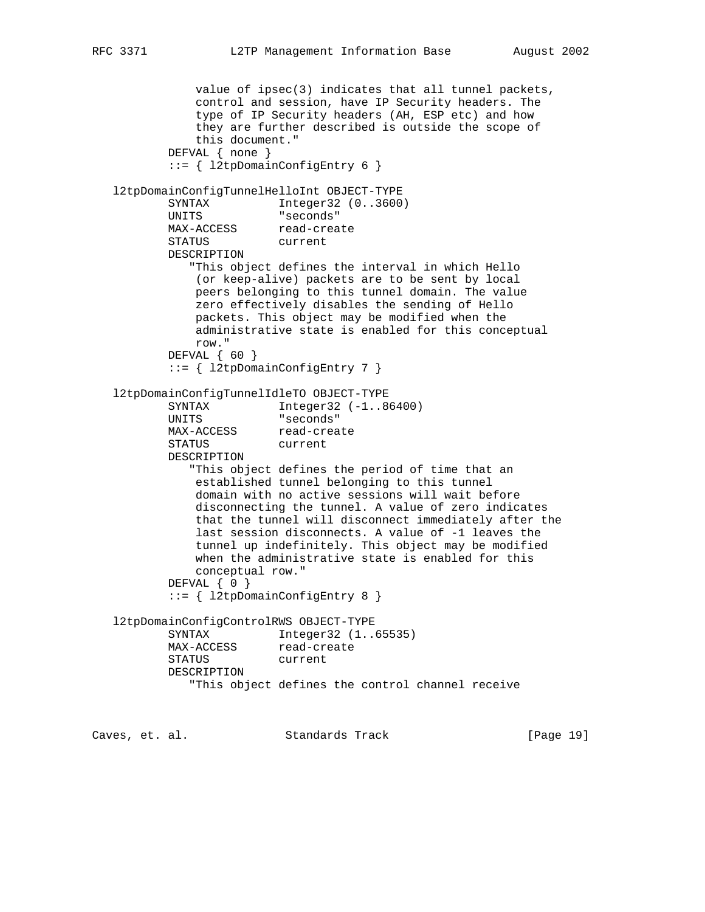```
              value of ipsec(3) indicates that all tunnel packets,
              control and session, have IP Security headers. The
              type of IP Security headers (AH, ESP etc) and how
              they are further described is outside the scope of
              this document."
          DEFVAL { none }
          ::= { l2tpDomainConfigEntry 6 }

   l2tpDomainConfigTunnelHelloInt OBJECT-TYPE
          SYNTAX          Integer32 (0..3600)
          UNITS           "seconds"
          MAX-ACCESS      read-create
          STATUS          current
          DESCRIPTION
             "This object defines the interval in which Hello
              (or keep-alive) packets are to be sent by local
              peers belonging to this tunnel domain. The value
              zero effectively disables the sending of Hello
              packets. This object may be modified when the
              administrative state is enabled for this conceptual
              row."
          DEFVAL { 60 }
          ::= { l2tpDomainConfigEntry 7 }

   l2tpDomainConfigTunnelIdleTO OBJECT-TYPE
          SYNTAX          Integer32 (-1..86400)
          UNITS           "seconds"
          MAX-ACCESS      read-create
          STATUS          current
          DESCRIPTION
             "This object defines the period of time that an
              established tunnel belonging to this tunnel
              domain with no active sessions will wait before
              disconnecting the tunnel. A value of zero indicates
              that the tunnel will disconnect immediately after the
              last session disconnects. A value of -1 leaves the
              tunnel up indefinitely. This object may be modified
              when the administrative state is enabled for this
              conceptual row."
          DEFVAL { 0 }
          ::= { l2tpDomainConfigEntry 8 }

   l2tpDomainConfigControlRWS OBJECT-TYPE
          SYNTAX          Integer32 (1..65535)
          MAX-ACCESS      read-create
          STATUS          current
          DESCRIPTION
             "This object defines the control channel receive
```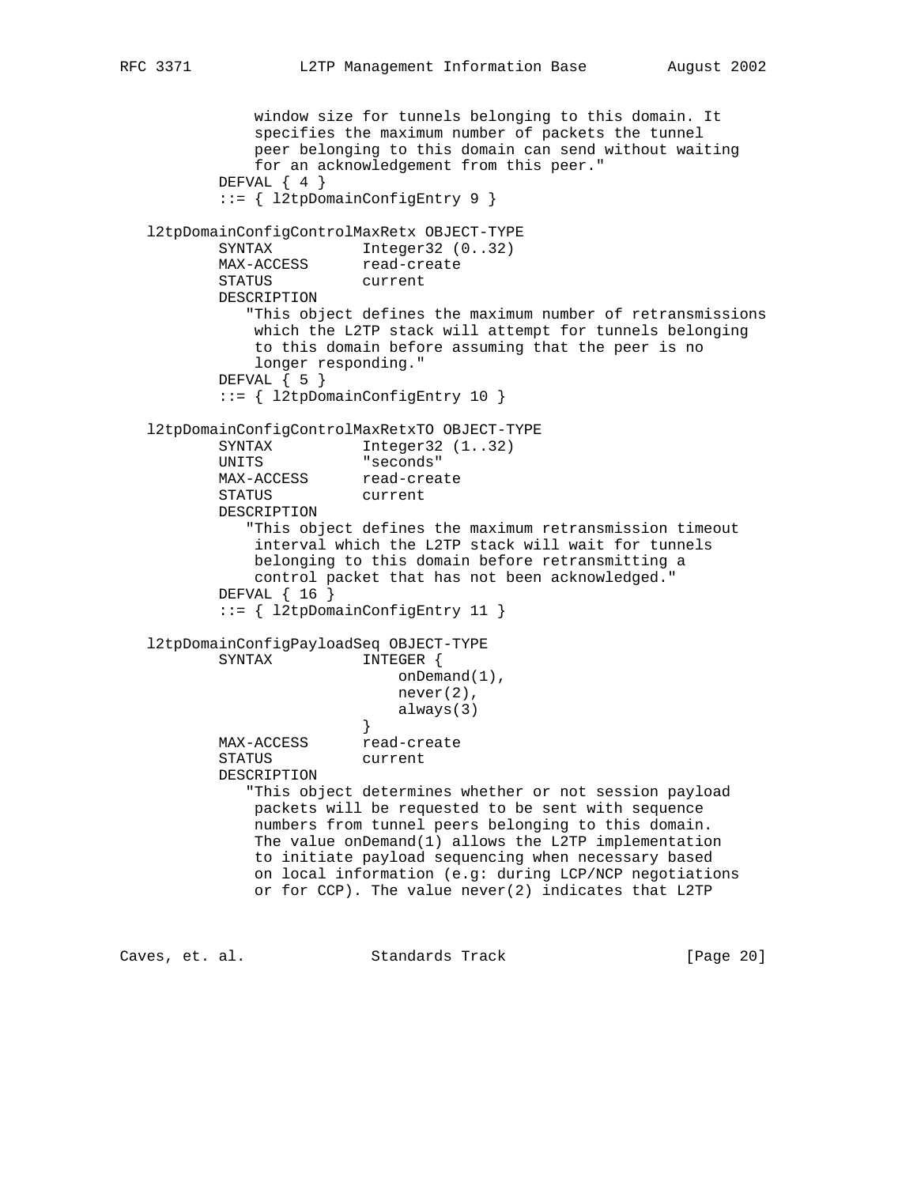```
              window size for tunnels belonging to this domain. It
              specifies the maximum number of packets the tunnel
              peer belonging to this domain can send without waiting
              for an acknowledgement from this peer."
          DEFVAL { 4 }
          ::= { l2tpDomainConfigEntry 9 }

  l2tpDomainConfigControlMaxRetx OBJECT-TYPE
          SYNTAX          Integer32 (0..32)
          MAX-ACCESS      read-create
          STATUS          current
          DESCRIPTION
             "This object defines the maximum number of retransmissions
              which the L2TP stack will attempt for tunnels belonging
              to this domain before assuming that the peer is no
              longer responding."
          DEFVAL { 5 }
          ::= { l2tpDomainConfigEntry 10 }

  l2tpDomainConfigControlMaxRetxTO OBJECT-TYPE
          SYNTAX          Integer32 (1..32)
          UNITS           "seconds"
          MAX-ACCESS      read-create
          STATUS          current
          DESCRIPTION
             "This object defines the maximum retransmission timeout
              interval which the L2TP stack will wait for tunnels
              belonging to this domain before retransmitting a
              control packet that has not been acknowledged."
          DEFVAL { 16 }
          ::= { l2tpDomainConfigEntry 11 }

  l2tpDomainConfigPayloadSeq OBJECT-TYPE
          SYNTAX          INTEGER {
                              onDemand(1),
                              never(2),
                              always(3)
                          }
          MAX-ACCESS      read-create
          STATUS          current
          DESCRIPTION
             "This object determines whether or not session payload
              packets will be requested to be sent with sequence
              numbers from tunnel peers belonging to this domain.
              The value onDemand(1) allows the L2TP implementation
              to initiate payload sequencing when necessary based
              on local information (e.g: during LCP/NCP negotiations
              or for CCP). The value never(2) indicates that L2TP
```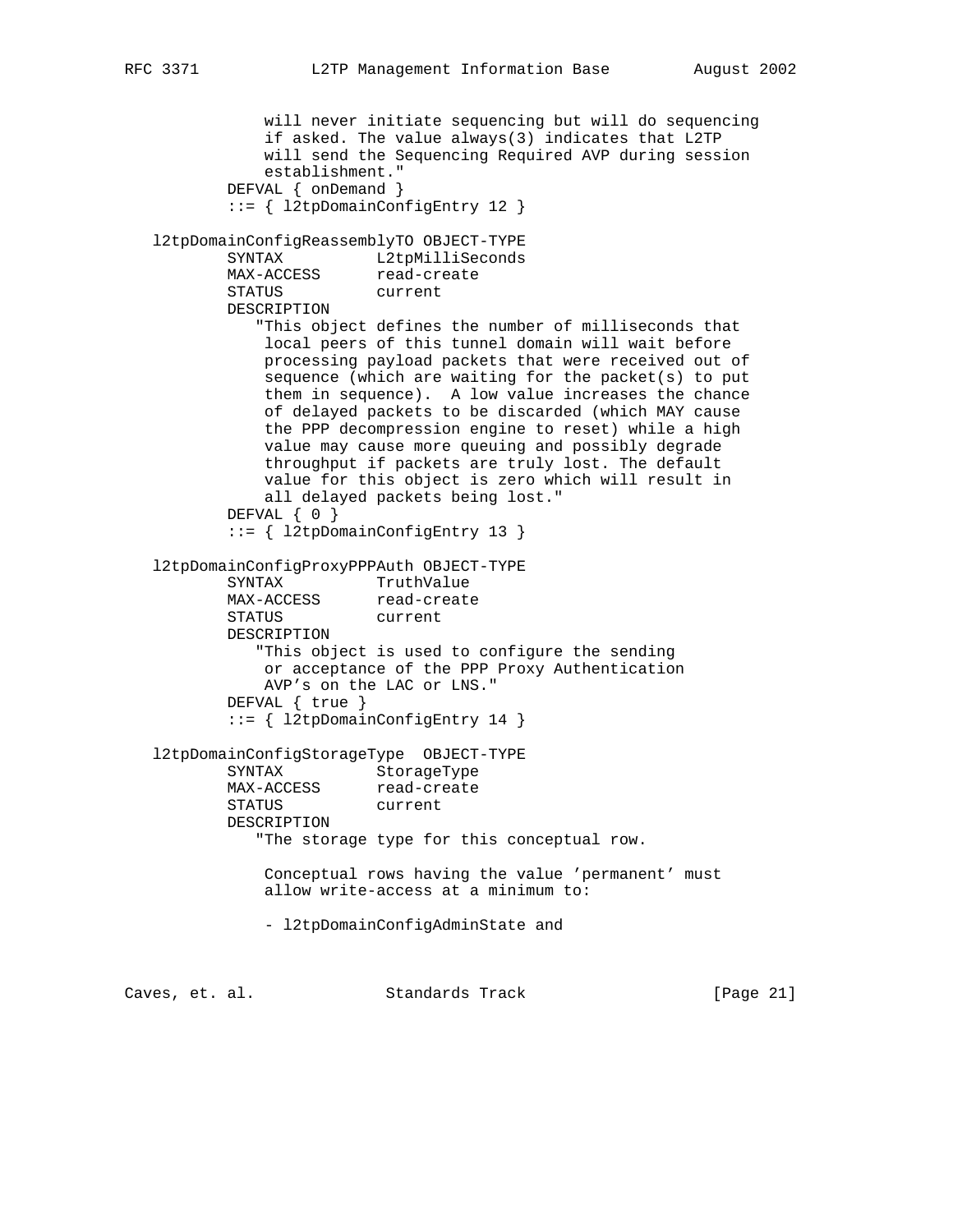```
              will never initiate sequencing but will do sequencing
              if asked. The value always(3) indicates that L2TP
              will send the Sequencing Required AVP during session
              establishment."
          DEFVAL { onDemand }
          ::= { l2tpDomainConfigEntry 12 }

   l2tpDomainConfigReassemblyTO OBJECT-TYPE
          SYNTAX          L2tpMilliSeconds
          MAX-ACCESS      read-create
          STATUS          current
          DESCRIPTION
             "This object defines the number of milliseconds that
              local peers of this tunnel domain will wait before
              processing payload packets that were received out of
              sequence (which are waiting for the packet(s) to put
              them in sequence).  A low value increases the chance
              of delayed packets to be discarded (which MAY cause
              the PPP decompression engine to reset) while a high
              value may cause more queuing and possibly degrade
              throughput if packets are truly lost. The default
              value for this object is zero which will result in
              all delayed packets being lost."
          DEFVAL { 0 }
          ::= { l2tpDomainConfigEntry 13 }

   l2tpDomainConfigProxyPPPAuth OBJECT-TYPE
          SYNTAX          TruthValue
          MAX-ACCESS      read-create
          STATUS          current
          DESCRIPTION
             "This object is used to configure the sending
              or acceptance of the PPP Proxy Authentication
              AVP's on the LAC or LNS."
          DEFVAL { true }
          ::= { l2tpDomainConfigEntry 14 }

   l2tpDomainConfigStorageType  OBJECT-TYPE
          SYNTAX          StorageType
          MAX-ACCESS      read-create
          STATUS          current
          DESCRIPTION
             "The storage type for this conceptual row.

              Conceptual rows having the value 'permanent' must
              allow write-access at a minimum to:

              - l2tpDomainConfigAdminState and
```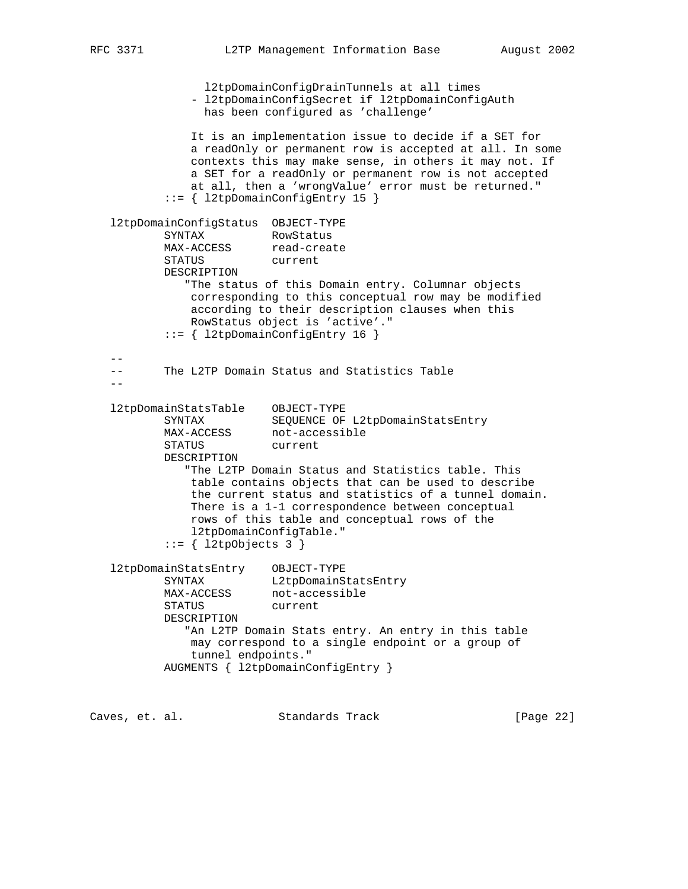```
                 l2tpDomainConfigDrainTunnels at all times
               - l2tpDomainConfigSecret if l2tpDomainConfigAuth
                 has been configured as 'challenge'

               It is an implementation issue to decide if a SET for
               a readOnly or permanent row is accepted at all. In some
               contexts this may make sense, in others it may not. If
               a SET for a readOnly or permanent row is not accepted
               at all, then a 'wrongValue' error must be returned."
           ::= { l2tpDomainConfigEntry 15 }

   l2tpDomainConfigStatus  OBJECT-TYPE
           SYNTAX          RowStatus
           MAX-ACCESS      read-create
           STATUS          current
           DESCRIPTION
              "The status of this Domain entry. Columnar objects
               corresponding to this conceptual row may be modified
               according to their description clauses when this
               RowStatus object is 'active'."
           ::= { l2tpDomainConfigEntry 16 }

   --
   --      The L2TP Domain Status and Statistics Table
   --

   l2tpDomainStatsTable    OBJECT-TYPE
           SYNTAX          SEQUENCE OF L2tpDomainStatsEntry
           MAX-ACCESS      not-accessible
           STATUS          current
           DESCRIPTION
              "The L2TP Domain Status and Statistics table. This
               table contains objects that can be used to describe
               the current status and statistics of a tunnel domain.
               There is a 1-1 correspondence between conceptual
               rows of this table and conceptual rows of the
               l2tpDomainConfigTable."
           ::= { l2tpObjects 3 }

   l2tpDomainStatsEntry    OBJECT-TYPE
           SYNTAX          L2tpDomainStatsEntry
           MAX-ACCESS      not-accessible
           STATUS          current
           DESCRIPTION
              "An L2TP Domain Stats entry. An entry in this table
               may correspond to a single endpoint or a group of
               tunnel endpoints."
           AUGMENTS { l2tpDomainConfigEntry }
```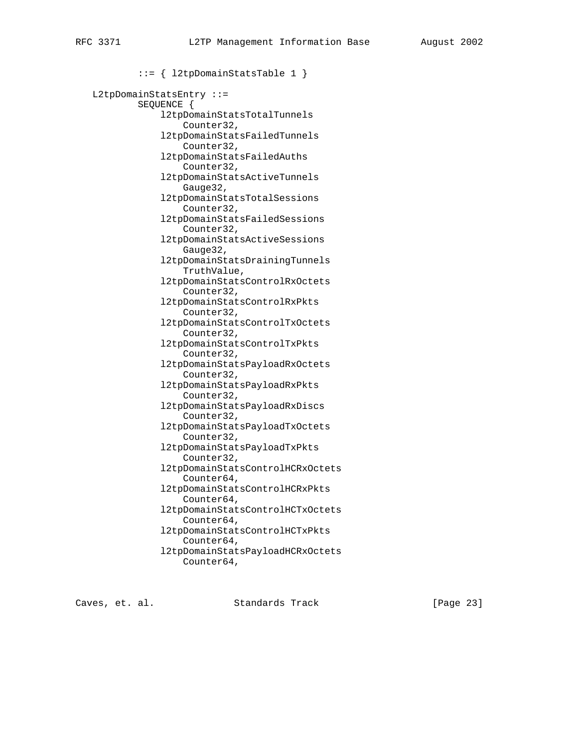```
        ::= { l2tpDomainStatsTable 1 }

L2tpDomainStatsEntry ::=
        SEQUENCE {
            l2tpDomainStatsTotalTunnels
                Counter32,
            l2tpDomainStatsFailedTunnels
                Counter32,
            l2tpDomainStatsFailedAuths
                Counter32,
            l2tpDomainStatsActiveTunnels
                Gauge32,
            l2tpDomainStatsTotalSessions
                Counter32,
            l2tpDomainStatsFailedSessions
                Counter32,
            l2tpDomainStatsActiveSessions
                Gauge32,
            l2tpDomainStatsDrainingTunnels
                TruthValue,
            l2tpDomainStatsControlRxOctets
                Counter32,
            l2tpDomainStatsControlRxPkts
                Counter32,
            l2tpDomainStatsControlTxOctets
                Counter32,
            l2tpDomainStatsControlTxPkts
                Counter32,
            l2tpDomainStatsPayloadRxOctets
                Counter32,
            l2tpDomainStatsPayloadRxPkts
                Counter32,
            l2tpDomainStatsPayloadRxDiscs
                Counter32,
            l2tpDomainStatsPayloadTxOctets
                Counter32,
            l2tpDomainStatsPayloadTxPkts
                Counter32,
            l2tpDomainStatsControlHCRxOctets
                Counter64,
            l2tpDomainStatsControlHCRxPkts
                Counter64,
            l2tpDomainStatsControlHCTxOctets
                Counter64,
            l2tpDomainStatsControlHCTxPkts
                Counter64,
            l2tpDomainStatsPayloadHCRxOctets
                Counter64,
```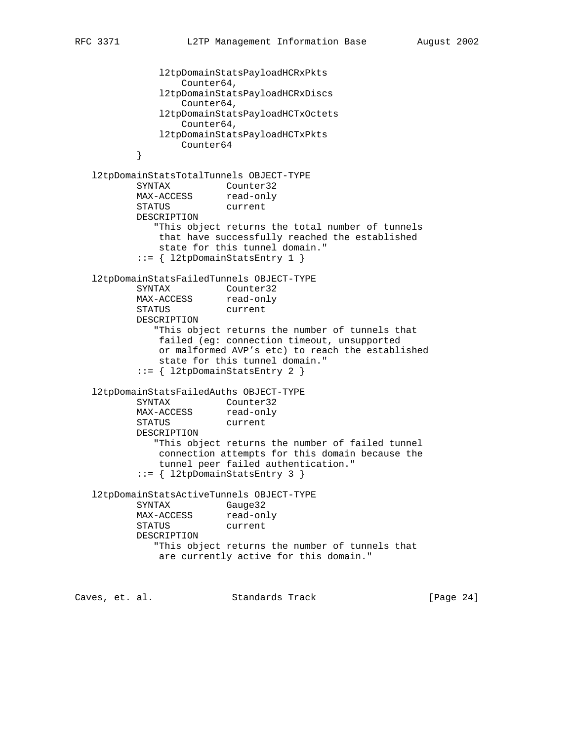```
              l2tpDomainStatsPayloadHCRxPkts
                  Counter64,
              l2tpDomainStatsPayloadHCRxDiscs
                  Counter64,
              l2tpDomainStatsPayloadHCTxOctets
                  Counter64,
              l2tpDomainStatsPayloadHCTxPkts
                  Counter64
          }

  l2tpDomainStatsTotalTunnels OBJECT-TYPE
          SYNTAX          Counter32
          MAX-ACCESS      read-only
          STATUS          current
          DESCRIPTION
             "This object returns the total number of tunnels
              that have successfully reached the established
              state for this tunnel domain."
          ::= { l2tpDomainStatsEntry 1 }

  l2tpDomainStatsFailedTunnels OBJECT-TYPE
          SYNTAX          Counter32
          MAX-ACCESS      read-only
          STATUS          current
          DESCRIPTION
             "This object returns the number of tunnels that
              failed (eg: connection timeout, unsupported
              or malformed AVP's etc) to reach the established
              state for this tunnel domain."
          ::= { l2tpDomainStatsEntry 2 }

  l2tpDomainStatsFailedAuths OBJECT-TYPE
          SYNTAX          Counter32
          MAX-ACCESS      read-only
          STATUS          current
          DESCRIPTION
             "This object returns the number of failed tunnel
              connection attempts for this domain because the
              tunnel peer failed authentication."
          ::= { l2tpDomainStatsEntry 3 }

  l2tpDomainStatsActiveTunnels OBJECT-TYPE
          SYNTAX          Gauge32
          MAX-ACCESS      read-only
          STATUS          current
          DESCRIPTION
             "This object returns the number of tunnels that
              are currently active for this domain."
```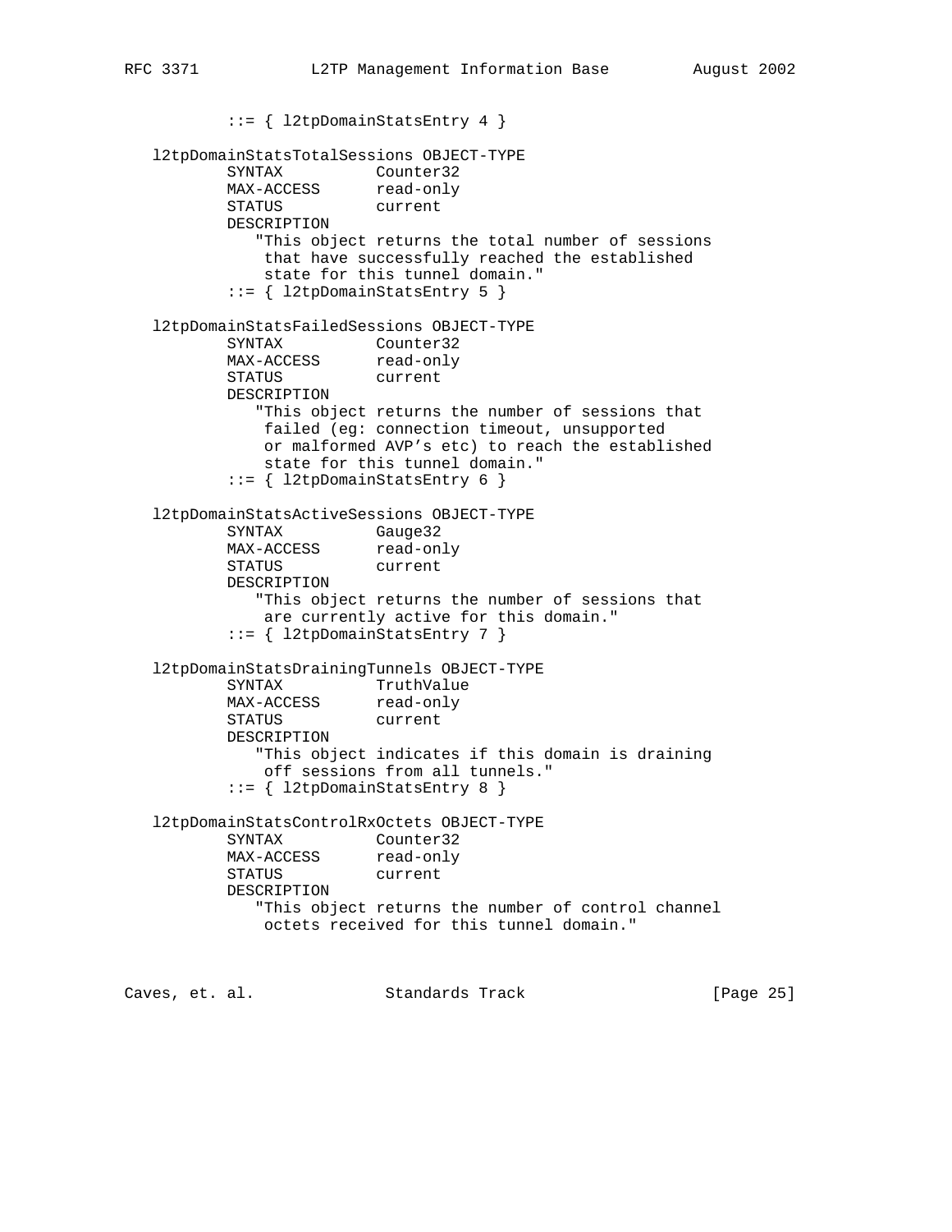```
          ::= { l2tpDomainStatsEntry 4 }

  l2tpDomainStatsTotalSessions OBJECT-TYPE
          SYNTAX          Counter32
          MAX-ACCESS      read-only
          STATUS          current
          DESCRIPTION
             "This object returns the total number of sessions
              that have successfully reached the established
              state for this tunnel domain."
          ::= { l2tpDomainStatsEntry 5 }

  l2tpDomainStatsFailedSessions OBJECT-TYPE
          SYNTAX          Counter32
          MAX-ACCESS      read-only
          STATUS          current
          DESCRIPTION
             "This object returns the number of sessions that
              failed (eg: connection timeout, unsupported
              or malformed AVP's etc) to reach the established
              state for this tunnel domain."
          ::= { l2tpDomainStatsEntry 6 }

  l2tpDomainStatsActiveSessions OBJECT-TYPE
          SYNTAX          Gauge32
          MAX-ACCESS      read-only
          STATUS          current
          DESCRIPTION
             "This object returns the number of sessions that
              are currently active for this domain."
          ::= { l2tpDomainStatsEntry 7 }

  l2tpDomainStatsDrainingTunnels OBJECT-TYPE
          SYNTAX          TruthValue
          MAX-ACCESS      read-only
          STATUS          current
          DESCRIPTION
             "This object indicates if this domain is draining
              off sessions from all tunnels."
          ::= { l2tpDomainStatsEntry 8 }

  l2tpDomainStatsControlRxOctets OBJECT-TYPE
          SYNTAX          Counter32
          MAX-ACCESS      read-only
          STATUS          current
          DESCRIPTION
             "This object returns the number of control channel
              octets received for this tunnel domain."
```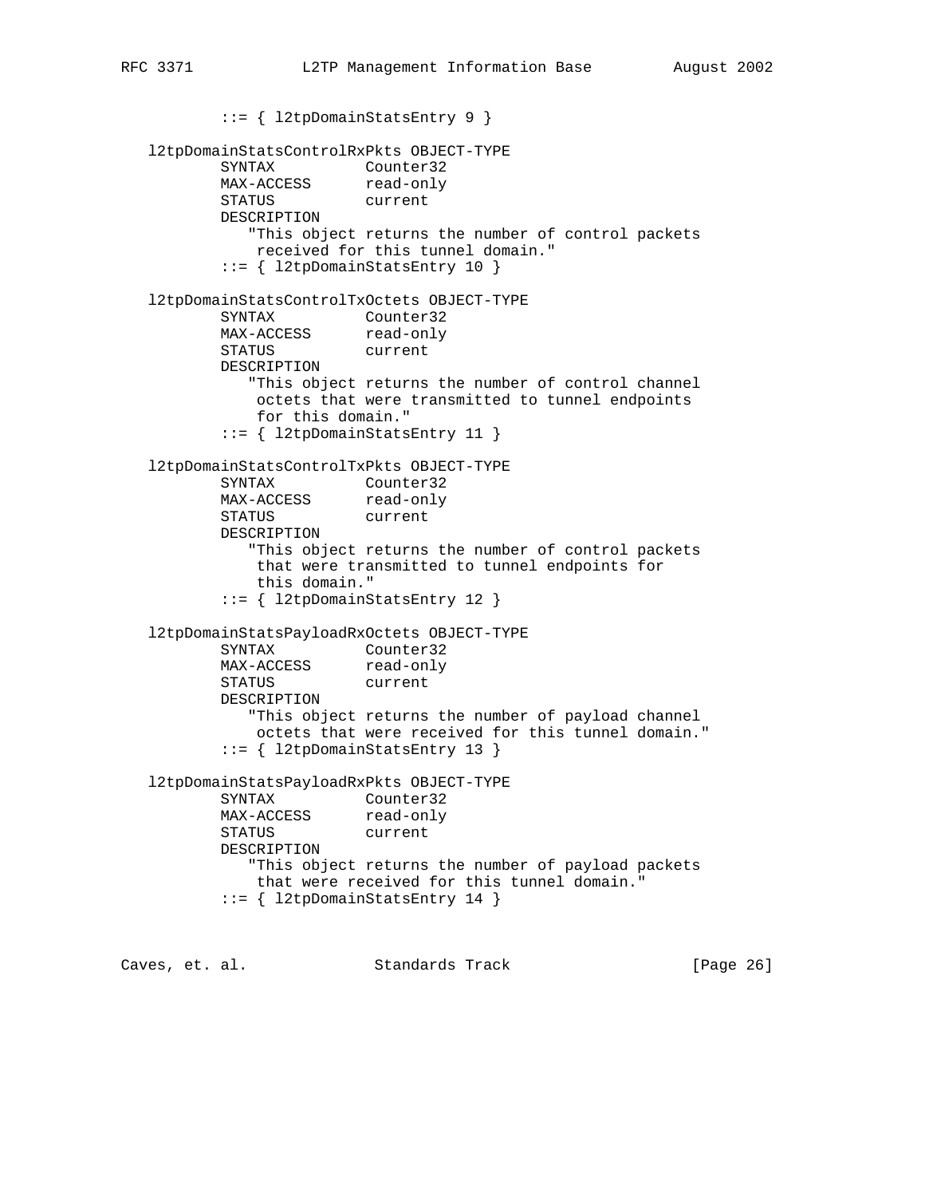```
          ::= { l2tpDomainStatsEntry 9 }

   l2tpDomainStatsControlRxPkts OBJECT-TYPE
          SYNTAX          Counter32
          MAX-ACCESS      read-only
          STATUS          current
          DESCRIPTION
             "This object returns the number of control packets
              received for this tunnel domain."
          ::= { l2tpDomainStatsEntry 10 }

   l2tpDomainStatsControlTxOctets OBJECT-TYPE
          SYNTAX          Counter32
          MAX-ACCESS      read-only
          STATUS          current
          DESCRIPTION
             "This object returns the number of control channel
              octets that were transmitted to tunnel endpoints
              for this domain."
          ::= { l2tpDomainStatsEntry 11 }

   l2tpDomainStatsControlTxPkts OBJECT-TYPE
          SYNTAX          Counter32
          MAX-ACCESS      read-only
          STATUS          current
          DESCRIPTION
             "This object returns the number of control packets
              that were transmitted to tunnel endpoints for
              this domain."
          ::= { l2tpDomainStatsEntry 12 }

   l2tpDomainStatsPayloadRxOctets OBJECT-TYPE
          SYNTAX          Counter32
          MAX-ACCESS      read-only
          STATUS          current
          DESCRIPTION
             "This object returns the number of payload channel
              octets that were received for this tunnel domain."
          ::= { l2tpDomainStatsEntry 13 }

   l2tpDomainStatsPayloadRxPkts OBJECT-TYPE
          SYNTAX          Counter32
          MAX-ACCESS      read-only
          STATUS          current
          DESCRIPTION
             "This object returns the number of payload packets
              that were received for this tunnel domain."
          ::= { l2tpDomainStatsEntry 14 }
```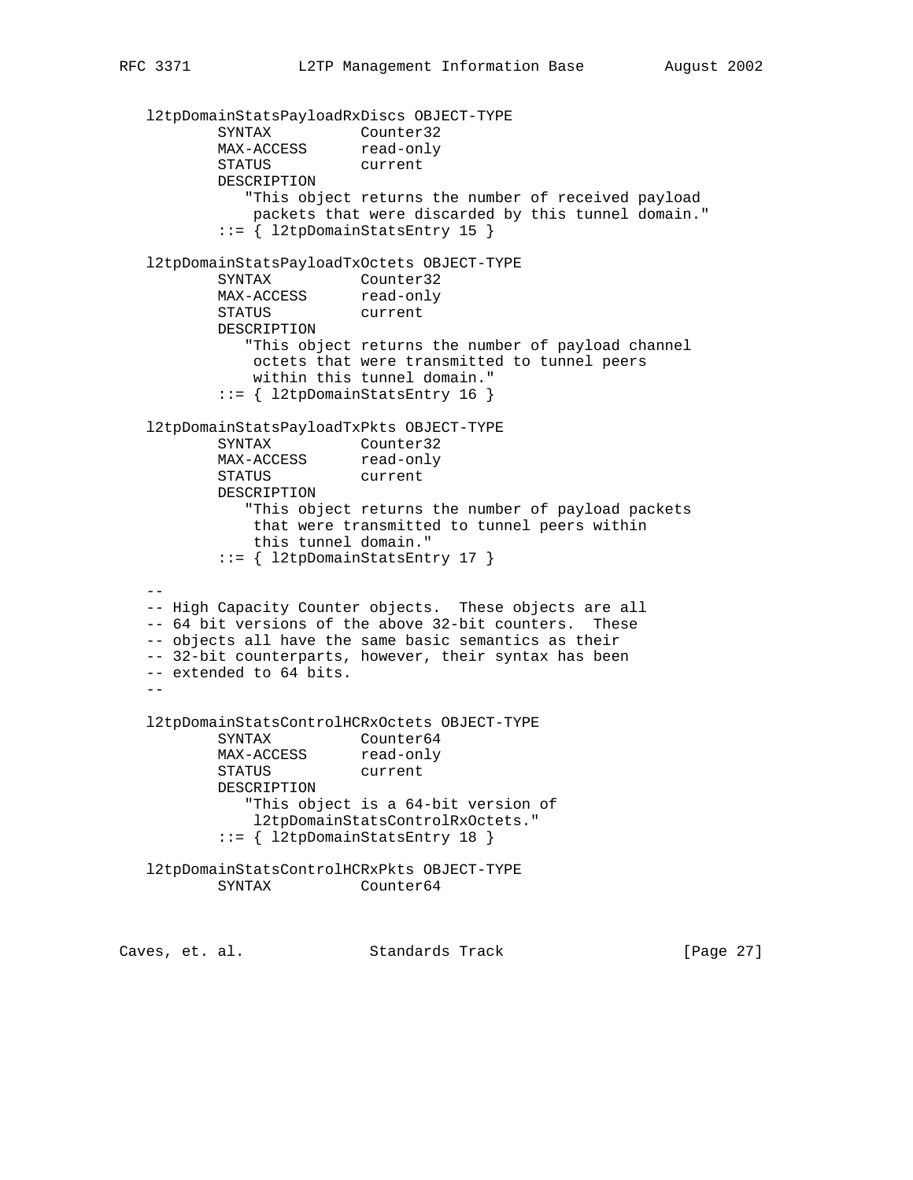```
   l2tpDomainStatsPayloadRxDiscs OBJECT-TYPE
           SYNTAX          Counter32
           MAX-ACCESS      read-only
           STATUS          current
           DESCRIPTION
              "This object returns the number of received payload
               packets that were discarded by this tunnel domain."
           ::= { l2tpDomainStatsEntry 15 }

   l2tpDomainStatsPayloadTxOctets OBJECT-TYPE
           SYNTAX          Counter32
           MAX-ACCESS      read-only
           STATUS          current
           DESCRIPTION
              "This object returns the number of payload channel
               octets that were transmitted to tunnel peers
               within this tunnel domain."
           ::= { l2tpDomainStatsEntry 16 }

   l2tpDomainStatsPayloadTxPkts OBJECT-TYPE
           SYNTAX          Counter32
           MAX-ACCESS      read-only
           STATUS          current
           DESCRIPTION
              "This object returns the number of payload packets
               that were transmitted to tunnel peers within
               this tunnel domain."
           ::= { l2tpDomainStatsEntry 17 }

   --
   -- High Capacity Counter objects.  These objects are all
   -- 64 bit versions of the above 32-bit counters.  These
   -- objects all have the same basic semantics as their
   -- 32-bit counterparts, however, their syntax has been
   -- extended to 64 bits.
   --

   l2tpDomainStatsControlHCRxOctets OBJECT-TYPE
           SYNTAX          Counter64
           MAX-ACCESS      read-only
           STATUS          current
           DESCRIPTION
              "This object is a 64-bit version of
               l2tpDomainStatsControlRxOctets."
           ::= { l2tpDomainStatsEntry 18 }

   l2tpDomainStatsControlHCRxPkts OBJECT-TYPE
           SYNTAX          Counter64
```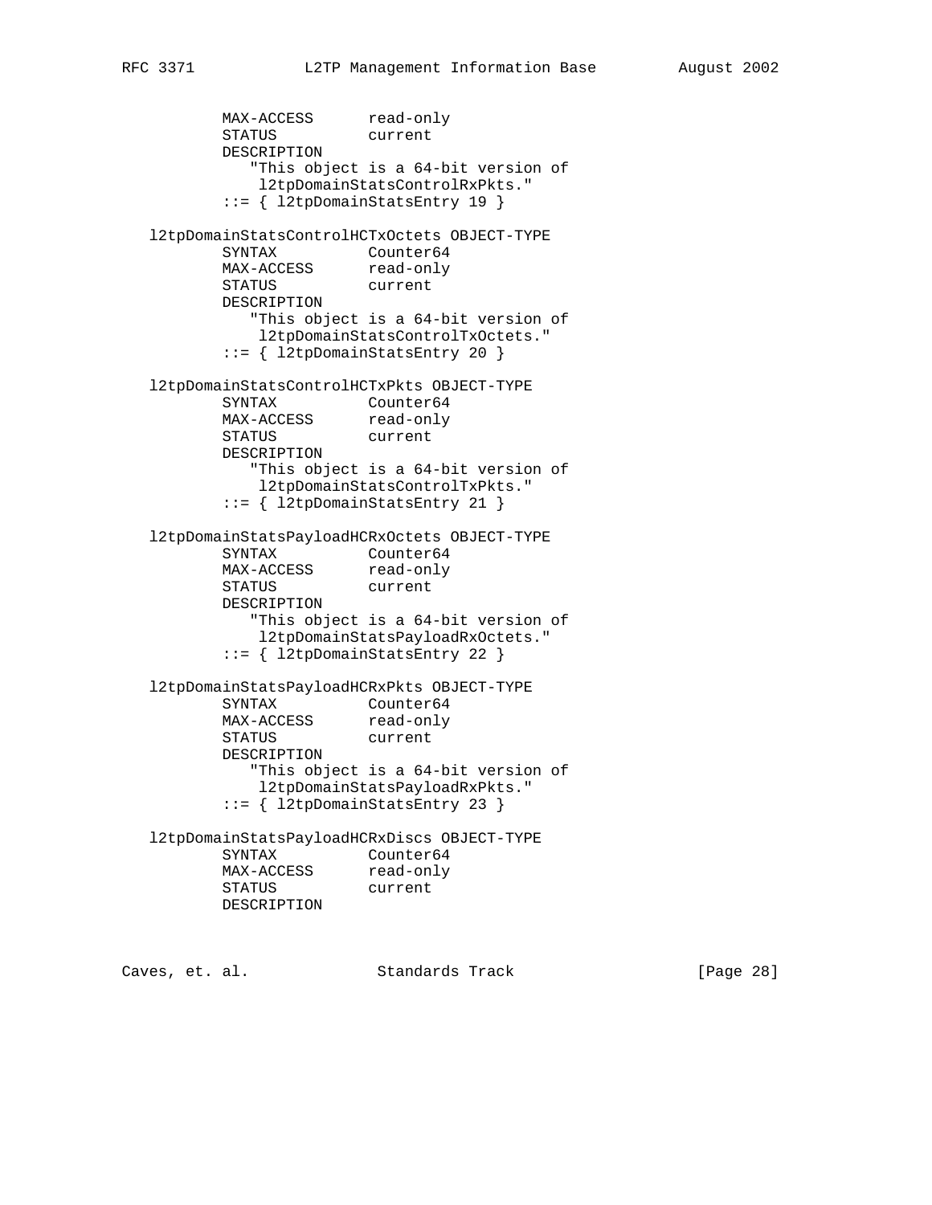```
         MAX-ACCESS      read-only
         STATUS          current
         DESCRIPTION
            "This object is a 64-bit version of
             l2tpDomainStatsControlRxPkts."
         ::= { l2tpDomainStatsEntry 19 }

   l2tpDomainStatsControlHCTxOctets OBJECT-TYPE
         SYNTAX          Counter64
         MAX-ACCESS      read-only
         STATUS          current
         DESCRIPTION
            "This object is a 64-bit version of
             l2tpDomainStatsControlTxOctets."
         ::= { l2tpDomainStatsEntry 20 }

   l2tpDomainStatsControlHCTxPkts OBJECT-TYPE
         SYNTAX          Counter64
         MAX-ACCESS      read-only
         STATUS          current
         DESCRIPTION
            "This object is a 64-bit version of
             l2tpDomainStatsControlTxPkts."
         ::= { l2tpDomainStatsEntry 21 }

   l2tpDomainStatsPayloadHCRxOctets OBJECT-TYPE
         SYNTAX          Counter64
         MAX-ACCESS      read-only
         STATUS          current
         DESCRIPTION
            "This object is a 64-bit version of
             l2tpDomainStatsPayloadRxOctets."
         ::= { l2tpDomainStatsEntry 22 }

   l2tpDomainStatsPayloadHCRxPkts OBJECT-TYPE
         SYNTAX          Counter64
         MAX-ACCESS      read-only
         STATUS          current
         DESCRIPTION
            "This object is a 64-bit version of
             l2tpDomainStatsPayloadRxPkts."
         ::= { l2tpDomainStatsEntry 23 }

   l2tpDomainStatsPayloadHCRxDiscs OBJECT-TYPE
         SYNTAX          Counter64
         MAX-ACCESS      read-only
         STATUS          current
         DESCRIPTION
```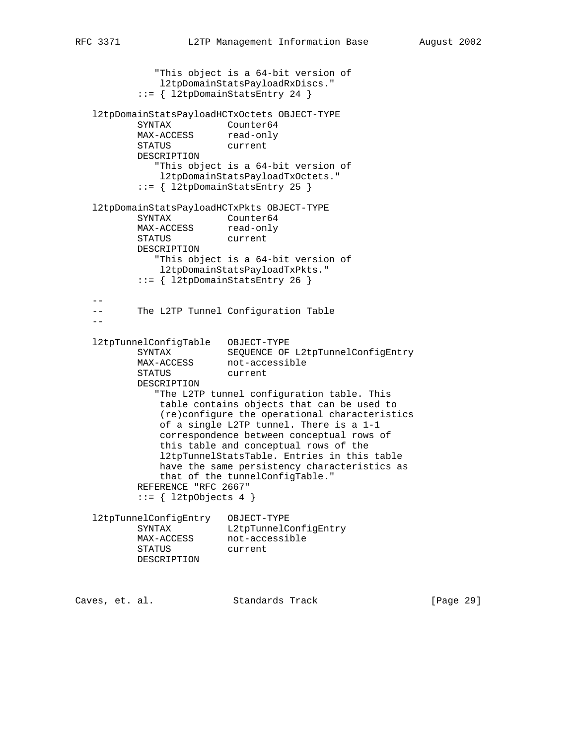```
             "This object is a 64-bit version of
              l2tpDomainStatsPayloadRxDiscs."
           ::= { l2tpDomainStatsEntry 24 }

   l2tpDomainStatsPayloadHCTxOctets OBJECT-TYPE
           SYNTAX          Counter64
           MAX-ACCESS      read-only
           STATUS          current
           DESCRIPTION
              "This object is a 64-bit version of
               l2tpDomainStatsPayloadTxOctets."
           ::= { l2tpDomainStatsEntry 25 }

   l2tpDomainStatsPayloadHCTxPkts OBJECT-TYPE
           SYNTAX          Counter64
           MAX-ACCESS      read-only
           STATUS          current
           DESCRIPTION
              "This object is a 64-bit version of
               l2tpDomainStatsPayloadTxPkts."
           ::= { l2tpDomainStatsEntry 26 }

   --
   --      The L2TP Tunnel Configuration Table
   --

   l2tpTunnelConfigTable   OBJECT-TYPE
           SYNTAX          SEQUENCE OF L2tpTunnelConfigEntry
           MAX-ACCESS      not-accessible
           STATUS          current
           DESCRIPTION
              "The L2TP tunnel configuration table. This
               table contains objects that can be used to
               (re)configure the operational characteristics
               of a single L2TP tunnel. There is a 1-1
               correspondence between conceptual rows of
               this table and conceptual rows of the
               l2tpTunnelStatsTable. Entries in this table
               have the same persistency characteristics as
               that of the tunnelConfigTable."
           REFERENCE "RFC 2667"
           ::= { l2tpObjects 4 }

   l2tpTunnelConfigEntry   OBJECT-TYPE
           SYNTAX          L2tpTunnelConfigEntry
           MAX-ACCESS      not-accessible
           STATUS          current
           DESCRIPTION
```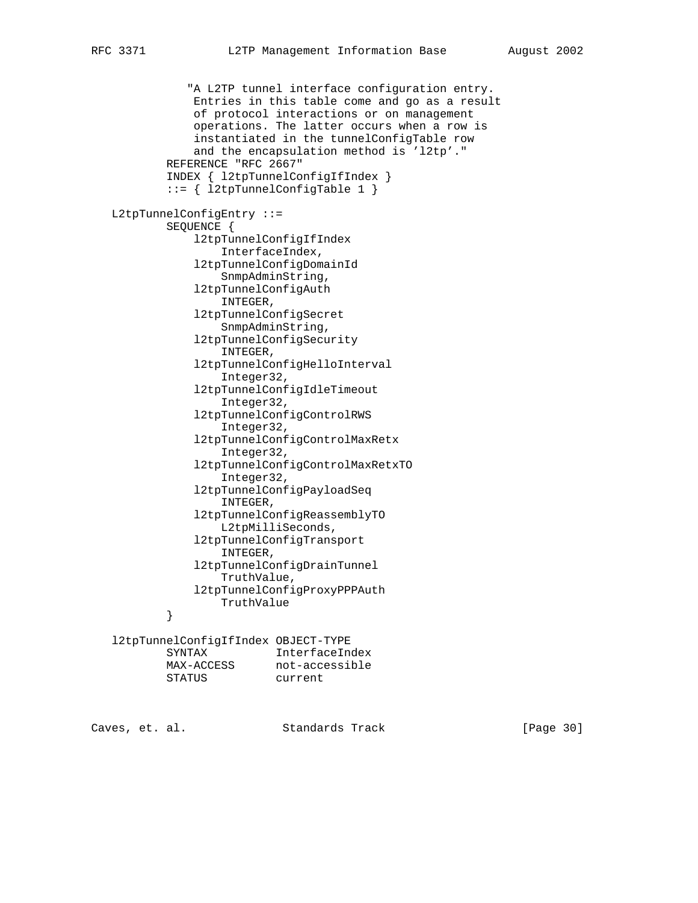```
              "A L2TP tunnel interface configuration entry.
               Entries in this table come and go as a result
               of protocol interactions or on management
               operations. The latter occurs when a row is
               instantiated in the tunnelConfigTable row
               and the encapsulation method is 'l2tp'."
           REFERENCE "RFC 2667"
           INDEX { l2tpTunnelConfigIfIndex }
           ::= { l2tpTunnelConfigTable 1 }

   L2tpTunnelConfigEntry ::=
           SEQUENCE {
               l2tpTunnelConfigIfIndex
                   InterfaceIndex,
               l2tpTunnelConfigDomainId
                   SnmpAdminString,
               l2tpTunnelConfigAuth
                   INTEGER,
               l2tpTunnelConfigSecret
                   SnmpAdminString,
               l2tpTunnelConfigSecurity
                   INTEGER,
               l2tpTunnelConfigHelloInterval
                   Integer32,
               l2tpTunnelConfigIdleTimeout
                   Integer32,
               l2tpTunnelConfigControlRWS
                   Integer32,
               l2tpTunnelConfigControlMaxRetx
                   Integer32,
               l2tpTunnelConfigControlMaxRetxTO
                   Integer32,
               l2tpTunnelConfigPayloadSeq
                   INTEGER,
               l2tpTunnelConfigReassemblyTO
                   L2tpMilliSeconds,
               l2tpTunnelConfigTransport
                   INTEGER,
               l2tpTunnelConfigDrainTunnel
                   TruthValue,
               l2tpTunnelConfigProxyPPPAuth
                   TruthValue
           }

   l2tpTunnelConfigIfIndex OBJECT-TYPE
           SYNTAX          InterfaceIndex
           MAX-ACCESS      not-accessible
           STATUS          current
```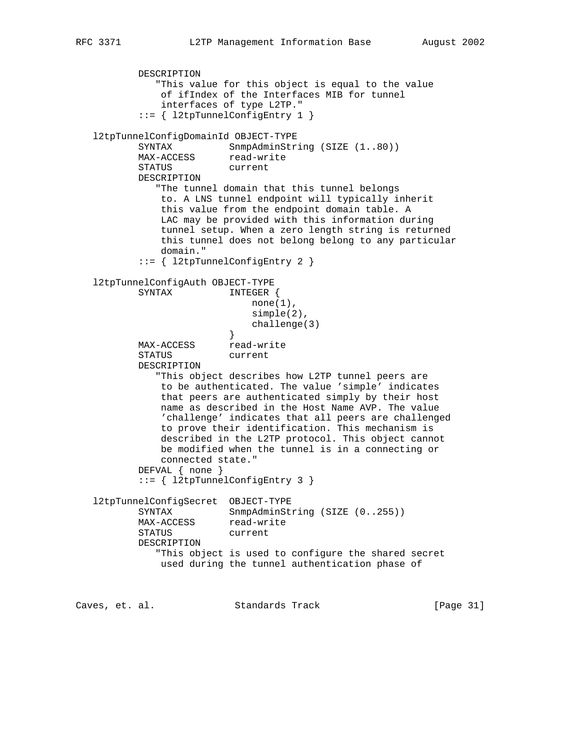```
           DESCRIPTION
              "This value for this object is equal to the value
               of ifIndex of the Interfaces MIB for tunnel
               interfaces of type L2TP."
           ::= { l2tpTunnelConfigEntry 1 }

   l2tpTunnelConfigDomainId OBJECT-TYPE
           SYNTAX          SnmpAdminString (SIZE (1..80))
           MAX-ACCESS      read-write
           STATUS          current
           DESCRIPTION
              "The tunnel domain that this tunnel belongs
               to. A LNS tunnel endpoint will typically inherit
               this value from the endpoint domain table. A
               LAC may be provided with this information during
               tunnel setup. When a zero length string is returned
               this tunnel does not belong belong to any particular
               domain."
           ::= { l2tpTunnelConfigEntry 2 }

   l2tpTunnelConfigAuth OBJECT-TYPE
           SYNTAX          INTEGER {
                               none(1),
                               simple(2),
                               challenge(3)
                           }
           MAX-ACCESS      read-write
           STATUS          current
           DESCRIPTION
              "This object describes how L2TP tunnel peers are
               to be authenticated. The value 'simple' indicates
               that peers are authenticated simply by their host
               name as described in the Host Name AVP. The value
               'challenge' indicates that all peers are challenged
               to prove their identification. This mechanism is
               described in the L2TP protocol. This object cannot
               be modified when the tunnel is in a connecting or
               connected state."
           DEFVAL { none }
           ::= { l2tpTunnelConfigEntry 3 }

   l2tpTunnelConfigSecret  OBJECT-TYPE
           SYNTAX          SnmpAdminString (SIZE (0..255))
           MAX-ACCESS      read-write
           STATUS          current
           DESCRIPTION
              "This object is used to configure the shared secret
               used during the tunnel authentication phase of
```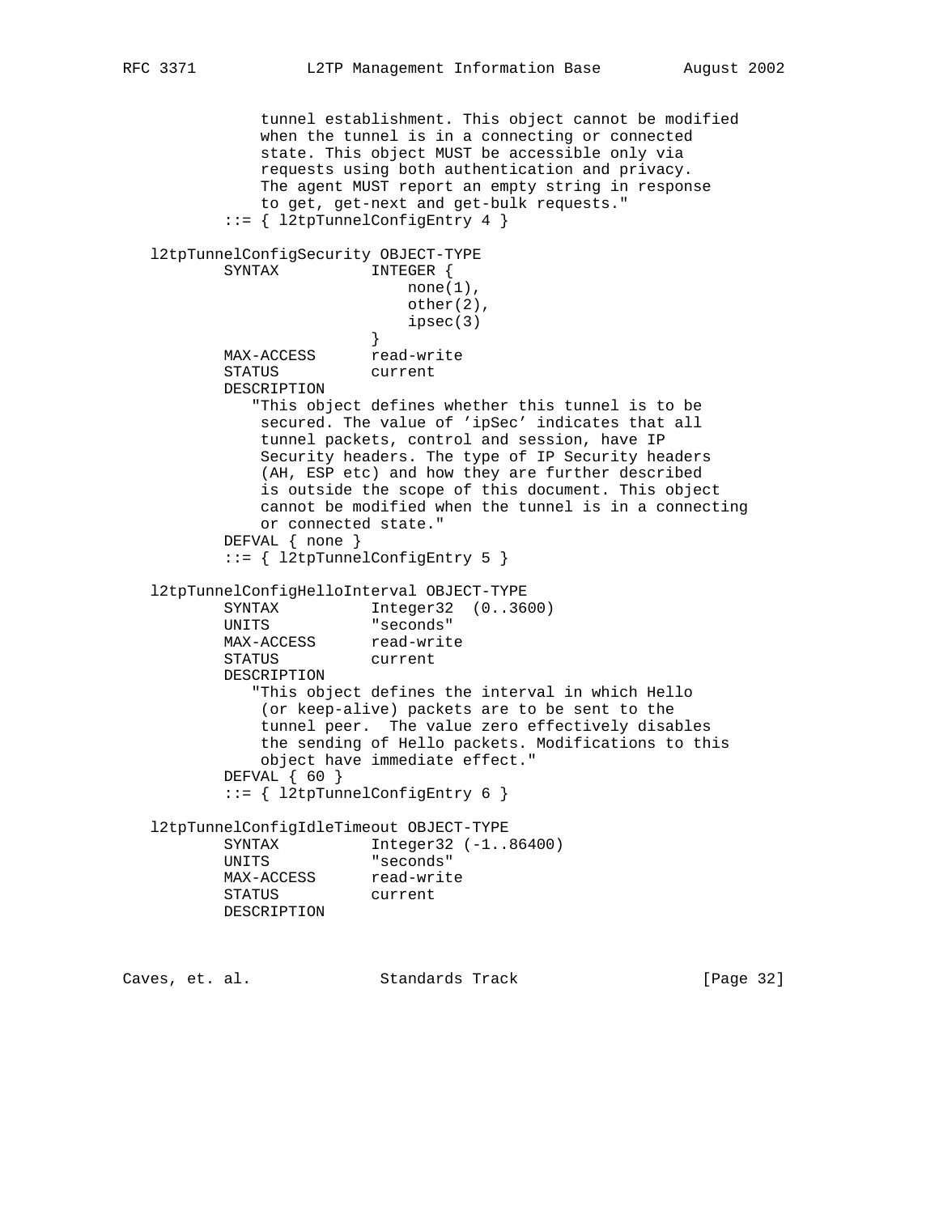```
               tunnel establishment. This object cannot be modified
               when the tunnel is in a connecting or connected
               state. This object MUST be accessible only via
               requests using both authentication and privacy.
               The agent MUST report an empty string in response
               to get, get-next and get-bulk requests."
           ::= { l2tpTunnelConfigEntry 4 }

   l2tpTunnelConfigSecurity OBJECT-TYPE
           SYNTAX          INTEGER {
                               none(1),
                               other(2),
                               ipsec(3)
                           }
           MAX-ACCESS      read-write
           STATUS          current
           DESCRIPTION
              "This object defines whether this tunnel is to be
               secured. The value of 'ipSec' indicates that all
               tunnel packets, control and session, have IP
               Security headers. The type of IP Security headers
               (AH, ESP etc) and how they are further described
               is outside the scope of this document. This object
               cannot be modified when the tunnel is in a connecting
               or connected state."
           DEFVAL { none }
           ::= { l2tpTunnelConfigEntry 5 }

   l2tpTunnelConfigHelloInterval OBJECT-TYPE
           SYNTAX          Integer32  (0..3600)
           UNITS           "seconds"
           MAX-ACCESS      read-write
           STATUS          current
           DESCRIPTION
              "This object defines the interval in which Hello
               (or keep-alive) packets are to be sent to the
               tunnel peer.  The value zero effectively disables
               the sending of Hello packets. Modifications to this
               object have immediate effect."
           DEFVAL { 60 }
           ::= { l2tpTunnelConfigEntry 6 }

   l2tpTunnelConfigIdleTimeout OBJECT-TYPE
           SYNTAX          Integer32 (-1..86400)
           UNITS           "seconds"
           MAX-ACCESS      read-write
           STATUS          current
           DESCRIPTION
```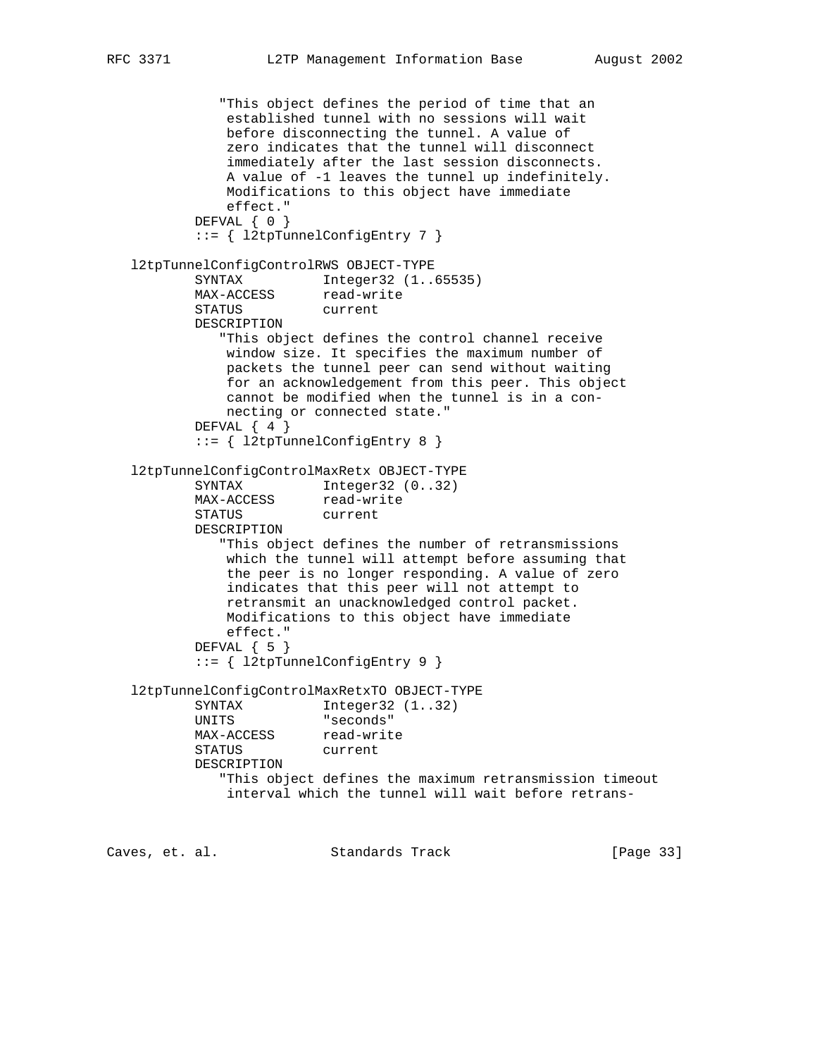```
             "This object defines the period of time that an
              established tunnel with no sessions will wait
              before disconnecting the tunnel. A value of
              zero indicates that the tunnel will disconnect
              immediately after the last session disconnects.
              A value of -1 leaves the tunnel up indefinitely.
              Modifications to this object have immediate
              effect."
          DEFVAL { 0 }
          ::= { l2tpTunnelConfigEntry 7 }

  l2tpTunnelConfigControlRWS OBJECT-TYPE
          SYNTAX          Integer32 (1..65535)
          MAX-ACCESS      read-write
          STATUS          current
          DESCRIPTION
             "This object defines the control channel receive
              window size. It specifies the maximum number of
              packets the tunnel peer can send without waiting
              for an acknowledgement from this peer. This object
              cannot be modified when the tunnel is in a con-
              necting or connected state."
          DEFVAL { 4 }
          ::= { l2tpTunnelConfigEntry 8 }

  l2tpTunnelConfigControlMaxRetx OBJECT-TYPE
          SYNTAX          Integer32 (0..32)
          MAX-ACCESS      read-write
          STATUS          current
          DESCRIPTION
             "This object defines the number of retransmissions
              which the tunnel will attempt before assuming that
              the peer is no longer responding. A value of zero
              indicates that this peer will not attempt to
              retransmit an unacknowledged control packet.
              Modifications to this object have immediate
              effect."
          DEFVAL { 5 }
          ::= { l2tpTunnelConfigEntry 9 }

  l2tpTunnelConfigControlMaxRetxTO OBJECT-TYPE
          SYNTAX          Integer32 (1..32)
          UNITS           "seconds"
          MAX-ACCESS      read-write
          STATUS          current
          DESCRIPTION
             "This object defines the maximum retransmission timeout
              interval which the tunnel will wait before retrans-
```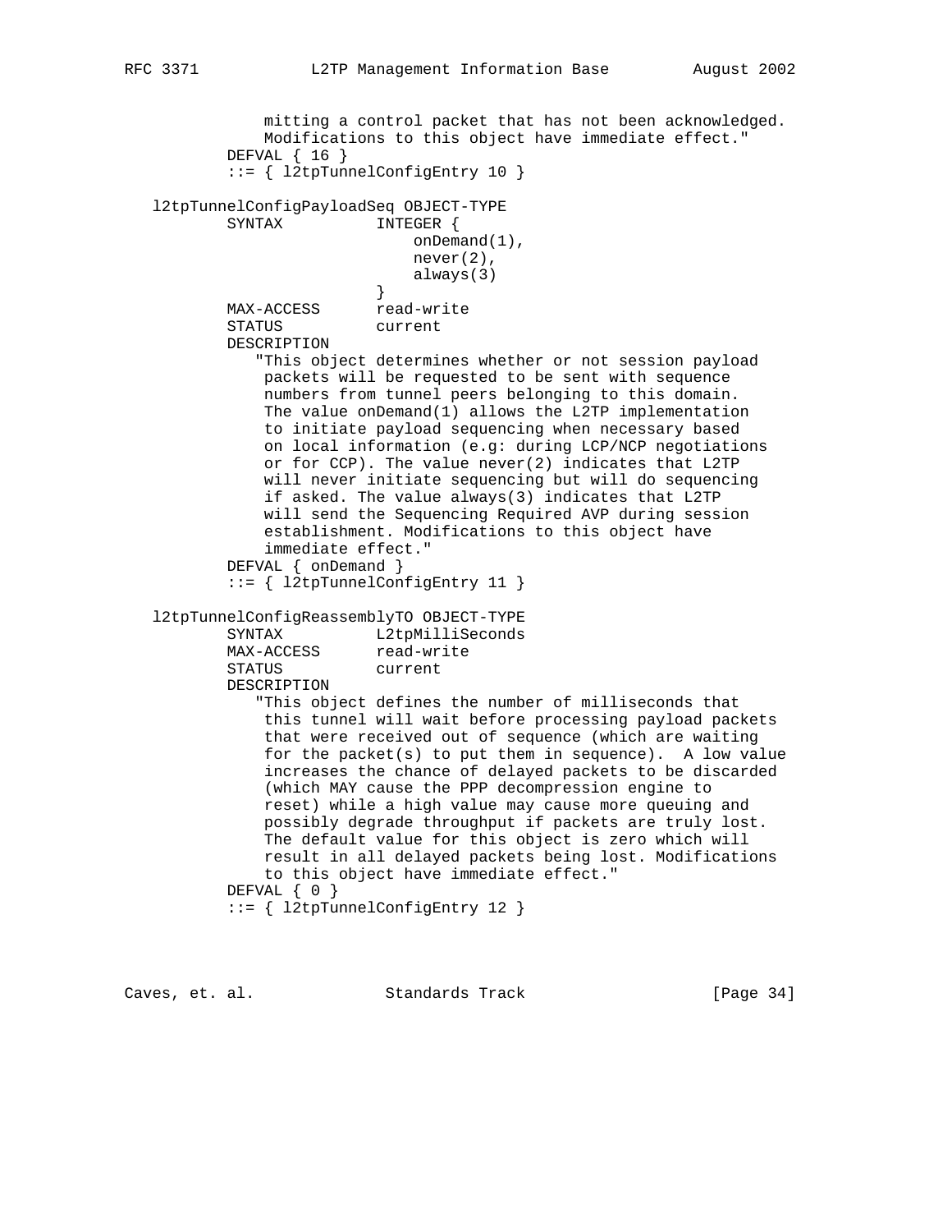```
              mitting a control packet that has not been acknowledged.
              Modifications to this object have immediate effect."
          DEFVAL { 16 }
          ::= { l2tpTunnelConfigEntry 10 }

   l2tpTunnelConfigPayloadSeq OBJECT-TYPE
          SYNTAX          INTEGER {
                              onDemand(1),
                              never(2),
                              always(3)
                          }
          MAX-ACCESS      read-write
          STATUS          current
          DESCRIPTION
             "This object determines whether or not session payload
              packets will be requested to be sent with sequence
              numbers from tunnel peers belonging to this domain.
              The value onDemand(1) allows the L2TP implementation
              to initiate payload sequencing when necessary based
              on local information (e.g: during LCP/NCP negotiations
              or for CCP). The value never(2) indicates that L2TP
              will never initiate sequencing but will do sequencing
              if asked. The value always(3) indicates that L2TP
              will send the Sequencing Required AVP during session
              establishment. Modifications to this object have
              immediate effect."
          DEFVAL { onDemand }
          ::= { l2tpTunnelConfigEntry 11 }

   l2tpTunnelConfigReassemblyTO OBJECT-TYPE
          SYNTAX          L2tpMilliSeconds
          MAX-ACCESS      read-write
          STATUS          current
          DESCRIPTION
             "This object defines the number of milliseconds that
              this tunnel will wait before processing payload packets
              that were received out of sequence (which are waiting
              for the packet(s) to put them in sequence).  A low value
              increases the chance of delayed packets to be discarded
              (which MAY cause the PPP decompression engine to
              reset) while a high value may cause more queuing and
              possibly degrade throughput if packets are truly lost.
              The default value for this object is zero which will
              result in all delayed packets being lost. Modifications
              to this object have immediate effect."
          DEFVAL { 0 }
          ::= { l2tpTunnelConfigEntry 12 }
```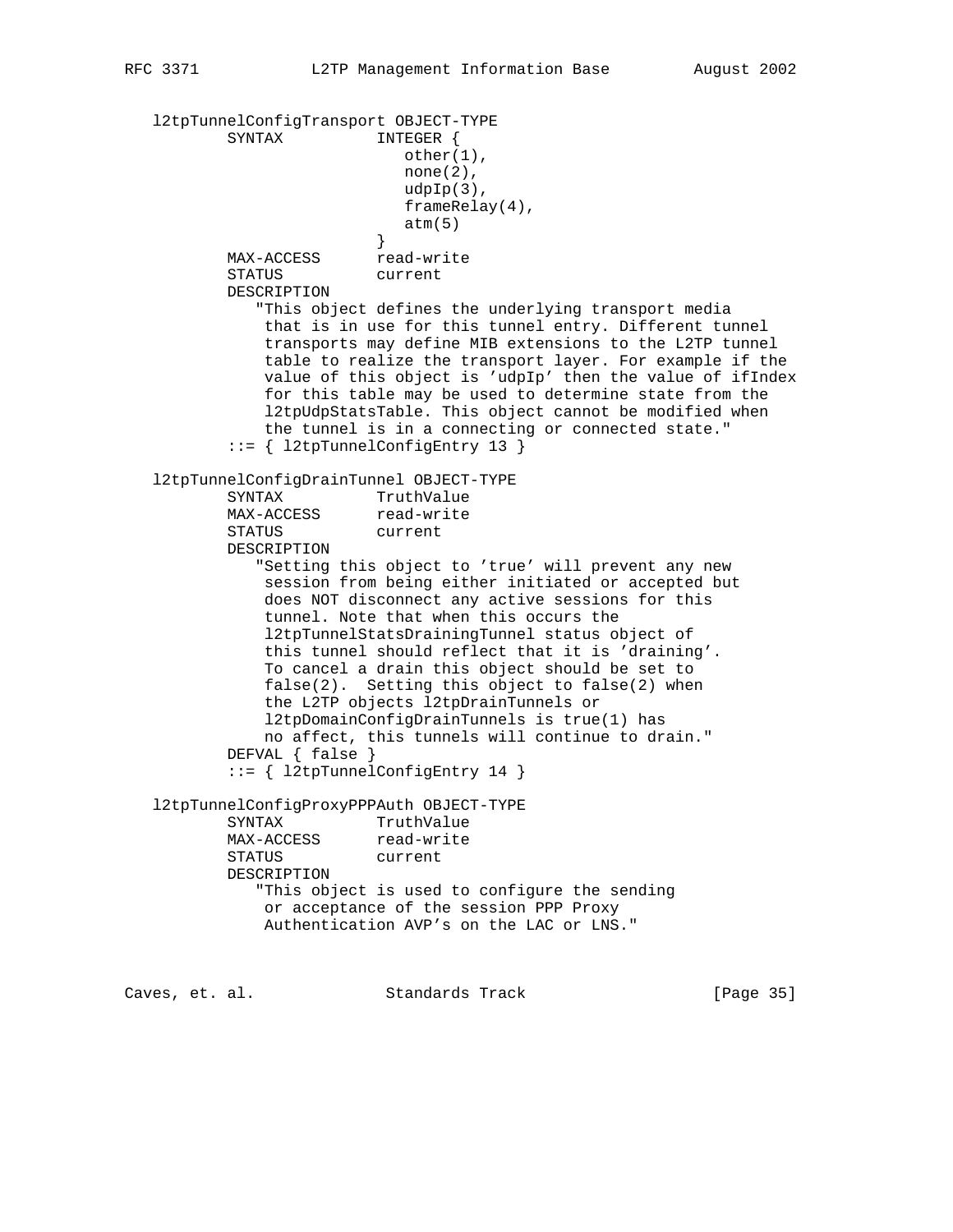```
   l2tpTunnelConfigTransport OBJECT-TYPE
           SYNTAX          INTEGER {
                              other(1),
                              none(2),
                              udpIp(3),
                              frameRelay(4),
                              atm(5)
                           }
           MAX-ACCESS      read-write
           STATUS          current
           DESCRIPTION
              "This object defines the underlying transport media
               that is in use for this tunnel entry. Different tunnel
               transports may define MIB extensions to the L2TP tunnel
               table to realize the transport layer. For example if the
               value of this object is 'udpIp' then the value of ifIndex
               for this table may be used to determine state from the
               l2tpUdpStatsTable. This object cannot be modified when
               the tunnel is in a connecting or connected state."
           ::= { l2tpTunnelConfigEntry 13 }

   l2tpTunnelConfigDrainTunnel OBJECT-TYPE
           SYNTAX          TruthValue
           MAX-ACCESS      read-write
           STATUS          current
           DESCRIPTION
              "Setting this object to 'true' will prevent any new
               session from being either initiated or accepted but
               does NOT disconnect any active sessions for this
               tunnel. Note that when this occurs the
               l2tpTunnelStatsDrainingTunnel status object of
               this tunnel should reflect that it is 'draining'.
               To cancel a drain this object should be set to
               false(2).  Setting this object to false(2) when
               the L2TP objects l2tpDrainTunnels or
               l2tpDomainConfigDrainTunnels is true(1) has
               no affect, this tunnels will continue to drain."
           DEFVAL { false }
           ::= { l2tpTunnelConfigEntry 14 }

   l2tpTunnelConfigProxyPPPAuth OBJECT-TYPE
           SYNTAX          TruthValue
           MAX-ACCESS      read-write
           STATUS          current
           DESCRIPTION
              "This object is used to configure the sending
               or acceptance of the session PPP Proxy
               Authentication AVP's on the LAC or LNS."
```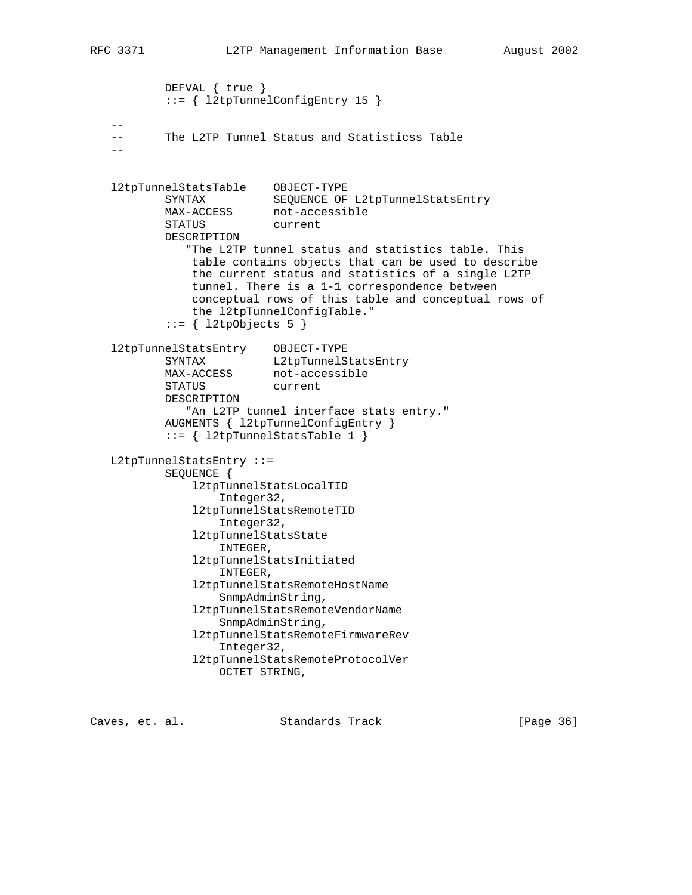```
          DEFVAL { true }
          ::= { l2tpTunnelConfigEntry 15 }

   --
   --      The L2TP Tunnel Status and Statisticss Table
   --

   l2tpTunnelStatsTable    OBJECT-TYPE
          SYNTAX          SEQUENCE OF L2tpTunnelStatsEntry
          MAX-ACCESS      not-accessible
          STATUS          current
          DESCRIPTION
             "The L2TP tunnel status and statistics table. This
              table contains objects that can be used to describe
              the current status and statistics of a single L2TP
              tunnel. There is a 1-1 correspondence between
              conceptual rows of this table and conceptual rows of
              the l2tpTunnelConfigTable."
          ::= { l2tpObjects 5 }

   l2tpTunnelStatsEntry    OBJECT-TYPE
          SYNTAX          L2tpTunnelStatsEntry
          MAX-ACCESS      not-accessible
          STATUS          current
          DESCRIPTION
             "An L2TP tunnel interface stats entry."
          AUGMENTS { l2tpTunnelConfigEntry }
          ::= { l2tpTunnelStatsTable 1 }

   L2tpTunnelStatsEntry ::=
          SEQUENCE {
              l2tpTunnelStatsLocalTID
                  Integer32,
              l2tpTunnelStatsRemoteTID
                  Integer32,
              l2tpTunnelStatsState
                  INTEGER,
              l2tpTunnelStatsInitiated
                  INTEGER,
              l2tpTunnelStatsRemoteHostName
                  SnmpAdminString,
              l2tpTunnelStatsRemoteVendorName
                  SnmpAdminString,
              l2tpTunnelStatsRemoteFirmwareRev
                  Integer32,
              l2tpTunnelStatsRemoteProtocolVer
                  OCTET STRING,
```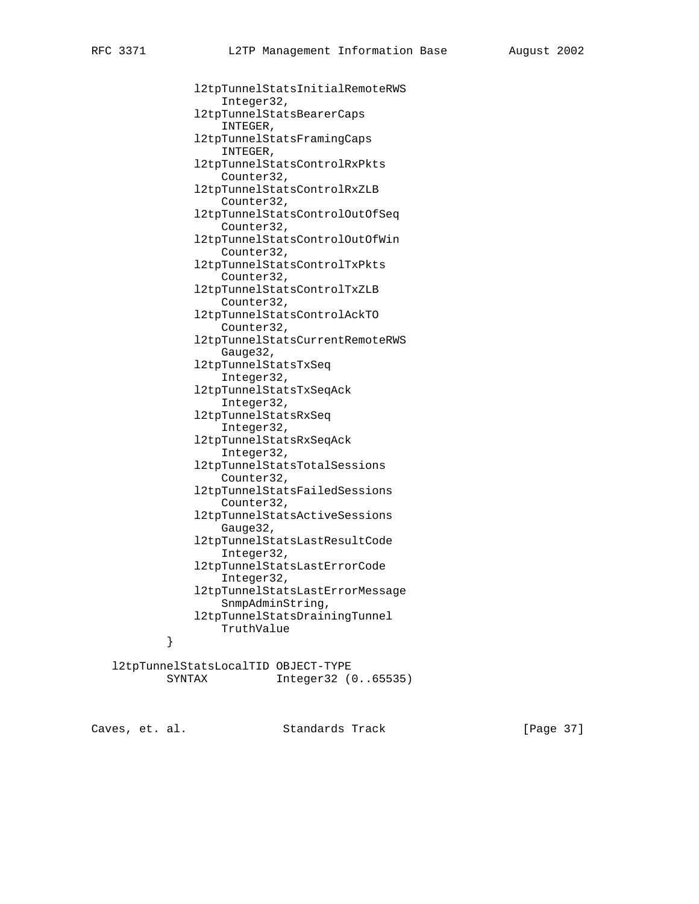```
                l2tpTunnelStatsInitialRemoteRWS
                    Integer32,
                l2tpTunnelStatsBearerCaps
                    INTEGER,
                l2tpTunnelStatsFramingCaps
                    INTEGER,
                l2tpTunnelStatsControlRxPkts
                    Counter32,
                l2tpTunnelStatsControlRxZLB
                    Counter32,
                l2tpTunnelStatsControlOutOfSeq
                    Counter32,
                l2tpTunnelStatsControlOutOfWin
                    Counter32,
                l2tpTunnelStatsControlTxPkts
                    Counter32,
                l2tpTunnelStatsControlTxZLB
                    Counter32,
                l2tpTunnelStatsControlAckTO
                    Counter32,
                l2tpTunnelStatsCurrentRemoteRWS
                    Gauge32,
                l2tpTunnelStatsTxSeq
                    Integer32,
                l2tpTunnelStatsTxSeqAck
                    Integer32,
                l2tpTunnelStatsRxSeq
                    Integer32,
                l2tpTunnelStatsRxSeqAck
                    Integer32,
                l2tpTunnelStatsTotalSessions
                    Counter32,
                l2tpTunnelStatsFailedSessions
                    Counter32,
                l2tpTunnelStatsActiveSessions
                    Gauge32,
                l2tpTunnelStatsLastResultCode
                    Integer32,
                l2tpTunnelStatsLastErrorCode
                    Integer32,
                l2tpTunnelStatsLastErrorMessage
                    SnmpAdminString,
                l2tpTunnelStatsDrainingTunnel
                    TruthValue
            }

   l2tpTunnelStatsLocalTID OBJECT-TYPE
           SYNTAX          Integer32 (0..65535)
```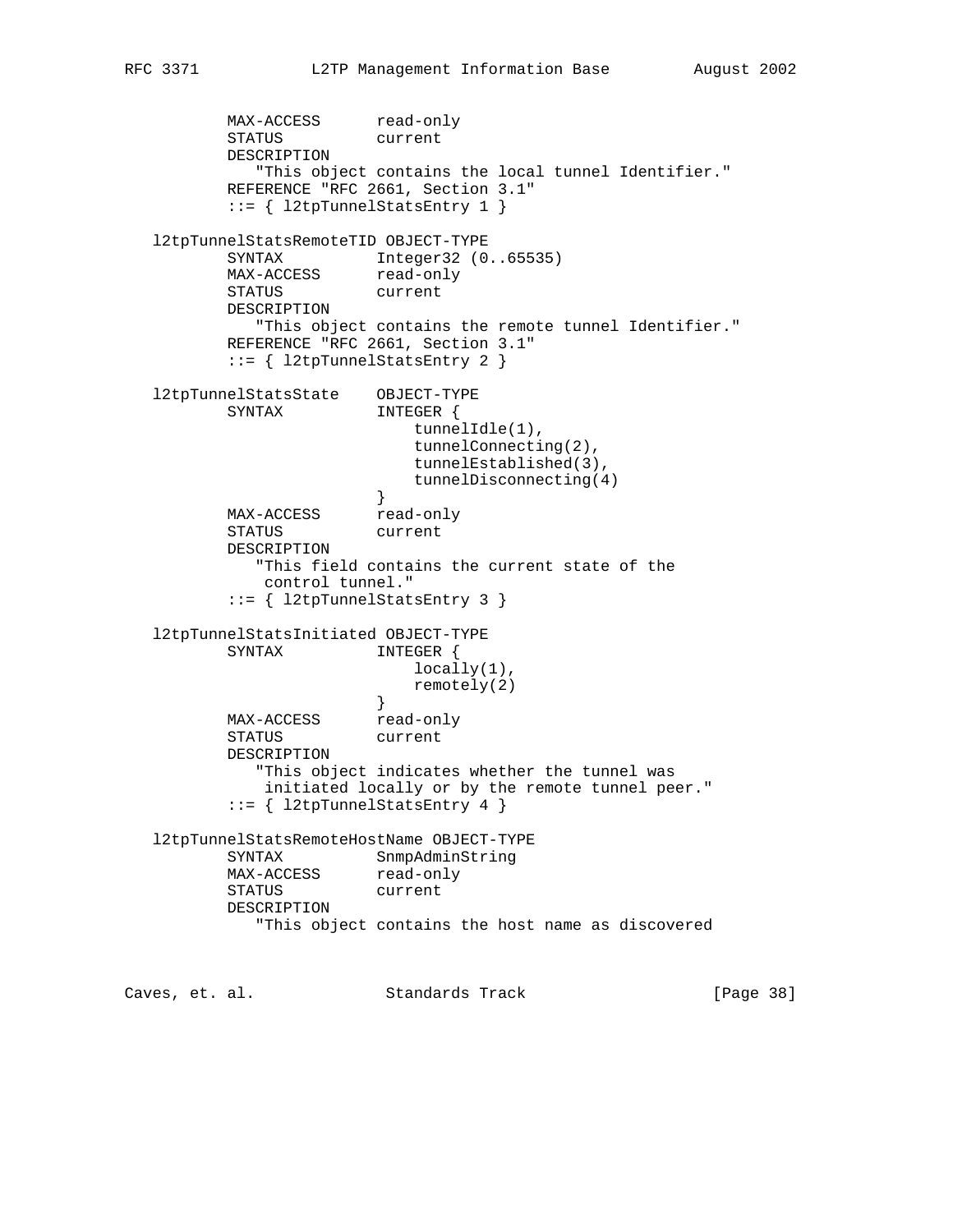```
          MAX-ACCESS      read-only
          STATUS          current
          DESCRIPTION
             "This object contains the local tunnel Identifier."
          REFERENCE "RFC 2661, Section 3.1"
          ::= { l2tpTunnelStatsEntry 1 }

  l2tpTunnelStatsRemoteTID OBJECT-TYPE
          SYNTAX          Integer32 (0..65535)
          MAX-ACCESS      read-only
          STATUS          current
          DESCRIPTION
             "This object contains the remote tunnel Identifier."
          REFERENCE "RFC 2661, Section 3.1"
          ::= { l2tpTunnelStatsEntry 2 }

  l2tpTunnelStatsState    OBJECT-TYPE
          SYNTAX          INTEGER {
                              tunnelIdle(1),
                              tunnelConnecting(2),
                              tunnelEstablished(3),
                              tunnelDisconnecting(4)
                          }
          MAX-ACCESS      read-only
          STATUS          current
          DESCRIPTION
             "This field contains the current state of the
              control tunnel."
          ::= { l2tpTunnelStatsEntry 3 }

  l2tpTunnelStatsInitiated OBJECT-TYPE
          SYNTAX          INTEGER {
                              locally(1),
                              remotely(2)
                          }
          MAX-ACCESS      read-only
          STATUS          current
          DESCRIPTION
             "This object indicates whether the tunnel was
              initiated locally or by the remote tunnel peer."
          ::= { l2tpTunnelStatsEntry 4 }

  l2tpTunnelStatsRemoteHostName OBJECT-TYPE
          SYNTAX          SnmpAdminString
          MAX-ACCESS      read-only
          STATUS          current
          DESCRIPTION
             "This object contains the host name as discovered
```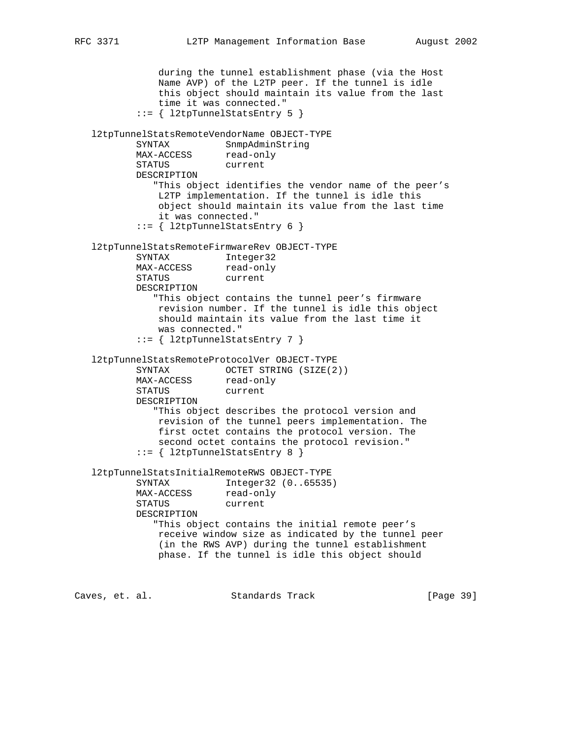```
              during the tunnel establishment phase (via the Host
              Name AVP) of the L2TP peer. If the tunnel is idle
              this object should maintain its value from the last
              time it was connected."
          ::= { l2tpTunnelStatsEntry 5 }

   l2tpTunnelStatsRemoteVendorName OBJECT-TYPE
          SYNTAX          SnmpAdminString
          MAX-ACCESS      read-only
          STATUS          current
          DESCRIPTION
             "This object identifies the vendor name of the peer's
              L2TP implementation. If the tunnel is idle this
              object should maintain its value from the last time
              it was connected."
          ::= { l2tpTunnelStatsEntry 6 }

   l2tpTunnelStatsRemoteFirmwareRev OBJECT-TYPE
          SYNTAX          Integer32
          MAX-ACCESS      read-only
          STATUS          current
          DESCRIPTION
             "This object contains the tunnel peer's firmware
              revision number. If the tunnel is idle this object
              should maintain its value from the last time it
              was connected."
          ::= { l2tpTunnelStatsEntry 7 }

   l2tpTunnelStatsRemoteProtocolVer OBJECT-TYPE
          SYNTAX          OCTET STRING (SIZE(2))
          MAX-ACCESS      read-only
          STATUS          current
          DESCRIPTION
             "This object describes the protocol version and
              revision of the tunnel peers implementation. The
              first octet contains the protocol version. The
              second octet contains the protocol revision."
          ::= { l2tpTunnelStatsEntry 8 }

   l2tpTunnelStatsInitialRemoteRWS OBJECT-TYPE
          SYNTAX          Integer32 (0..65535)
          MAX-ACCESS      read-only
          STATUS          current
          DESCRIPTION
             "This object contains the initial remote peer's
              receive window size as indicated by the tunnel peer
              (in the RWS AVP) during the tunnel establishment
              phase. If the tunnel is idle this object should
```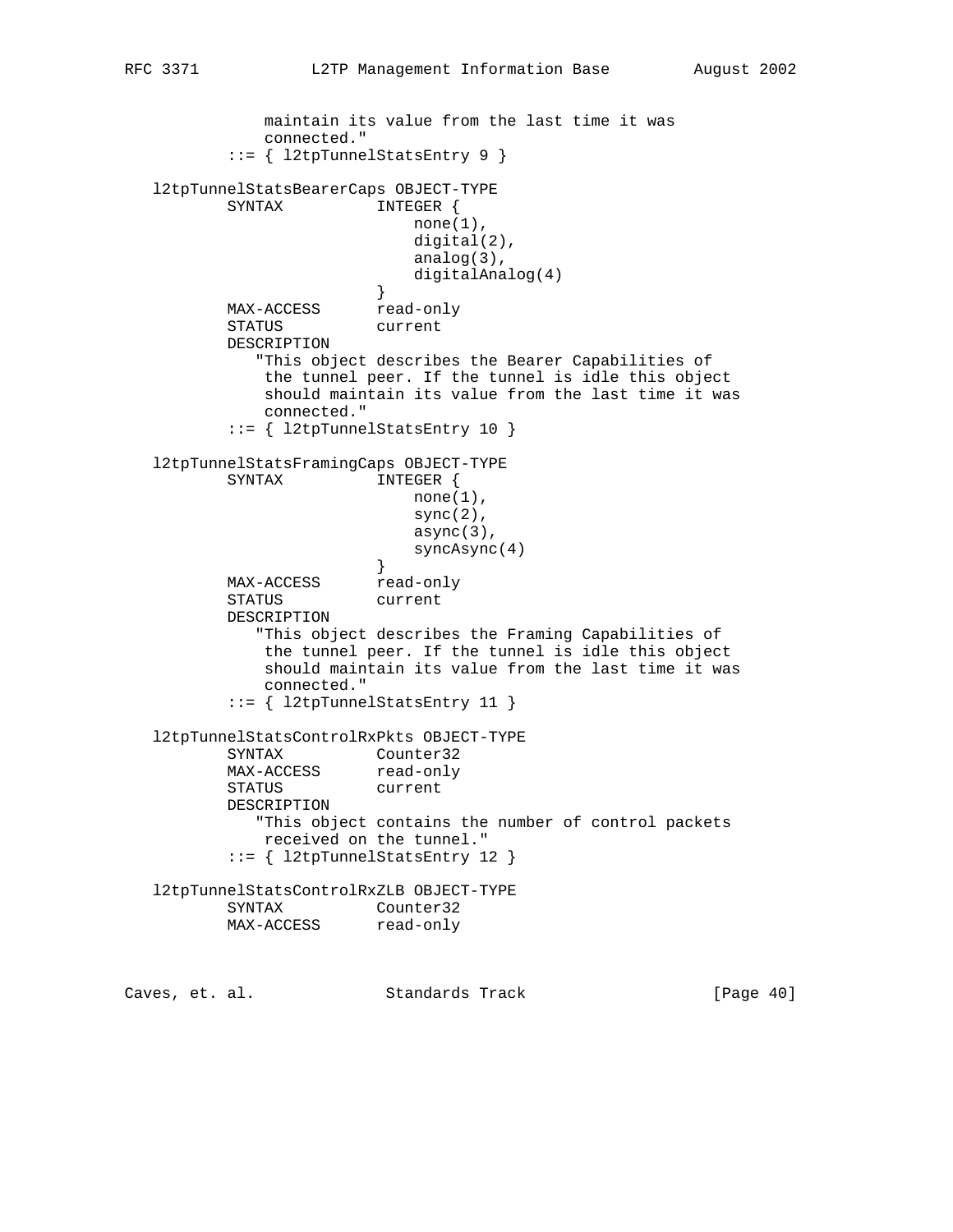```
               maintain its value from the last time it was
               connected."
           ::= { l2tpTunnelStatsEntry 9 }

   l2tpTunnelStatsBearerCaps OBJECT-TYPE
           SYNTAX          INTEGER {
                               none(1),
                               digital(2),
                               analog(3),
                               digitalAnalog(4)
                           }
           MAX-ACCESS      read-only
           STATUS          current
           DESCRIPTION
              "This object describes the Bearer Capabilities of
               the tunnel peer. If the tunnel is idle this object
               should maintain its value from the last time it was
               connected."
           ::= { l2tpTunnelStatsEntry 10 }

   l2tpTunnelStatsFramingCaps OBJECT-TYPE
           SYNTAX          INTEGER {
                               none(1),
                               sync(2),
                               async(3),
                               syncAsync(4)
                           }
           MAX-ACCESS      read-only
           STATUS          current
           DESCRIPTION
              "This object describes the Framing Capabilities of
               the tunnel peer. If the tunnel is idle this object
               should maintain its value from the last time it was
               connected."
           ::= { l2tpTunnelStatsEntry 11 }

   l2tpTunnelStatsControlRxPkts OBJECT-TYPE
           SYNTAX          Counter32
           MAX-ACCESS      read-only
           STATUS          current
           DESCRIPTION
              "This object contains the number of control packets
               received on the tunnel."
           ::= { l2tpTunnelStatsEntry 12 }

   l2tpTunnelStatsControlRxZLB OBJECT-TYPE
           SYNTAX          Counter32
           MAX-ACCESS      read-only
```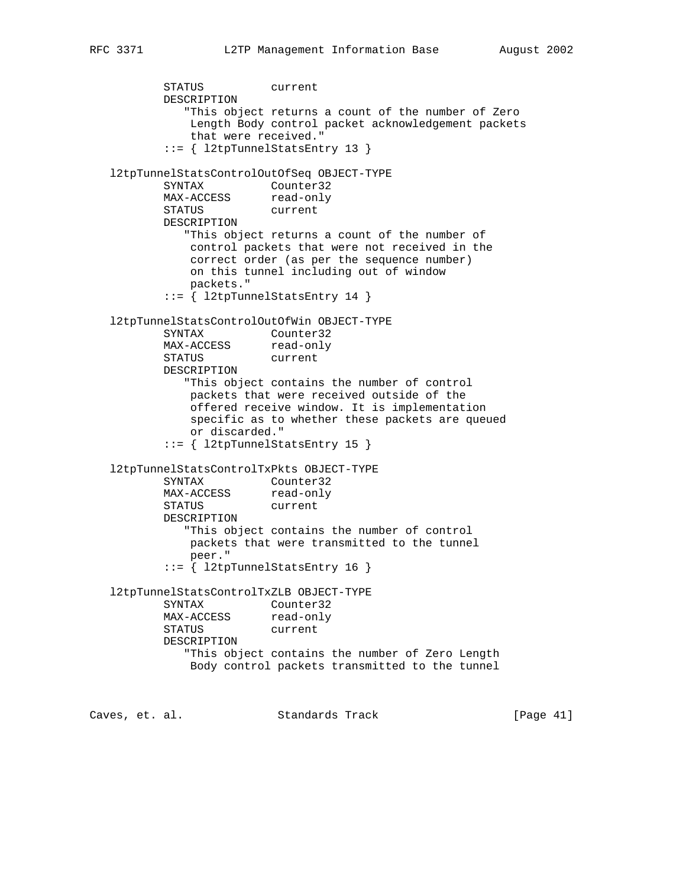```
          STATUS          current
          DESCRIPTION
             "This object returns a count of the number of Zero
              Length Body control packet acknowledgement packets
              that were received."
          ::= { l2tpTunnelStatsEntry 13 }

   l2tpTunnelStatsControlOutOfSeq OBJECT-TYPE
          SYNTAX          Counter32
          MAX-ACCESS      read-only
          STATUS          current
          DESCRIPTION
             "This object returns a count of the number of
              control packets that were not received in the
              correct order (as per the sequence number)
              on this tunnel including out of window
              packets."
          ::= { l2tpTunnelStatsEntry 14 }

   l2tpTunnelStatsControlOutOfWin OBJECT-TYPE
          SYNTAX          Counter32
          MAX-ACCESS      read-only
          STATUS          current
          DESCRIPTION
             "This object contains the number of control
              packets that were received outside of the
              offered receive window. It is implementation
              specific as to whether these packets are queued
              or discarded."
          ::= { l2tpTunnelStatsEntry 15 }

   l2tpTunnelStatsControlTxPkts OBJECT-TYPE
          SYNTAX          Counter32
          MAX-ACCESS      read-only
          STATUS          current
          DESCRIPTION
             "This object contains the number of control
              packets that were transmitted to the tunnel
              peer."
          ::= { l2tpTunnelStatsEntry 16 }

   l2tpTunnelStatsControlTxZLB OBJECT-TYPE
          SYNTAX          Counter32
          MAX-ACCESS      read-only
          STATUS          current
          DESCRIPTION
             "This object contains the number of Zero Length
              Body control packets transmitted to the tunnel
```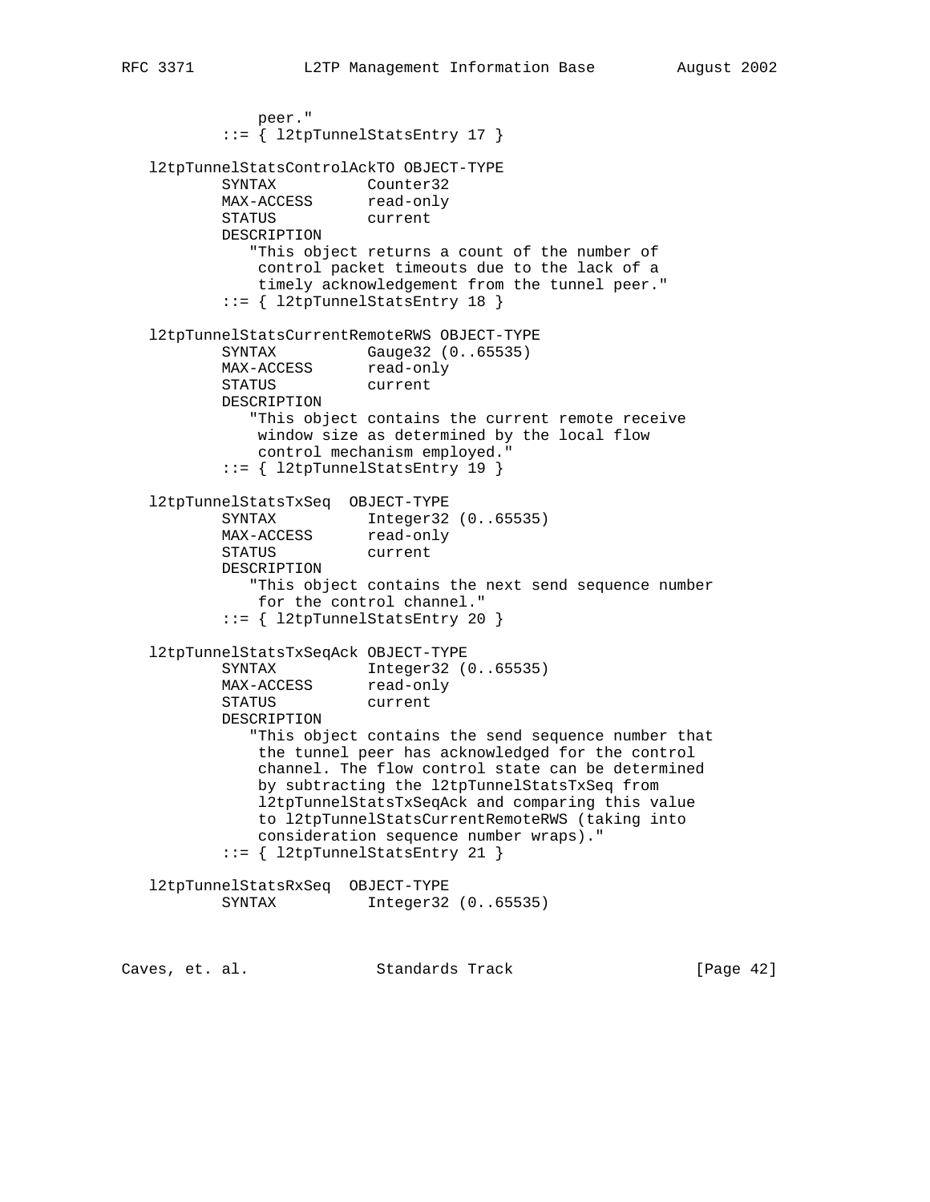```
              peer."
           ::= { l2tpTunnelStatsEntry 17 }

   l2tpTunnelStatsControlAckTO OBJECT-TYPE
           SYNTAX          Counter32
           MAX-ACCESS      read-only
           STATUS          current
           DESCRIPTION
              "This object returns a count of the number of
               control packet timeouts due to the lack of a
               timely acknowledgement from the tunnel peer."
           ::= { l2tpTunnelStatsEntry 18 }

   l2tpTunnelStatsCurrentRemoteRWS OBJECT-TYPE
           SYNTAX          Gauge32 (0..65535)
           MAX-ACCESS      read-only
           STATUS          current
           DESCRIPTION
              "This object contains the current remote receive
               window size as determined by the local flow
               control mechanism employed."
           ::= { l2tpTunnelStatsEntry 19 }

   l2tpTunnelStatsTxSeq  OBJECT-TYPE
           SYNTAX          Integer32 (0..65535)
           MAX-ACCESS      read-only
           STATUS          current
           DESCRIPTION
              "This object contains the next send sequence number
               for the control channel."
           ::= { l2tpTunnelStatsEntry 20 }

   l2tpTunnelStatsTxSeqAck OBJECT-TYPE
           SYNTAX          Integer32 (0..65535)
           MAX-ACCESS      read-only
           STATUS          current
           DESCRIPTION
              "This object contains the send sequence number that
               the tunnel peer has acknowledged for the control
               channel. The flow control state can be determined
               by subtracting the l2tpTunnelStatsTxSeq from
               l2tpTunnelStatsTxSeqAck and comparing this value
               to l2tpTunnelStatsCurrentRemoteRWS (taking into
               consideration sequence number wraps)."
           ::= { l2tpTunnelStatsEntry 21 }

   l2tpTunnelStatsRxSeq  OBJECT-TYPE
           SYNTAX          Integer32 (0..65535)
```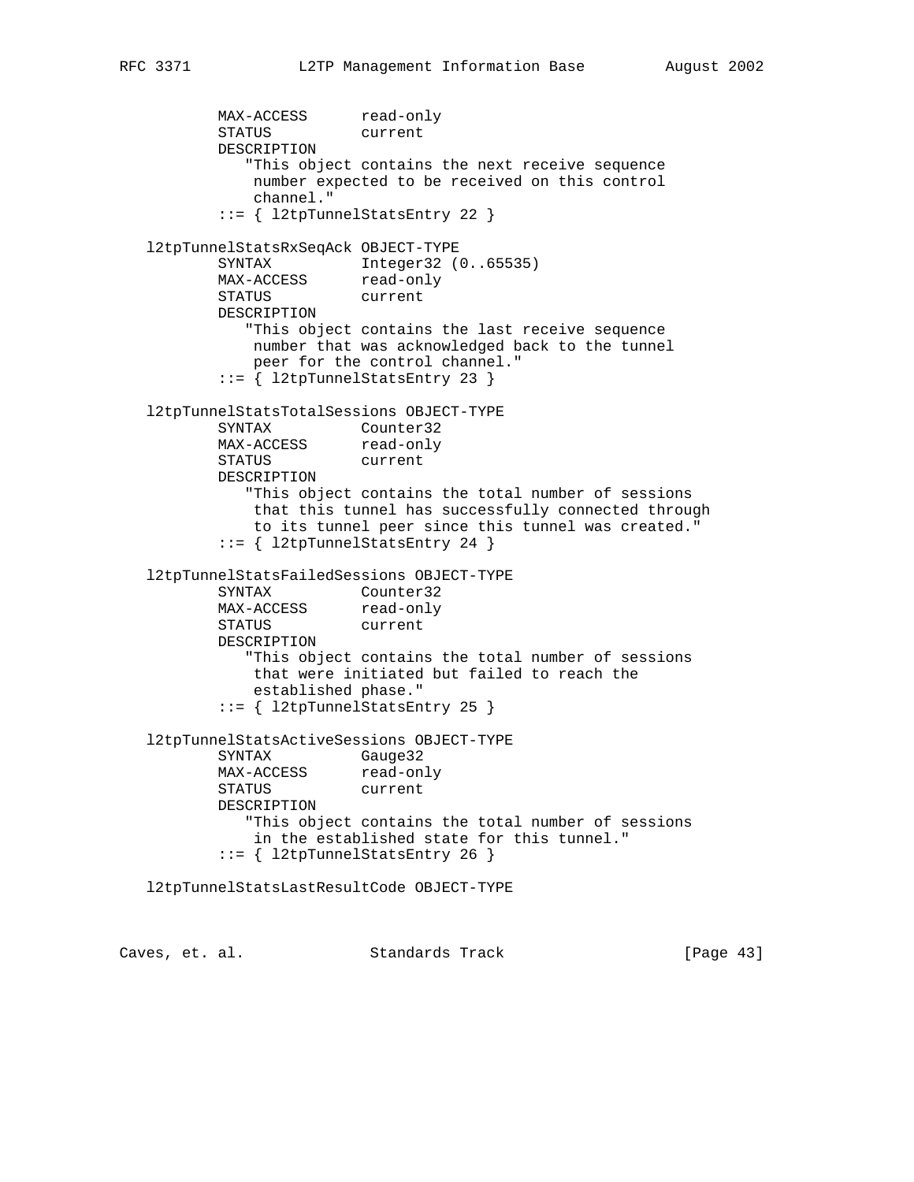```
          MAX-ACCESS      read-only
          STATUS          current
          DESCRIPTION
             "This object contains the next receive sequence
              number expected to be received on this control
              channel."
          ::= { l2tpTunnelStatsEntry 22 }

   l2tpTunnelStatsRxSeqAck OBJECT-TYPE
          SYNTAX          Integer32 (0..65535)
          MAX-ACCESS      read-only
          STATUS          current
          DESCRIPTION
             "This object contains the last receive sequence
              number that was acknowledged back to the tunnel
              peer for the control channel."
          ::= { l2tpTunnelStatsEntry 23 }

   l2tpTunnelStatsTotalSessions OBJECT-TYPE
          SYNTAX          Counter32
          MAX-ACCESS      read-only
          STATUS          current
          DESCRIPTION
             "This object contains the total number of sessions
              that this tunnel has successfully connected through
              to its tunnel peer since this tunnel was created."
          ::= { l2tpTunnelStatsEntry 24 }

   l2tpTunnelStatsFailedSessions OBJECT-TYPE
          SYNTAX          Counter32
          MAX-ACCESS      read-only
          STATUS          current
          DESCRIPTION
             "This object contains the total number of sessions
              that were initiated but failed to reach the
              established phase."
          ::= { l2tpTunnelStatsEntry 25 }

   l2tpTunnelStatsActiveSessions OBJECT-TYPE
          SYNTAX          Gauge32
          MAX-ACCESS      read-only
          STATUS          current
          DESCRIPTION
             "This object contains the total number of sessions
              in the established state for this tunnel."
          ::= { l2tpTunnelStatsEntry 26 }

   l2tpTunnelStatsLastResultCode OBJECT-TYPE
```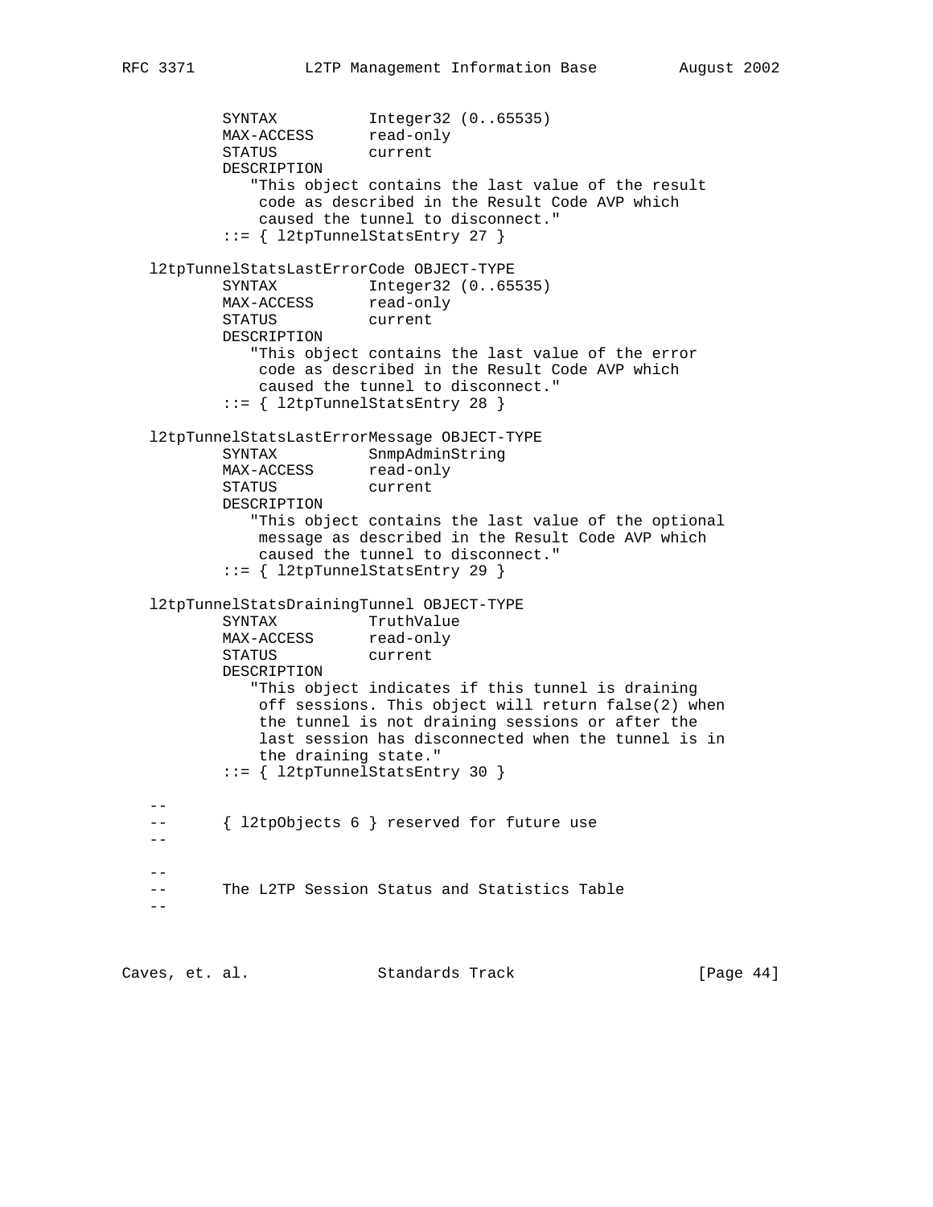```
          SYNTAX          Integer32 (0..65535)
          MAX-ACCESS      read-only
          STATUS          current
          DESCRIPTION
             "This object contains the last value of the result
              code as described in the Result Code AVP which
              caused the tunnel to disconnect."
          ::= { l2tpTunnelStatsEntry 27 }

  l2tpTunnelStatsLastErrorCode OBJECT-TYPE
          SYNTAX          Integer32 (0..65535)
          MAX-ACCESS      read-only
          STATUS          current
          DESCRIPTION
             "This object contains the last value of the error
              code as described in the Result Code AVP which
              caused the tunnel to disconnect."
          ::= { l2tpTunnelStatsEntry 28 }

  l2tpTunnelStatsLastErrorMessage OBJECT-TYPE
          SYNTAX          SnmpAdminString
          MAX-ACCESS      read-only
          STATUS          current
          DESCRIPTION
             "This object contains the last value of the optional
              message as described in the Result Code AVP which
              caused the tunnel to disconnect."
          ::= { l2tpTunnelStatsEntry 29 }

  l2tpTunnelStatsDrainingTunnel OBJECT-TYPE
          SYNTAX          TruthValue
          MAX-ACCESS      read-only
          STATUS          current
          DESCRIPTION
             "This object indicates if this tunnel is draining
              off sessions. This object will return false(2) when
              the tunnel is not draining sessions or after the
              last session has disconnected when the tunnel is in
              the draining state."
          ::= { l2tpTunnelStatsEntry 30 }

  --
  --      { l2tpObjects 6 } reserved for future use
  --

  --
  --      The L2TP Session Status and Statistics Table
  --
```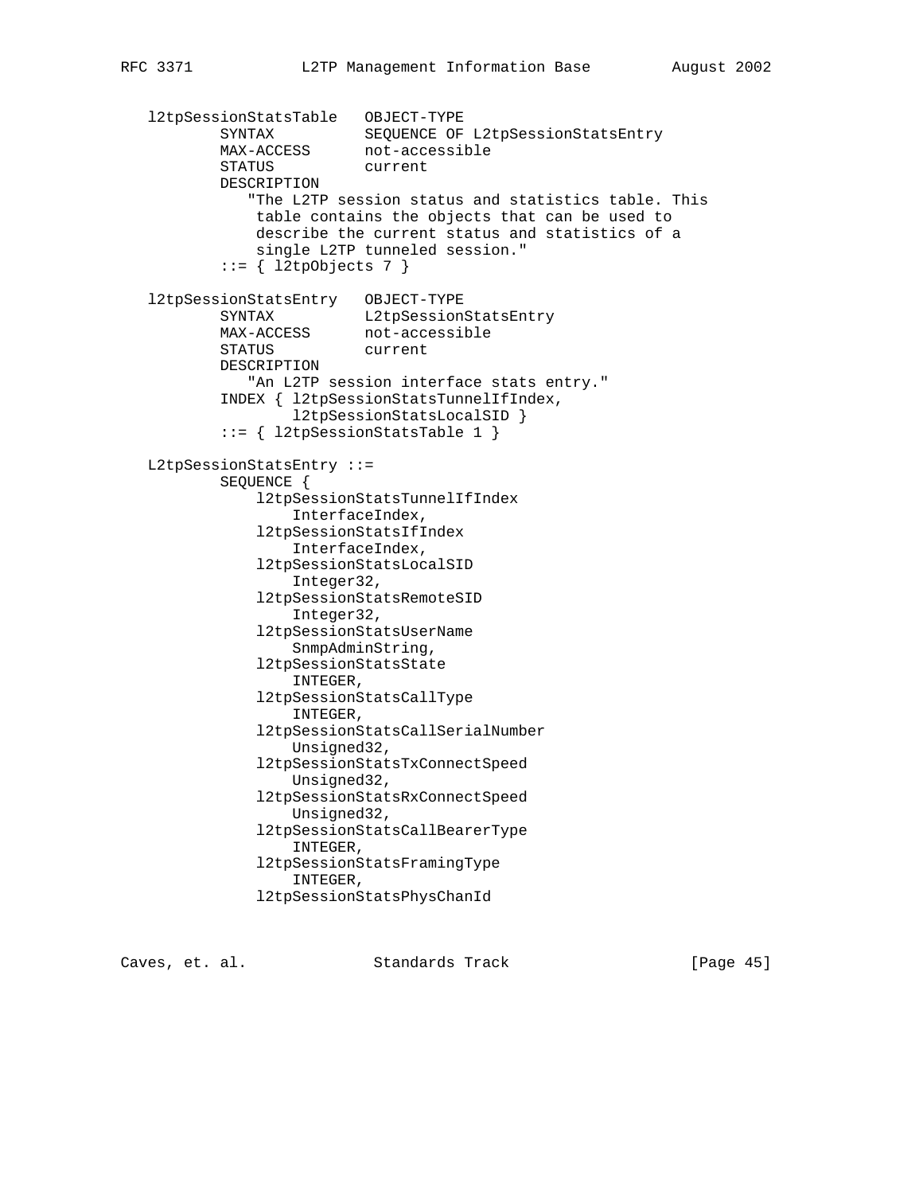```
   l2tpSessionStatsTable   OBJECT-TYPE
           SYNTAX          SEQUENCE OF L2tpSessionStatsEntry
           MAX-ACCESS      not-accessible
           STATUS          current
           DESCRIPTION
              "The L2TP session status and statistics table. This
               table contains the objects that can be used to
               describe the current status and statistics of a
               single L2TP tunneled session."
           ::= { l2tpObjects 7 }

   l2tpSessionStatsEntry   OBJECT-TYPE
           SYNTAX          L2tpSessionStatsEntry
           MAX-ACCESS      not-accessible
           STATUS          current
           DESCRIPTION
              "An L2TP session interface stats entry."
           INDEX { l2tpSessionStatsTunnelIfIndex,
                   l2tpSessionStatsLocalSID }
           ::= { l2tpSessionStatsTable 1 }

   L2tpSessionStatsEntry ::=
           SEQUENCE {
               l2tpSessionStatsTunnelIfIndex
                   InterfaceIndex,
               l2tpSessionStatsIfIndex
                   InterfaceIndex,
               l2tpSessionStatsLocalSID
                   Integer32,
               l2tpSessionStatsRemoteSID
                   Integer32,
               l2tpSessionStatsUserName
                   SnmpAdminString,
               l2tpSessionStatsState
                   INTEGER,
               l2tpSessionStatsCallType
                   INTEGER,
               l2tpSessionStatsCallSerialNumber
                   Unsigned32,
               l2tpSessionStatsTxConnectSpeed
                   Unsigned32,
               l2tpSessionStatsRxConnectSpeed
                   Unsigned32,
               l2tpSessionStatsCallBearerType
                   INTEGER,
               l2tpSessionStatsFramingType
                   INTEGER,
               l2tpSessionStatsPhysChanId
```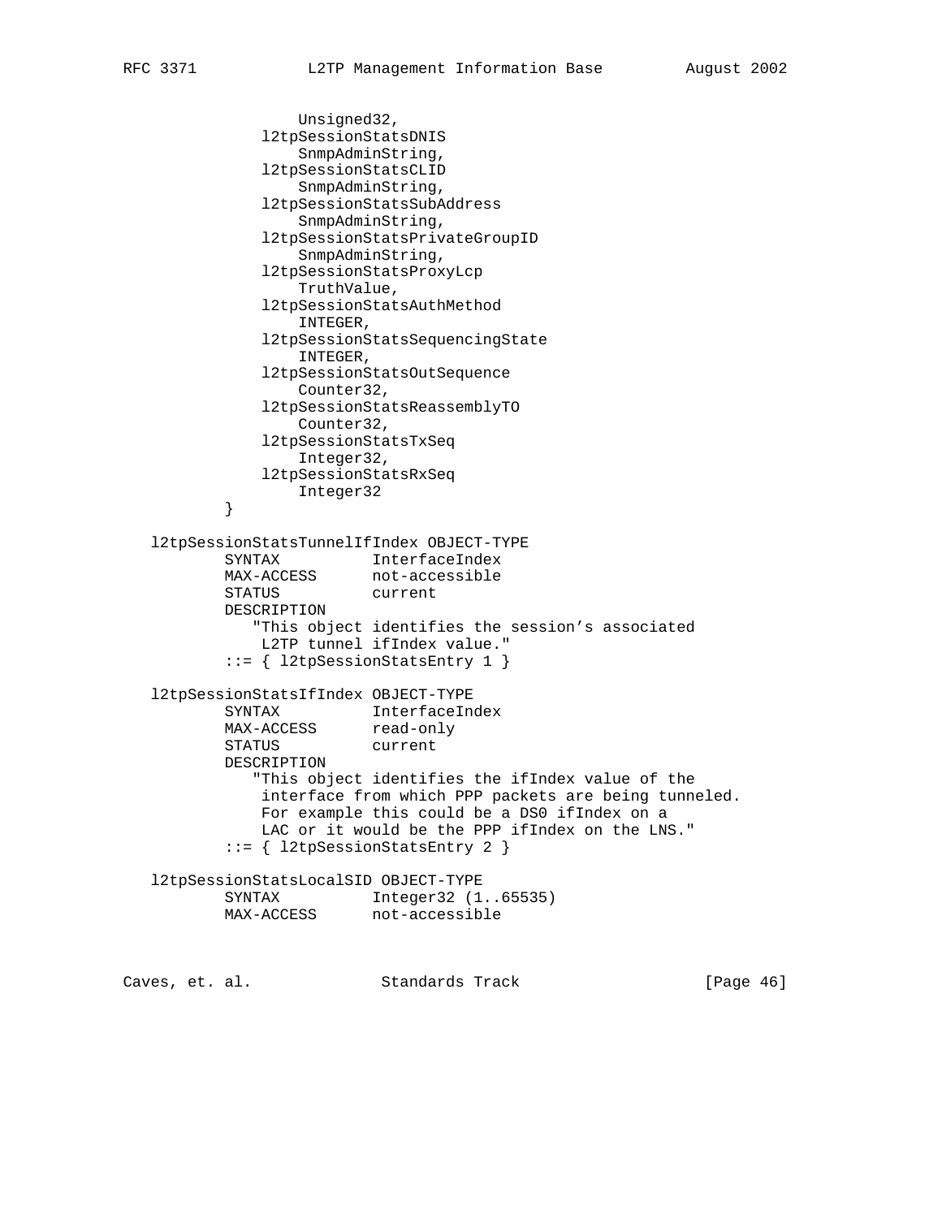```
                Unsigned32,
            l2tpSessionStatsDNIS
                SnmpAdminString,
            l2tpSessionStatsCLID
                SnmpAdminString,
            l2tpSessionStatsSubAddress
                SnmpAdminString,
            l2tpSessionStatsPrivateGroupID
                SnmpAdminString,
            l2tpSessionStatsProxyLcp
                TruthValue,
            l2tpSessionStatsAuthMethod
                INTEGER,
            l2tpSessionStatsSequencingState
                INTEGER,
            l2tpSessionStatsOutSequence
                Counter32,
            l2tpSessionStatsReassemblyTO
                Counter32,
            l2tpSessionStatsTxSeq
                Integer32,
            l2tpSessionStatsRxSeq
                Integer32
        }

   l2tpSessionStatsTunnelIfIndex OBJECT-TYPE
           SYNTAX          InterfaceIndex
           MAX-ACCESS      not-accessible
           STATUS          current
           DESCRIPTION
              "This object identifies the session's associated
               L2TP tunnel ifIndex value."
           ::= { l2tpSessionStatsEntry 1 }

   l2tpSessionStatsIfIndex OBJECT-TYPE
           SYNTAX          InterfaceIndex
           MAX-ACCESS      read-only
           STATUS          current
           DESCRIPTION
              "This object identifies the ifIndex value of the
               interface from which PPP packets are being tunneled.
               For example this could be a DS0 ifIndex on a
               LAC or it would be the PPP ifIndex on the LNS."
           ::= { l2tpSessionStatsEntry 2 }

   l2tpSessionStatsLocalSID OBJECT-TYPE
           SYNTAX          Integer32 (1..65535)
           MAX-ACCESS      not-accessible
```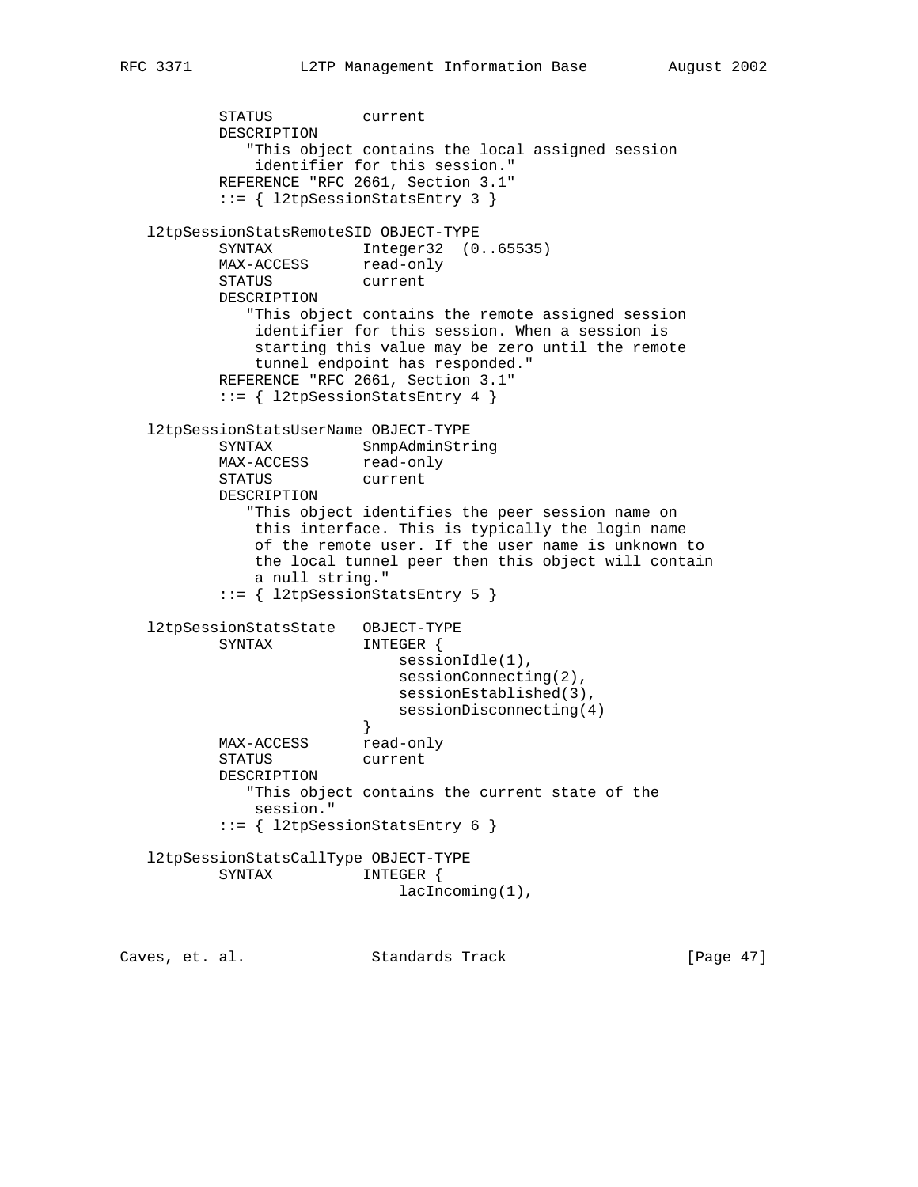```
          STATUS          current
          DESCRIPTION
             "This object contains the local assigned session
              identifier for this session."
          REFERENCE "RFC 2661, Section 3.1"
          ::= { l2tpSessionStatsEntry 3 }

  l2tpSessionStatsRemoteSID OBJECT-TYPE
          SYNTAX          Integer32  (0..65535)
          MAX-ACCESS      read-only
          STATUS          current
          DESCRIPTION
             "This object contains the remote assigned session
              identifier for this session. When a session is
              starting this value may be zero until the remote
              tunnel endpoint has responded."
          REFERENCE "RFC 2661, Section 3.1"
          ::= { l2tpSessionStatsEntry 4 }

  l2tpSessionStatsUserName OBJECT-TYPE
          SYNTAX          SnmpAdminString
          MAX-ACCESS      read-only
          STATUS          current
          DESCRIPTION
             "This object identifies the peer session name on
              this interface. This is typically the login name
              of the remote user. If the user name is unknown to
              the local tunnel peer then this object will contain
              a null string."
          ::= { l2tpSessionStatsEntry 5 }

  l2tpSessionStatsState   OBJECT-TYPE
          SYNTAX          INTEGER {
                              sessionIdle(1),
                              sessionConnecting(2),
                              sessionEstablished(3),
                              sessionDisconnecting(4)
                          }
          MAX-ACCESS      read-only
          STATUS          current
          DESCRIPTION
             "This object contains the current state of the
              session."
          ::= { l2tpSessionStatsEntry 6 }

  l2tpSessionStatsCallType OBJECT-TYPE
          SYNTAX          INTEGER {
                              lacIncoming(1),
```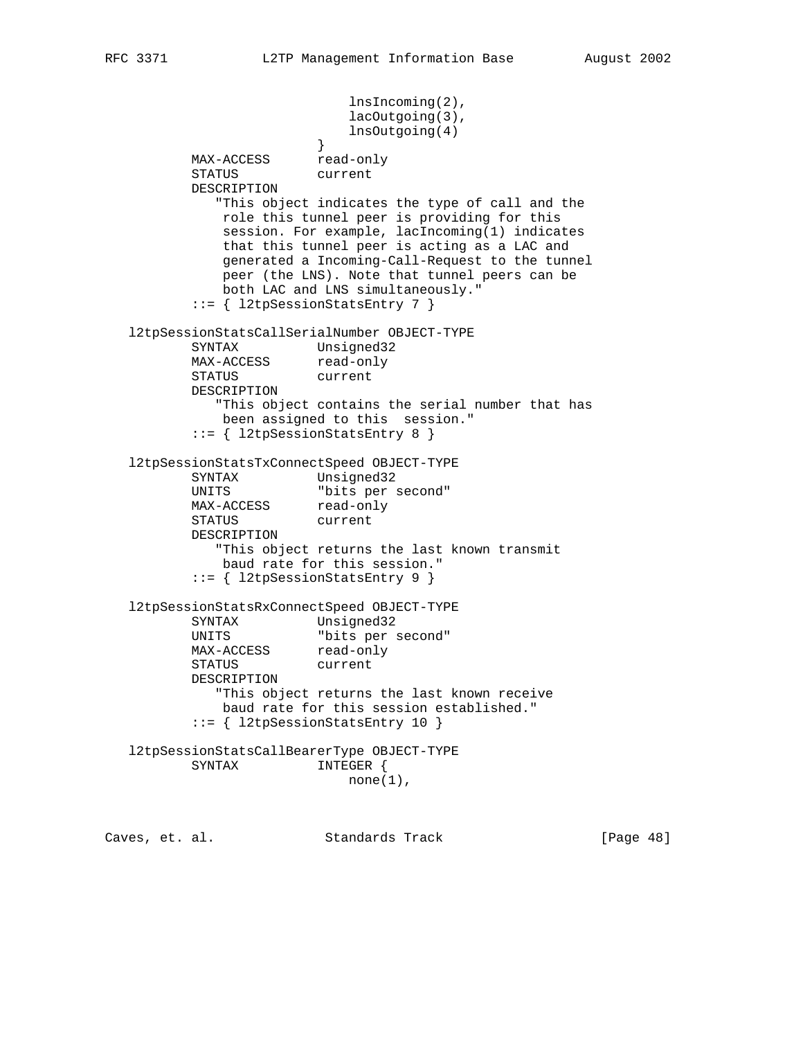```
                            lnsIncoming(2),
                            lacOutgoing(3),
                            lnsOutgoing(4)
                        }
        MAX-ACCESS      read-only
        STATUS          current
        DESCRIPTION
           "This object indicates the type of call and the
            role this tunnel peer is providing for this
            session. For example, lacIncoming(1) indicates
            that this tunnel peer is acting as a LAC and
            generated a Incoming-Call-Request to the tunnel
            peer (the LNS). Note that tunnel peers can be
            both LAC and LNS simultaneously."
        ::= { l2tpSessionStatsEntry 7 }

l2tpSessionStatsCallSerialNumber OBJECT-TYPE
        SYNTAX          Unsigned32
        MAX-ACCESS      read-only
        STATUS          current
        DESCRIPTION
           "This object contains the serial number that has
            been assigned to this  session."
        ::= { l2tpSessionStatsEntry 8 }

l2tpSessionStatsTxConnectSpeed OBJECT-TYPE
        SYNTAX          Unsigned32
        UNITS           "bits per second"
        MAX-ACCESS      read-only
        STATUS          current
        DESCRIPTION
           "This object returns the last known transmit
            baud rate for this session."
        ::= { l2tpSessionStatsEntry 9 }

l2tpSessionStatsRxConnectSpeed OBJECT-TYPE
        SYNTAX          Unsigned32
        UNITS           "bits per second"
        MAX-ACCESS      read-only
        STATUS          current
        DESCRIPTION
           "This object returns the last known receive
            baud rate for this session established."
        ::= { l2tpSessionStatsEntry 10 }

l2tpSessionStatsCallBearerType OBJECT-TYPE
        SYNTAX          INTEGER {
                            none(1),
```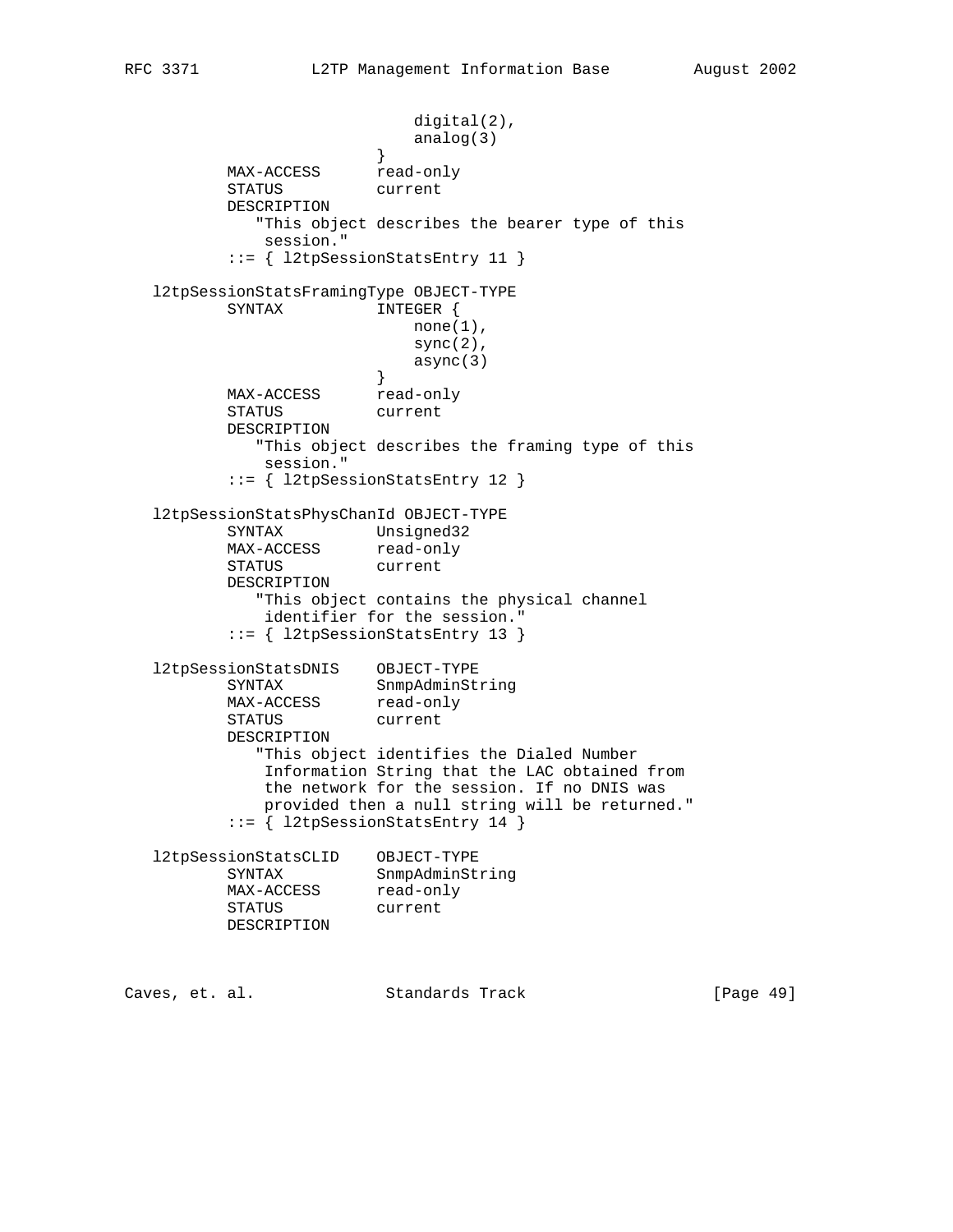```
                             digital(2),
                             analog(3)
                         }
           MAX-ACCESS      read-only
           STATUS          current
           DESCRIPTION
              "This object describes the bearer type of this
               session."
           ::= { l2tpSessionStatsEntry 11 }

   l2tpSessionStatsFramingType OBJECT-TYPE
           SYNTAX          INTEGER {
                             none(1),
                             sync(2),
                             async(3)
                         }
           MAX-ACCESS      read-only
           STATUS          current
           DESCRIPTION
              "This object describes the framing type of this
               session."
           ::= { l2tpSessionStatsEntry 12 }

   l2tpSessionStatsPhysChanId OBJECT-TYPE
           SYNTAX          Unsigned32
           MAX-ACCESS      read-only
           STATUS          current
           DESCRIPTION
              "This object contains the physical channel
               identifier for the session."
           ::= { l2tpSessionStatsEntry 13 }

   l2tpSessionStatsDNIS    OBJECT-TYPE
           SYNTAX          SnmpAdminString
           MAX-ACCESS      read-only
           STATUS          current
           DESCRIPTION
              "This object identifies the Dialed Number
               Information String that the LAC obtained from
               the network for the session. If no DNIS was
               provided then a null string will be returned."
           ::= { l2tpSessionStatsEntry 14 }

   l2tpSessionStatsCLID    OBJECT-TYPE
           SYNTAX          SnmpAdminString
           MAX-ACCESS      read-only
           STATUS          current
           DESCRIPTION
```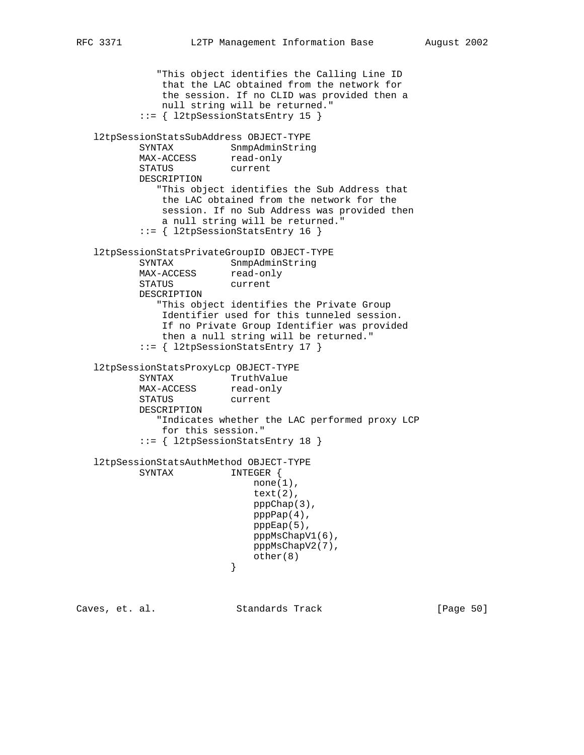```
              "This object identifies the Calling Line ID
               that the LAC obtained from the network for
               the session. If no CLID was provided then a
               null string will be returned."
           ::= { l2tpSessionStatsEntry 15 }

   l2tpSessionStatsSubAddress OBJECT-TYPE
           SYNTAX          SnmpAdminString
           MAX-ACCESS      read-only
           STATUS          current
           DESCRIPTION
              "This object identifies the Sub Address that
               the LAC obtained from the network for the
               session. If no Sub Address was provided then
               a null string will be returned."
           ::= { l2tpSessionStatsEntry 16 }

   l2tpSessionStatsPrivateGroupID OBJECT-TYPE
           SYNTAX          SnmpAdminString
           MAX-ACCESS      read-only
           STATUS          current
           DESCRIPTION
              "This object identifies the Private Group
               Identifier used for this tunneled session.
               If no Private Group Identifier was provided
               then a null string will be returned."
           ::= { l2tpSessionStatsEntry 17 }

   l2tpSessionStatsProxyLcp OBJECT-TYPE
           SYNTAX          TruthValue
           MAX-ACCESS      read-only
           STATUS          current
           DESCRIPTION
              "Indicates whether the LAC performed proxy LCP
               for this session."
           ::= { l2tpSessionStatsEntry 18 }

   l2tpSessionStatsAuthMethod OBJECT-TYPE
           SYNTAX          INTEGER {
                               none(1),
                               text(2),
                               pppChap(3),
                               pppPap(4),
                               pppEap(5),
                               pppMsChapV1(6),
                               pppMsChapV2(7),
                               other(8)
                           }
```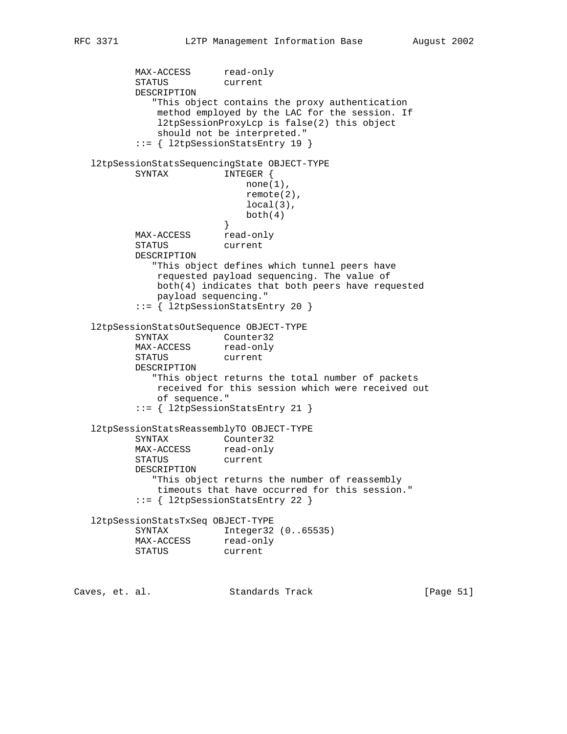```
          MAX-ACCESS      read-only
          STATUS          current
          DESCRIPTION
             "This object contains the proxy authentication
              method employed by the LAC for the session. If
              l2tpSessionProxyLcp is false(2) this object
              should not be interpreted."
          ::= { l2tpSessionStatsEntry 19 }

  l2tpSessionStatsSequencingState OBJECT-TYPE
          SYNTAX          INTEGER {
                              none(1),
                              remote(2),
                              local(3),
                              both(4)
                          }
          MAX-ACCESS      read-only
          STATUS          current
          DESCRIPTION
             "This object defines which tunnel peers have
              requested payload sequencing. The value of
              both(4) indicates that both peers have requested
              payload sequencing."
          ::= { l2tpSessionStatsEntry 20 }

  l2tpSessionStatsOutSequence OBJECT-TYPE
          SYNTAX          Counter32
          MAX-ACCESS      read-only
          STATUS          current
          DESCRIPTION
             "This object returns the total number of packets
              received for this session which were received out
              of sequence."
          ::= { l2tpSessionStatsEntry 21 }

  l2tpSessionStatsReassemblyTO OBJECT-TYPE
          SYNTAX          Counter32
          MAX-ACCESS      read-only
          STATUS          current
          DESCRIPTION
             "This object returns the number of reassembly
              timeouts that have occurred for this session."
          ::= { l2tpSessionStatsEntry 22 }

  l2tpSessionStatsTxSeq OBJECT-TYPE
          SYNTAX          Integer32 (0..65535)
          MAX-ACCESS      read-only
          STATUS          current
```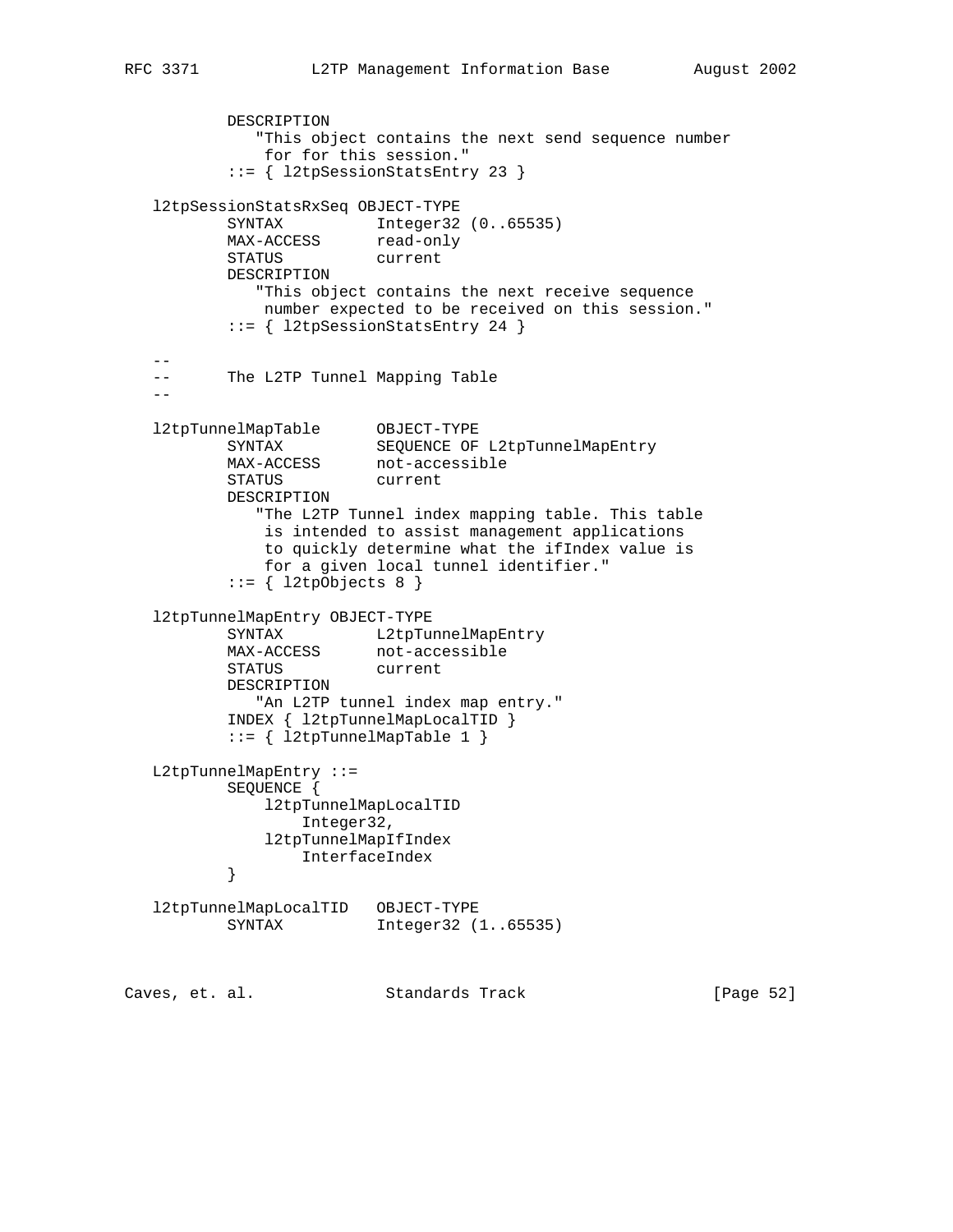```
          DESCRIPTION
             "This object contains the next send sequence number
              for for this session."
          ::= { l2tpSessionStatsEntry 23 }

   l2tpSessionStatsRxSeq OBJECT-TYPE
          SYNTAX          Integer32 (0..65535)
          MAX-ACCESS      read-only
          STATUS          current
          DESCRIPTION
             "This object contains the next receive sequence
              number expected to be received on this session."
          ::= { l2tpSessionStatsEntry 24 }

   --
   --      The L2TP Tunnel Mapping Table
   --

   l2tpTunnelMapTable      OBJECT-TYPE
          SYNTAX          SEQUENCE OF L2tpTunnelMapEntry
          MAX-ACCESS      not-accessible
          STATUS          current
          DESCRIPTION
             "The L2TP Tunnel index mapping table. This table
              is intended to assist management applications
              to quickly determine what the ifIndex value is
              for a given local tunnel identifier."
          ::= { l2tpObjects 8 }

   l2tpTunnelMapEntry OBJECT-TYPE
          SYNTAX          L2tpTunnelMapEntry
          MAX-ACCESS      not-accessible
          STATUS          current
          DESCRIPTION
             "An L2TP tunnel index map entry."
          INDEX { l2tpTunnelMapLocalTID }
          ::= { l2tpTunnelMapTable 1 }

   L2tpTunnelMapEntry ::=
          SEQUENCE {
              l2tpTunnelMapLocalTID
                  Integer32,
              l2tpTunnelMapIfIndex
                  InterfaceIndex
          }

   l2tpTunnelMapLocalTID   OBJECT-TYPE
          SYNTAX          Integer32 (1..65535)
```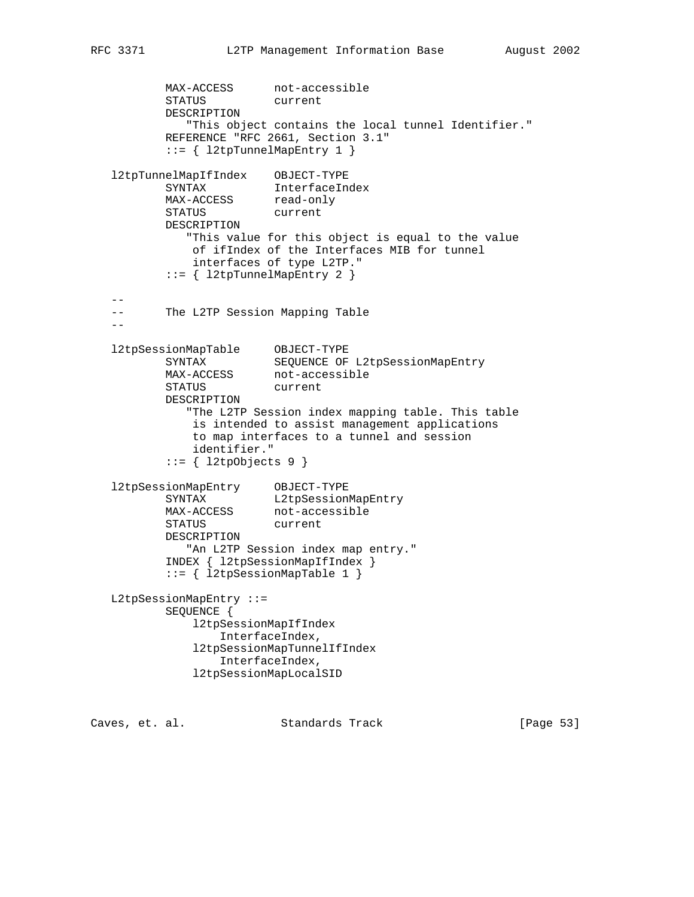```
          MAX-ACCESS      not-accessible
          STATUS          current
          DESCRIPTION
             "This object contains the local tunnel Identifier."
          REFERENCE "RFC 2661, Section 3.1"
          ::= { l2tpTunnelMapEntry 1 }

   l2tpTunnelMapIfIndex    OBJECT-TYPE
          SYNTAX          InterfaceIndex
          MAX-ACCESS      read-only
          STATUS          current
          DESCRIPTION
             "This value for this object is equal to the value
              of ifIndex of the Interfaces MIB for tunnel
              interfaces of type L2TP."
          ::= { l2tpTunnelMapEntry 2 }

   --
   --       The L2TP Session Mapping Table
   --

   l2tpSessionMapTable     OBJECT-TYPE
          SYNTAX          SEQUENCE OF L2tpSessionMapEntry
          MAX-ACCESS      not-accessible
          STATUS          current
          DESCRIPTION
             "The L2TP Session index mapping table. This table
              is intended to assist management applications
              to map interfaces to a tunnel and session
              identifier."
          ::= { l2tpObjects 9 }

   l2tpSessionMapEntry     OBJECT-TYPE
          SYNTAX          L2tpSessionMapEntry
          MAX-ACCESS      not-accessible
          STATUS          current
          DESCRIPTION
             "An L2TP Session index map entry."
          INDEX { l2tpSessionMapIfIndex }
          ::= { l2tpSessionMapTable 1 }

   L2tpSessionMapEntry ::=
          SEQUENCE {
              l2tpSessionMapIfIndex
                  InterfaceIndex,
              l2tpSessionMapTunnelIfIndex
                  InterfaceIndex,
              l2tpSessionMapLocalSID
```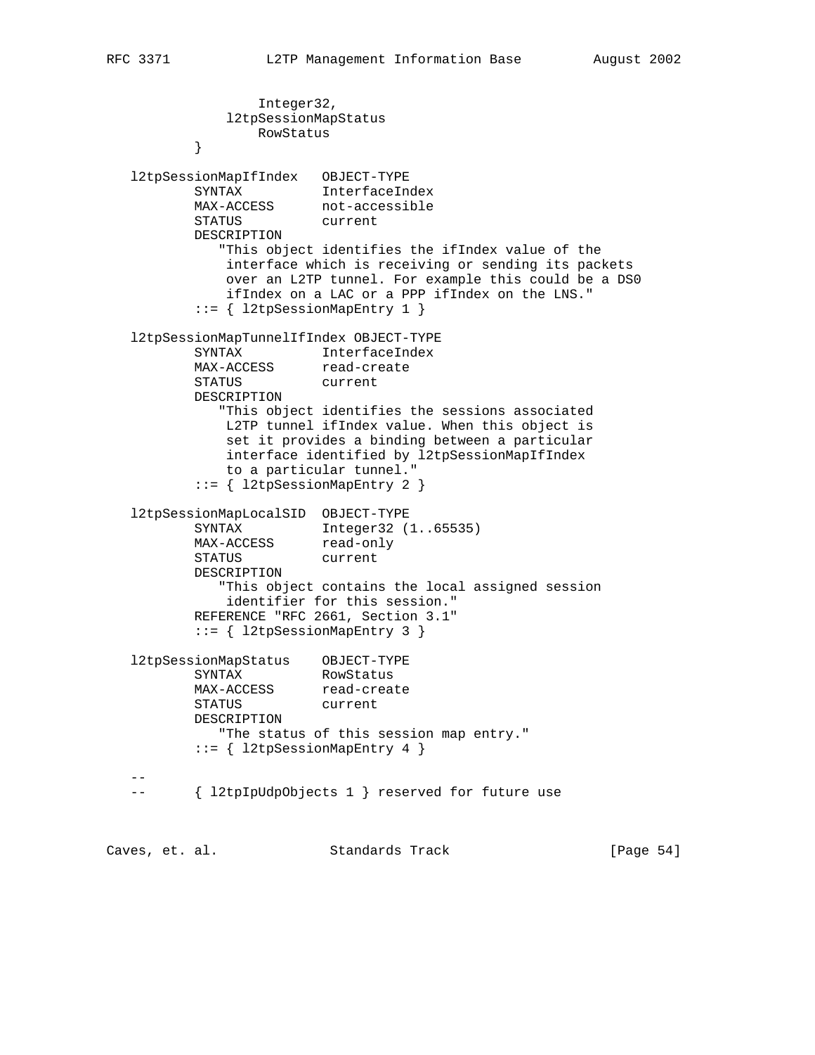```
                   Integer32,
               l2tpSessionMapStatus
                   RowStatus
           }

   l2tpSessionMapIfIndex   OBJECT-TYPE
           SYNTAX          InterfaceIndex
           MAX-ACCESS      not-accessible
           STATUS          current
           DESCRIPTION
              "This object identifies the ifIndex value of the
               interface which is receiving or sending its packets
               over an L2TP tunnel. For example this could be a DS0
               ifIndex on a LAC or a PPP ifIndex on the LNS."
           ::= { l2tpSessionMapEntry 1 }

   l2tpSessionMapTunnelIfIndex OBJECT-TYPE
           SYNTAX          InterfaceIndex
           MAX-ACCESS      read-create
           STATUS          current
           DESCRIPTION
              "This object identifies the sessions associated
               L2TP tunnel ifIndex value. When this object is
               set it provides a binding between a particular
               interface identified by l2tpSessionMapIfIndex
               to a particular tunnel."
           ::= { l2tpSessionMapEntry 2 }

   l2tpSessionMapLocalSID  OBJECT-TYPE
           SYNTAX          Integer32 (1..65535)
           MAX-ACCESS      read-only
           STATUS          current
           DESCRIPTION
              "This object contains the local assigned session
               identifier for this session."
           REFERENCE "RFC 2661, Section 3.1"
           ::= { l2tpSessionMapEntry 3 }

   l2tpSessionMapStatus    OBJECT-TYPE
           SYNTAX          RowStatus
           MAX-ACCESS      read-create
           STATUS          current
           DESCRIPTION
              "The status of this session map entry."
           ::= { l2tpSessionMapEntry 4 }

   --
   --      { l2tpIpUdpObjects 1 } reserved for future use
```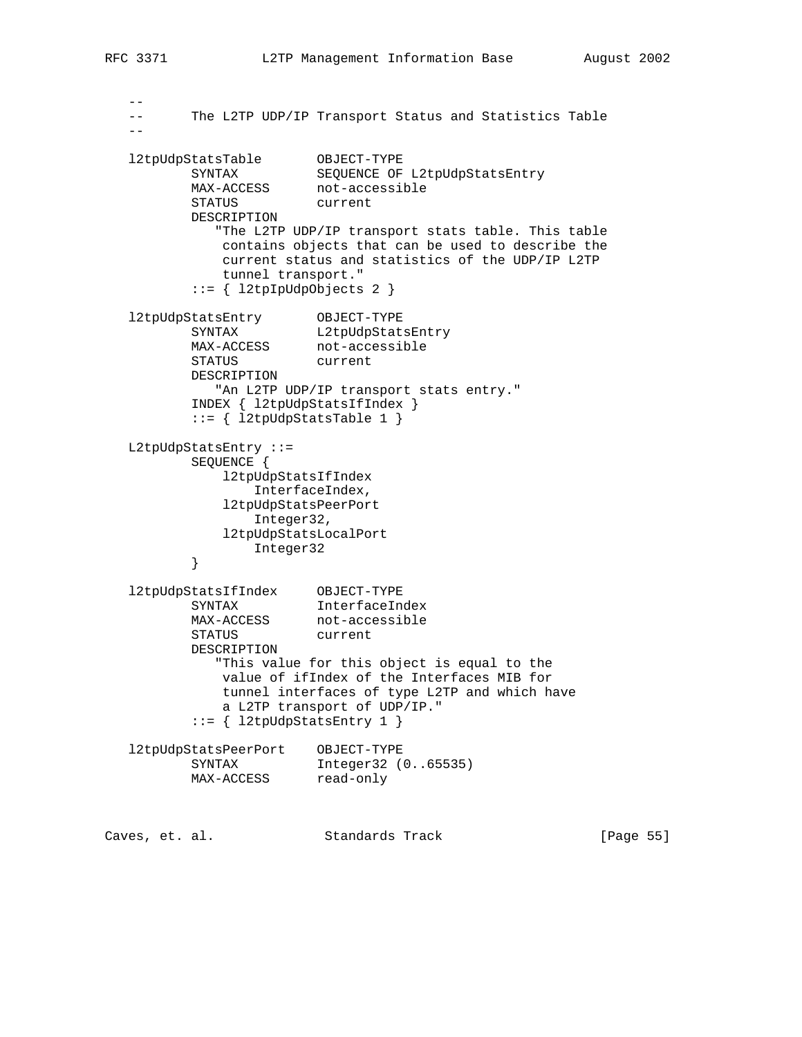```
   --
   --      The L2TP UDP/IP Transport Status and Statistics Table
   --

   l2tpUdpStatsTable       OBJECT-TYPE
           SYNTAX          SEQUENCE OF L2tpUdpStatsEntry
           MAX-ACCESS      not-accessible
           STATUS          current
           DESCRIPTION
              "The L2TP UDP/IP transport stats table. This table
               contains objects that can be used to describe the
               current status and statistics of the UDP/IP L2TP
               tunnel transport."
           ::= { l2tpIpUdpObjects 2 }

   l2tpUdpStatsEntry       OBJECT-TYPE
           SYNTAX          L2tpUdpStatsEntry
           MAX-ACCESS      not-accessible
           STATUS          current
           DESCRIPTION
              "An L2TP UDP/IP transport stats entry."
           INDEX { l2tpUdpStatsIfIndex }
           ::= { l2tpUdpStatsTable 1 }

   L2tpUdpStatsEntry ::=
           SEQUENCE {
               l2tpUdpStatsIfIndex
                   InterfaceIndex,
               l2tpUdpStatsPeerPort
                   Integer32,
               l2tpUdpStatsLocalPort
                   Integer32
           }

   l2tpUdpStatsIfIndex     OBJECT-TYPE
           SYNTAX          InterfaceIndex
           MAX-ACCESS      not-accessible
           STATUS          current
           DESCRIPTION
              "This value for this object is equal to the
               value of ifIndex of the Interfaces MIB for
               tunnel interfaces of type L2TP and which have
               a L2TP transport of UDP/IP."
           ::= { l2tpUdpStatsEntry 1 }

   l2tpUdpStatsPeerPort    OBJECT-TYPE
           SYNTAX          Integer32 (0..65535)
           MAX-ACCESS      read-only
```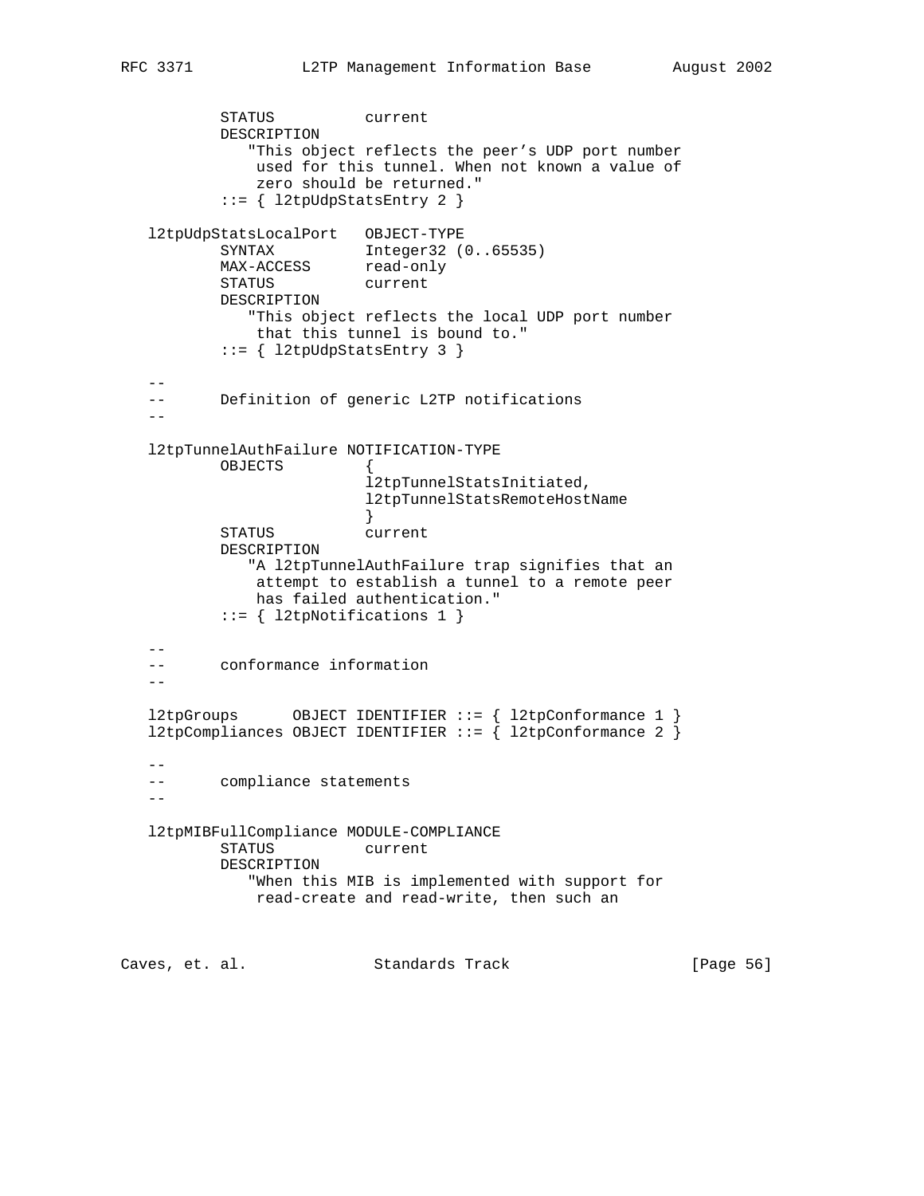```
          STATUS          current
          DESCRIPTION
             "This object reflects the peer's UDP port number
              used for this tunnel. When not known a value of
              zero should be returned."
          ::= { l2tpUdpStatsEntry 2 }

  l2tpUdpStatsLocalPort   OBJECT-TYPE
          SYNTAX          Integer32 (0..65535)
          MAX-ACCESS      read-only
          STATUS          current
          DESCRIPTION
             "This object reflects the local UDP port number
              that this tunnel is bound to."
          ::= { l2tpUdpStatsEntry 3 }

  --
  --      Definition of generic L2TP notifications
  --

  l2tpTunnelAuthFailure NOTIFICATION-TYPE
          OBJECTS         {
                          l2tpTunnelStatsInitiated,
                          l2tpTunnelStatsRemoteHostName
                          }
          STATUS          current
          DESCRIPTION
             "A l2tpTunnelAuthFailure trap signifies that an
              attempt to establish a tunnel to a remote peer
              has failed authentication."
          ::= { l2tpNotifications 1 }

  --
  --      conformance information
  --

  l2tpGroups      OBJECT IDENTIFIER ::= { l2tpConformance 1 }
  l2tpCompliances OBJECT IDENTIFIER ::= { l2tpConformance 2 }

  --
  --      compliance statements
  --

  l2tpMIBFullCompliance MODULE-COMPLIANCE
          STATUS          current
          DESCRIPTION
             "When this MIB is implemented with support for
              read-create and read-write, then such an
```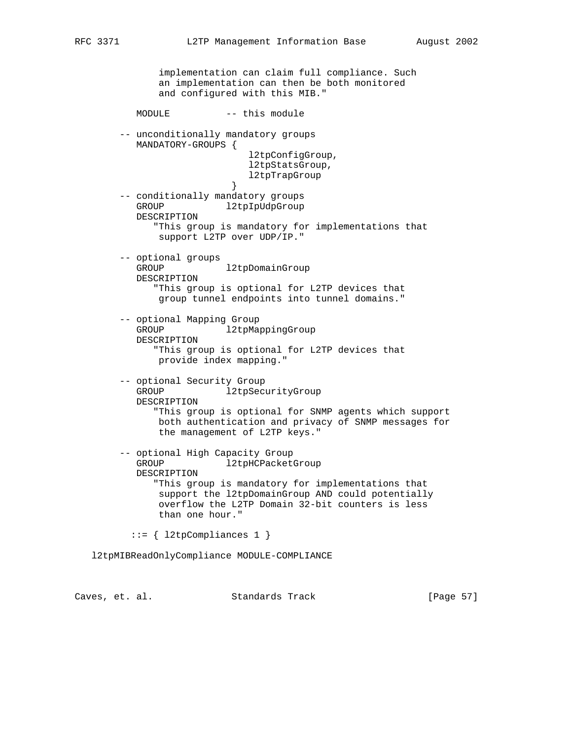```
              implementation can claim full compliance. Such
              an implementation can then be both monitored
              and configured with this MIB."

          MODULE          -- this module

       -- unconditionally mandatory groups
          MANDATORY-GROUPS {
                              l2tpConfigGroup,
                              l2tpStatsGroup,
                              l2tpTrapGroup
                            }
       -- conditionally mandatory groups
          GROUP           l2tpIpUdpGroup
          DESCRIPTION
             "This group is mandatory for implementations that
              support L2TP over UDP/IP."

       -- optional groups
          GROUP           l2tpDomainGroup
          DESCRIPTION
             "This group is optional for L2TP devices that
              group tunnel endpoints into tunnel domains."

       -- optional Mapping Group
          GROUP           l2tpMappingGroup
          DESCRIPTION
             "This group is optional for L2TP devices that
              provide index mapping."

       -- optional Security Group
          GROUP           l2tpSecurityGroup
          DESCRIPTION
             "This group is optional for SNMP agents which support
              both authentication and privacy of SNMP messages for
              the management of L2TP keys."

       -- optional High Capacity Group
          GROUP           l2tpHCPacketGroup
          DESCRIPTION
             "This group is mandatory for implementations that
              support the l2tpDomainGroup AND could potentially
              overflow the L2TP Domain 32-bit counters is less
              than one hour."

         ::= { l2tpCompliances 1 }

   l2tpMIBReadOnlyCompliance MODULE-COMPLIANCE
```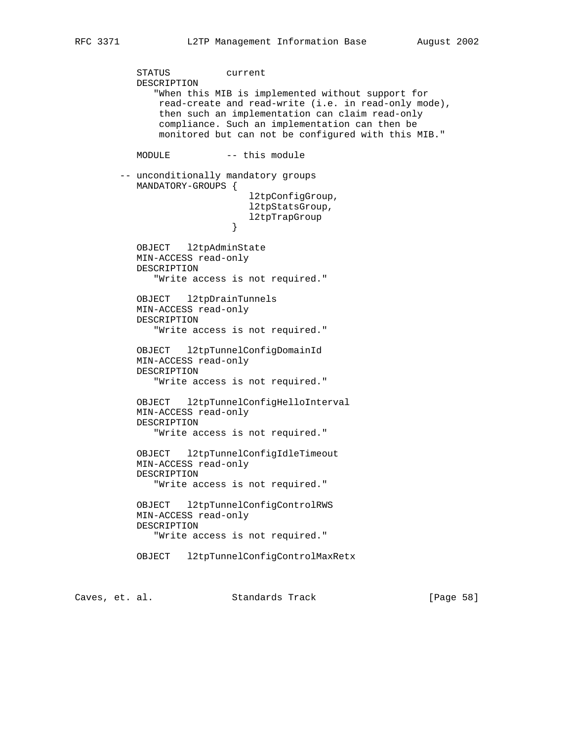```
           STATUS          current
           DESCRIPTION
              "When this MIB is implemented without support for
               read-create and read-write (i.e. in read-only mode),
               then such an implementation can claim read-only
               compliance. Such an implementation can then be
               monitored but can not be configured with this MIB."

           MODULE          -- this module

       -- unconditionally mandatory groups
           MANDATORY-GROUPS {
                               l2tpConfigGroup,
                               l2tpStatsGroup,
                               l2tpTrapGroup
                           }

           OBJECT   l2tpAdminState
           MIN-ACCESS read-only
           DESCRIPTION
              "Write access is not required."

           OBJECT   l2tpDrainTunnels
           MIN-ACCESS read-only
           DESCRIPTION
              "Write access is not required."

           OBJECT   l2tpTunnelConfigDomainId
           MIN-ACCESS read-only
           DESCRIPTION
              "Write access is not required."

           OBJECT   l2tpTunnelConfigHelloInterval
           MIN-ACCESS read-only
           DESCRIPTION
              "Write access is not required."

           OBJECT   l2tpTunnelConfigIdleTimeout
           MIN-ACCESS read-only
           DESCRIPTION
              "Write access is not required."

           OBJECT   l2tpTunnelConfigControlRWS
           MIN-ACCESS read-only
           DESCRIPTION
              "Write access is not required."

           OBJECT   l2tpTunnelConfigControlMaxRetx
```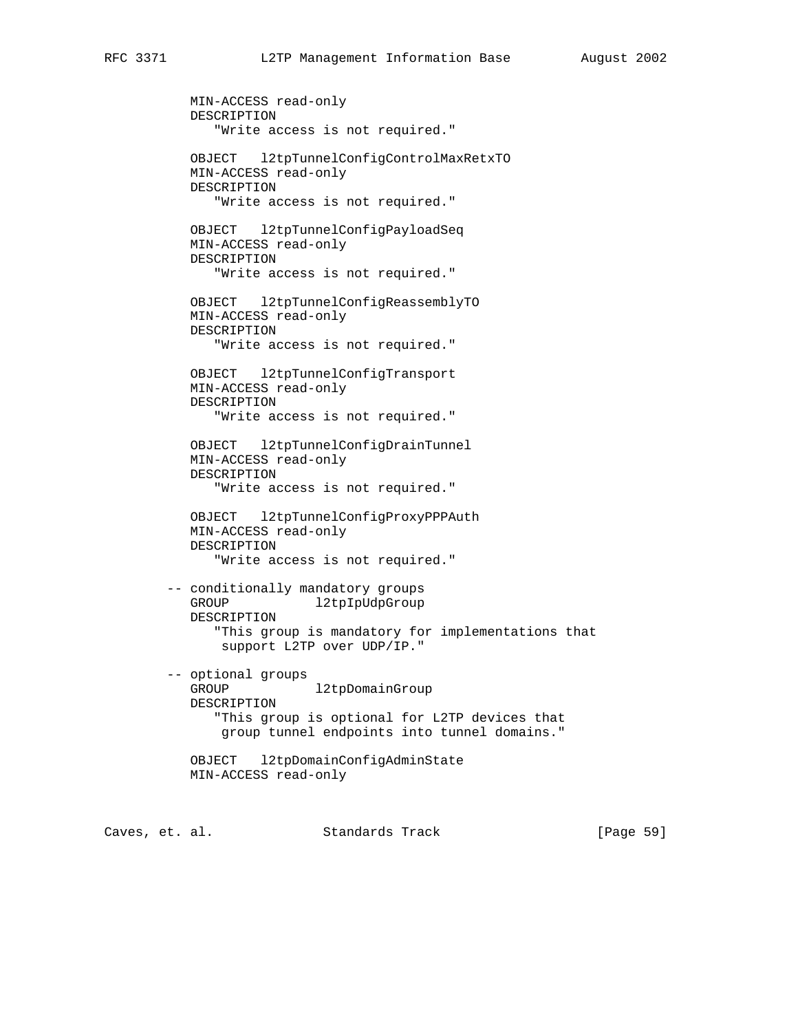```
           MIN-ACCESS read-only
           DESCRIPTION
              "Write access is not required."

           OBJECT   l2tpTunnelConfigControlMaxRetxTO
           MIN-ACCESS read-only
           DESCRIPTION
              "Write access is not required."

           OBJECT   l2tpTunnelConfigPayloadSeq
           MIN-ACCESS read-only
           DESCRIPTION
              "Write access is not required."

           OBJECT   l2tpTunnelConfigReassemblyTO
           MIN-ACCESS read-only
           DESCRIPTION
              "Write access is not required."

           OBJECT   l2tpTunnelConfigTransport
           MIN-ACCESS read-only
           DESCRIPTION
              "Write access is not required."

           OBJECT   l2tpTunnelConfigDrainTunnel
           MIN-ACCESS read-only
           DESCRIPTION
              "Write access is not required."

           OBJECT   l2tpTunnelConfigProxyPPPAuth
           MIN-ACCESS read-only
           DESCRIPTION
              "Write access is not required."

        -- conditionally mandatory groups
           GROUP           l2tpIpUdpGroup
           DESCRIPTION
              "This group is mandatory for implementations that
               support L2TP over UDP/IP."

        -- optional groups
           GROUP           l2tpDomainGroup
           DESCRIPTION
              "This group is optional for L2TP devices that
               group tunnel endpoints into tunnel domains."

           OBJECT   l2tpDomainConfigAdminState
           MIN-ACCESS read-only
```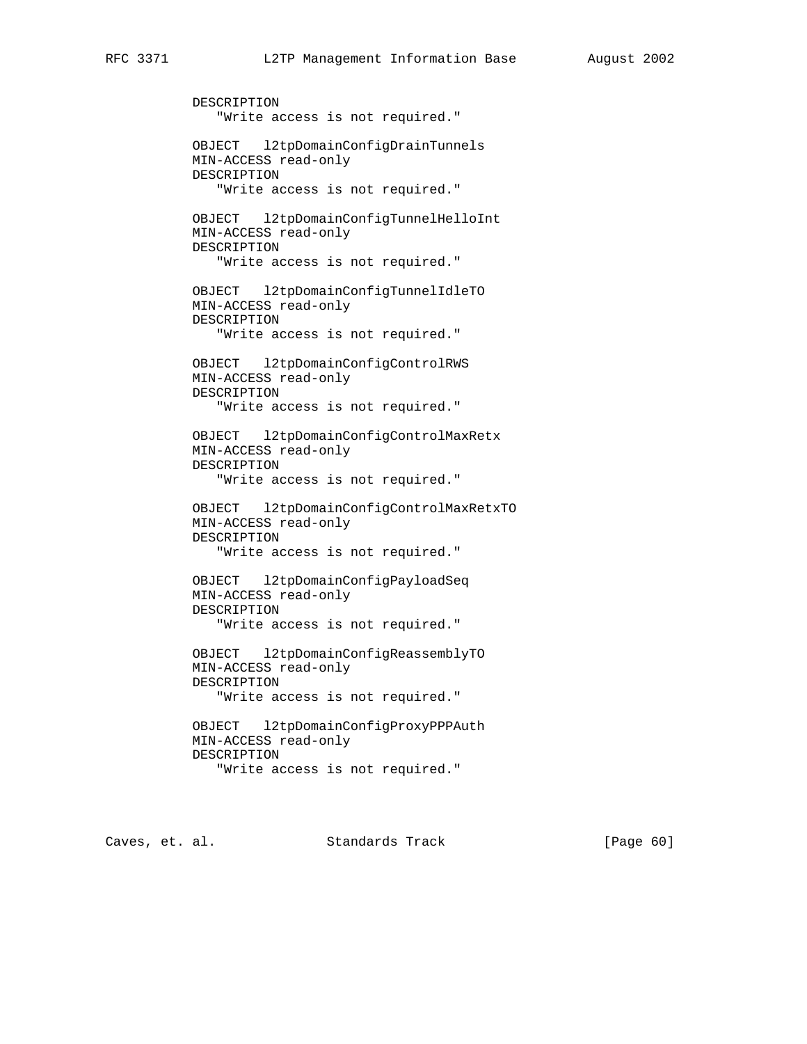```
           DESCRIPTION
              "Write access is not required."

           OBJECT   l2tpDomainConfigDrainTunnels
           MIN-ACCESS read-only
           DESCRIPTION
              "Write access is not required."

           OBJECT   l2tpDomainConfigTunnelHelloInt
           MIN-ACCESS read-only
           DESCRIPTION
              "Write access is not required."

           OBJECT   l2tpDomainConfigTunnelIdleTO
           MIN-ACCESS read-only
           DESCRIPTION
              "Write access is not required."

           OBJECT   l2tpDomainConfigControlRWS
           MIN-ACCESS read-only
           DESCRIPTION
              "Write access is not required."

           OBJECT   l2tpDomainConfigControlMaxRetx
           MIN-ACCESS read-only
           DESCRIPTION
              "Write access is not required."

           OBJECT   l2tpDomainConfigControlMaxRetxTO
           MIN-ACCESS read-only
           DESCRIPTION
              "Write access is not required."

           OBJECT   l2tpDomainConfigPayloadSeq
           MIN-ACCESS read-only
           DESCRIPTION
              "Write access is not required."

           OBJECT   l2tpDomainConfigReassemblyTO
           MIN-ACCESS read-only
           DESCRIPTION
              "Write access is not required."

           OBJECT   l2tpDomainConfigProxyPPPAuth
           MIN-ACCESS read-only
           DESCRIPTION
              "Write access is not required."
```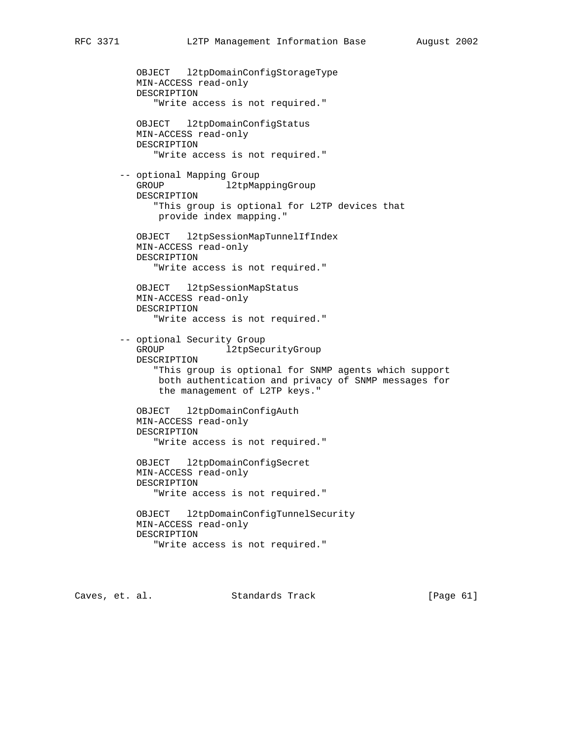```
           OBJECT   l2tpDomainConfigStorageType
           MIN-ACCESS read-only
           DESCRIPTION
              "Write access is not required."

           OBJECT   l2tpDomainConfigStatus
           MIN-ACCESS read-only
           DESCRIPTION
              "Write access is not required."

        -- optional Mapping Group
           GROUP           l2tpMappingGroup
           DESCRIPTION
              "This group is optional for L2TP devices that
               provide index mapping."

           OBJECT   l2tpSessionMapTunnelIfIndex
           MIN-ACCESS read-only
           DESCRIPTION
              "Write access is not required."

           OBJECT   l2tpSessionMapStatus
           MIN-ACCESS read-only
           DESCRIPTION
              "Write access is not required."

        -- optional Security Group
           GROUP           l2tpSecurityGroup
           DESCRIPTION
              "This group is optional for SNMP agents which support
               both authentication and privacy of SNMP messages for
               the management of L2TP keys."

           OBJECT   l2tpDomainConfigAuth
           MIN-ACCESS read-only
           DESCRIPTION
              "Write access is not required."

           OBJECT   l2tpDomainConfigSecret
           MIN-ACCESS read-only
           DESCRIPTION
              "Write access is not required."

           OBJECT   l2tpDomainConfigTunnelSecurity
           MIN-ACCESS read-only
           DESCRIPTION
              "Write access is not required."
```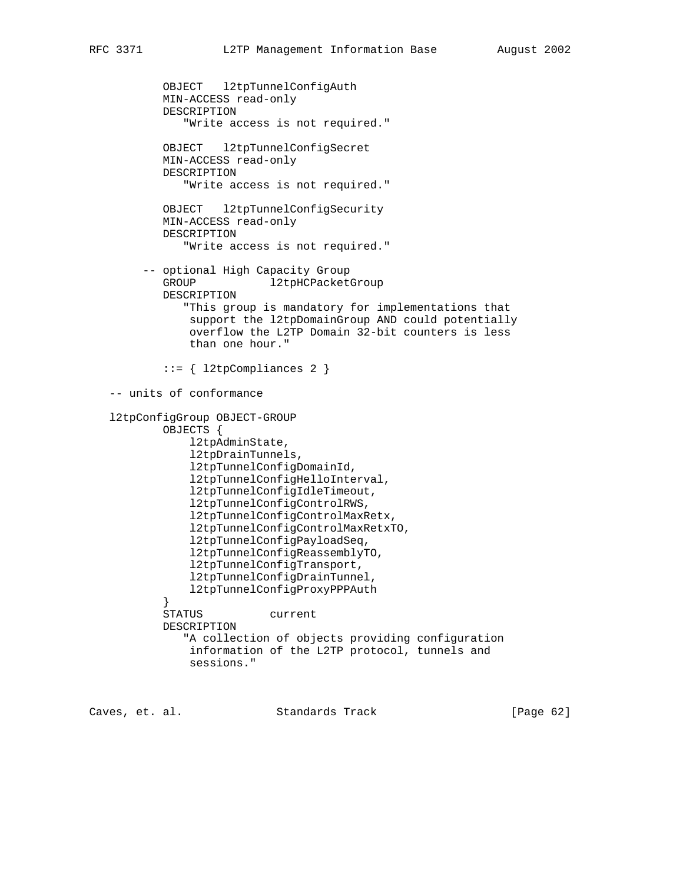```
          OBJECT   l2tpTunnelConfigAuth
          MIN-ACCESS read-only
          DESCRIPTION
             "Write access is not required."

          OBJECT   l2tpTunnelConfigSecret
          MIN-ACCESS read-only
          DESCRIPTION
             "Write access is not required."

          OBJECT   l2tpTunnelConfigSecurity
          MIN-ACCESS read-only
          DESCRIPTION
             "Write access is not required."

       -- optional High Capacity Group
          GROUP           l2tpHCPacketGroup
          DESCRIPTION
             "This group is mandatory for implementations that
              support the l2tpDomainGroup AND could potentially
              overflow the L2TP Domain 32-bit counters is less
              than one hour."

          ::= { l2tpCompliances 2 }

   -- units of conformance

   l2tpConfigGroup OBJECT-GROUP
          OBJECTS {
              l2tpAdminState,
              l2tpDrainTunnels,
              l2tpTunnelConfigDomainId,
              l2tpTunnelConfigHelloInterval,
              l2tpTunnelConfigIdleTimeout,
              l2tpTunnelConfigControlRWS,
              l2tpTunnelConfigControlMaxRetx,
              l2tpTunnelConfigControlMaxRetxTO,
              l2tpTunnelConfigPayloadSeq,
              l2tpTunnelConfigReassemblyTO,
              l2tpTunnelConfigTransport,
              l2tpTunnelConfigDrainTunnel,
              l2tpTunnelConfigProxyPPPAuth
          }
          STATUS          current
          DESCRIPTION
             "A collection of objects providing configuration
              information of the L2TP protocol, tunnels and
              sessions."
```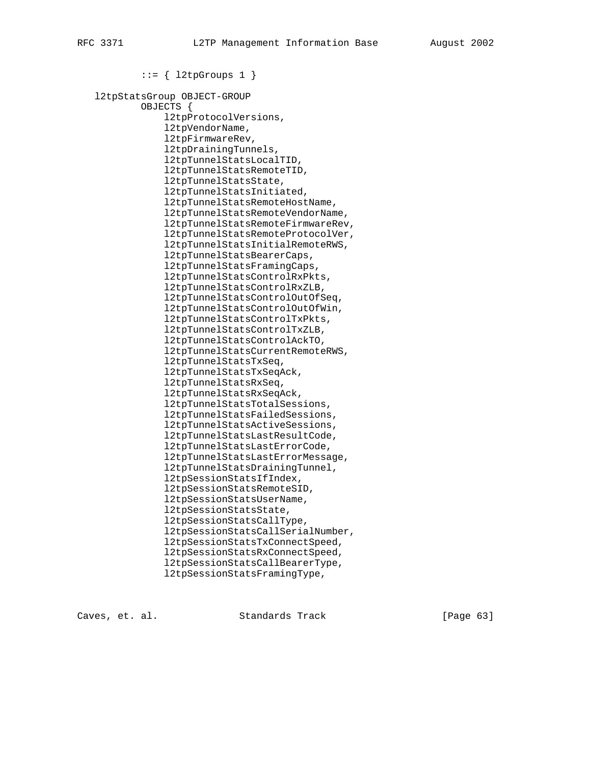```
        ::= { l2tpGroups 1 }

l2tpStatsGroup OBJECT-GROUP
        OBJECTS {
            l2tpProtocolVersions,
            l2tpVendorName,
            l2tpFirmwareRev,
            l2tpDrainingTunnels,
            l2tpTunnelStatsLocalTID,
            l2tpTunnelStatsRemoteTID,
            l2tpTunnelStatsState,
            l2tpTunnelStatsInitiated,
            l2tpTunnelStatsRemoteHostName,
            l2tpTunnelStatsRemoteVendorName,
            l2tpTunnelStatsRemoteFirmwareRev,
            l2tpTunnelStatsRemoteProtocolVer,
            l2tpTunnelStatsInitialRemoteRWS,
            l2tpTunnelStatsBearerCaps,
            l2tpTunnelStatsFramingCaps,
            l2tpTunnelStatsControlRxPkts,
            l2tpTunnelStatsControlRxZLB,
            l2tpTunnelStatsControlOutOfSeq,
            l2tpTunnelStatsControlOutOfWin,
            l2tpTunnelStatsControlTxPkts,
            l2tpTunnelStatsControlTxZLB,
            l2tpTunnelStatsControlAckTO,
            l2tpTunnelStatsCurrentRemoteRWS,
            l2tpTunnelStatsTxSeq,
            l2tpTunnelStatsTxSeqAck,
            l2tpTunnelStatsRxSeq,
            l2tpTunnelStatsRxSeqAck,
            l2tpTunnelStatsTotalSessions,
            l2tpTunnelStatsFailedSessions,
            l2tpTunnelStatsActiveSessions,
            l2tpTunnelStatsLastResultCode,
            l2tpTunnelStatsLastErrorCode,
            l2tpTunnelStatsLastErrorMessage,
            l2tpTunnelStatsDrainingTunnel,
            l2tpSessionStatsIfIndex,
            l2tpSessionStatsRemoteSID,
            l2tpSessionStatsUserName,
            l2tpSessionStatsState,
            l2tpSessionStatsCallType,
            l2tpSessionStatsCallSerialNumber,
            l2tpSessionStatsTxConnectSpeed,
            l2tpSessionStatsRxConnectSpeed,
            l2tpSessionStatsCallBearerType,
            l2tpSessionStatsFramingType,
```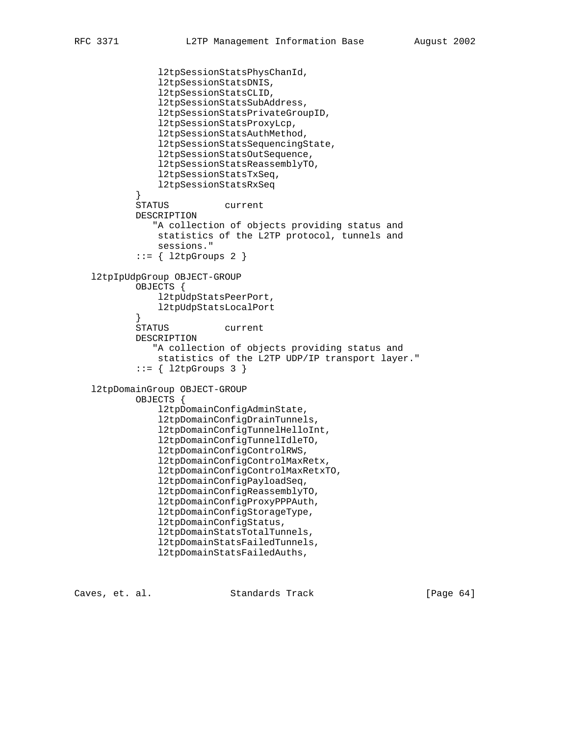```
               l2tpSessionStatsPhysChanId,
               l2tpSessionStatsDNIS,
               l2tpSessionStatsCLID,
               l2tpSessionStatsSubAddress,
               l2tpSessionStatsPrivateGroupID,
               l2tpSessionStatsProxyLcp,
               l2tpSessionStatsAuthMethod,
               l2tpSessionStatsSequencingState,
               l2tpSessionStatsOutSequence,
               l2tpSessionStatsReassemblyTO,
               l2tpSessionStatsTxSeq,
               l2tpSessionStatsRxSeq
           }
           STATUS          current
           DESCRIPTION
              "A collection of objects providing status and
               statistics of the L2TP protocol, tunnels and
               sessions."
           ::= { l2tpGroups 2 }

   l2tpIpUdpGroup OBJECT-GROUP
           OBJECTS {
               l2tpUdpStatsPeerPort,
               l2tpUdpStatsLocalPort
           }
           STATUS          current
           DESCRIPTION
              "A collection of objects providing status and
               statistics of the L2TP UDP/IP transport layer."
           ::= { l2tpGroups 3 }

   l2tpDomainGroup OBJECT-GROUP
           OBJECTS {
               l2tpDomainConfigAdminState,
               l2tpDomainConfigDrainTunnels,
               l2tpDomainConfigTunnelHelloInt,
               l2tpDomainConfigTunnelIdleTO,
               l2tpDomainConfigControlRWS,
               l2tpDomainConfigControlMaxRetx,
               l2tpDomainConfigControlMaxRetxTO,
               l2tpDomainConfigPayloadSeq,
               l2tpDomainConfigReassemblyTO,
               l2tpDomainConfigProxyPPPAuth,
               l2tpDomainConfigStorageType,
               l2tpDomainConfigStatus,
               l2tpDomainStatsTotalTunnels,
               l2tpDomainStatsFailedTunnels,
               l2tpDomainStatsFailedAuths,
```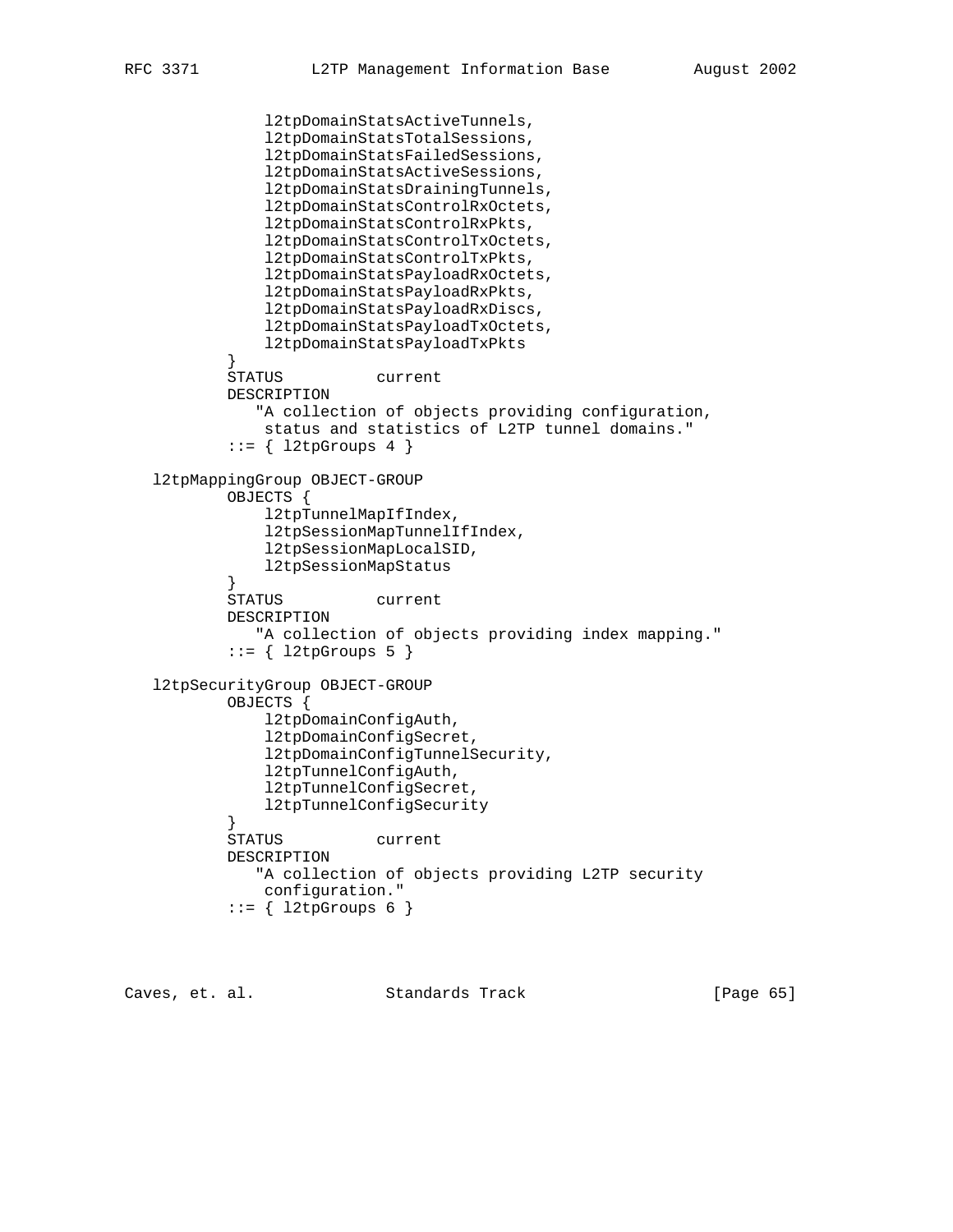```
              l2tpDomainStatsActiveTunnels,
              l2tpDomainStatsTotalSessions,
              l2tpDomainStatsFailedSessions,
              l2tpDomainStatsActiveSessions,
              l2tpDomainStatsDrainingTunnels,
              l2tpDomainStatsControlRxOctets,
              l2tpDomainStatsControlRxPkts,
              l2tpDomainStatsControlTxOctets,
              l2tpDomainStatsControlTxPkts,
              l2tpDomainStatsPayloadRxOctets,
              l2tpDomainStatsPayloadRxPkts,
              l2tpDomainStatsPayloadRxDiscs,
              l2tpDomainStatsPayloadTxOctets,
              l2tpDomainStatsPayloadTxPkts
          }
          STATUS          current
          DESCRIPTION
             "A collection of objects providing configuration,
              status and statistics of L2TP tunnel domains."
          ::= { l2tpGroups 4 }

  l2tpMappingGroup OBJECT-GROUP
          OBJECTS {
              l2tpTunnelMapIfIndex,
              l2tpSessionMapTunnelIfIndex,
              l2tpSessionMapLocalSID,
              l2tpSessionMapStatus
          }
          STATUS          current
          DESCRIPTION
             "A collection of objects providing index mapping."
          ::= { l2tpGroups 5 }

  l2tpSecurityGroup OBJECT-GROUP
          OBJECTS {
              l2tpDomainConfigAuth,
              l2tpDomainConfigSecret,
              l2tpDomainConfigTunnelSecurity,
              l2tpTunnelConfigAuth,
              l2tpTunnelConfigSecret,
              l2tpTunnelConfigSecurity
          }
          STATUS          current
          DESCRIPTION
             "A collection of objects providing L2TP security
              configuration."
          ::= { l2tpGroups 6 }
```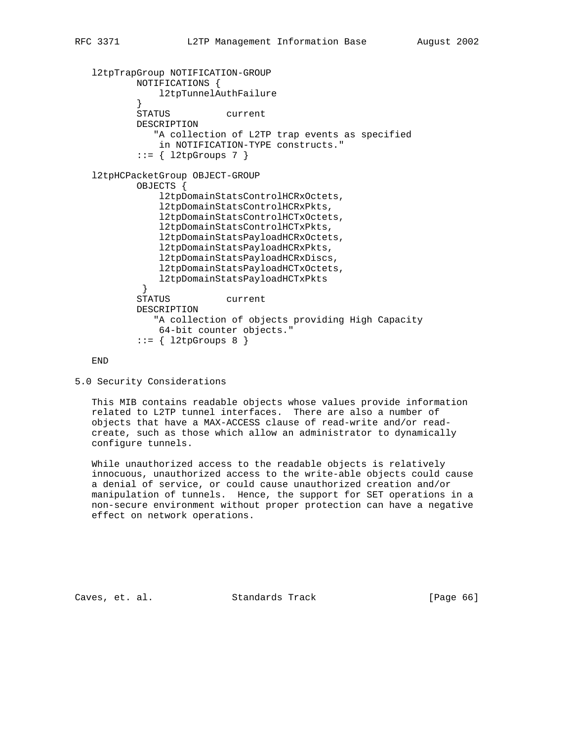```
l2tpTrapGroup NOTIFICATION-GROUP
        NOTIFICATIONS {
            l2tpTunnelAuthFailure
        }
        STATUS          current
        DESCRIPTION
           "A collection of L2TP trap events as specified
            in NOTIFICATION-TYPE constructs."
        ::= { l2tpGroups 7 }

l2tpHCPacketGroup OBJECT-GROUP
        OBJECTS {
            l2tpDomainStatsControlHCRxOctets,
            l2tpDomainStatsControlHCRxPkts,
            l2tpDomainStatsControlHCTxOctets,
            l2tpDomainStatsControlHCTxPkts,
            l2tpDomainStatsPayloadHCRxOctets,
            l2tpDomainStatsPayloadHCRxPkts,
            l2tpDomainStatsPayloadHCRxDiscs,
            l2tpDomainStatsPayloadHCTxOctets,
            l2tpDomainStatsPayloadHCTxPkts
         }
        STATUS          current
        DESCRIPTION
           "A collection of objects providing High Capacity
            64-bit counter objects."
        ::= { l2tpGroups 8 }

END
```

## 5.0 Security Considerations

This MIB contains readable objects whose values provide information related to L2TP tunnel interfaces. There are also a number of objects that have a MAX-ACCESS clause of read-write and/or read-create, such as those which allow an administrator to dynamically configure tunnels.

While unauthorized access to the readable objects is relatively innocuous, unauthorized access to the write-able objects could cause a denial of service, or could cause unauthorized creation and/or manipulation of tunnels. Hence, the support for SET operations in a non-secure environment without proper protection can have a negative effect on network operations.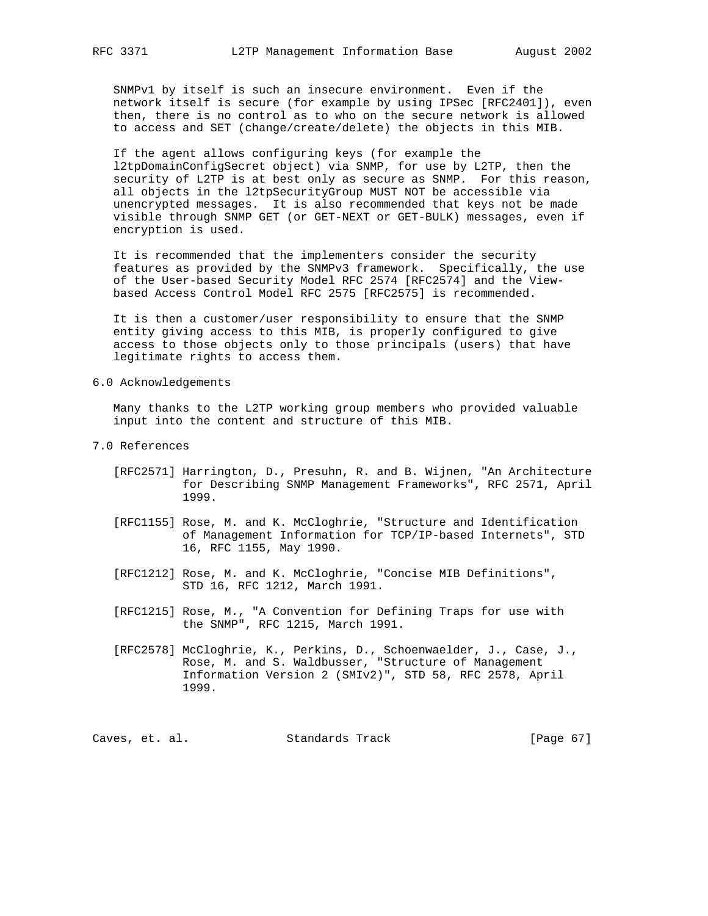SNMPv1 by itself is such an insecure environment. Even if the network itself is secure (for example by using IPSec [RFC2401]), even then, there is no control as to who on the secure network is allowed to access and SET (change/create/delete) the objects in this MIB.

If the agent allows configuring keys (for example the l2tpDomainConfigSecret object) via SNMP, for use by L2TP, then the security of L2TP is at best only as secure as SNMP. For this reason, all objects in the l2tpSecurityGroup MUST NOT be accessible via unencrypted messages. It is also recommended that keys not be made visible through SNMP GET (or GET-NEXT or GET-BULK) messages, even if encryption is used.

It is recommended that the implementers consider the security features as provided by the SNMPv3 framework. Specifically, the use of the User-based Security Model RFC 2574 [RFC2574] and the View-based Access Control Model RFC 2575 [RFC2575] is recommended.

It is then a customer/user responsibility to ensure that the SNMP entity giving access to this MIB, is properly configured to give access to those objects only to those principals (users) that have legitimate rights to access them.

## 6.0 Acknowledgements

Many thanks to the L2TP working group members who provided valuable input into the content and structure of this MIB.

## 7.0 References

[RFC2571] Harrington, D., Presuhn, R. and B. Wijnen, "An Architecture for Describing SNMP Management Frameworks", RFC 2571, April 1999.

[RFC1155] Rose, M. and K. McCloghrie, "Structure and Identification of Management Information for TCP/IP-based Internets", STD 16, RFC 1155, May 1990.

[RFC1212] Rose, M. and K. McCloghrie, "Concise MIB Definitions", STD 16, RFC 1212, March 1991.

[RFC1215] Rose, M., "A Convention for Defining Traps for use with the SNMP", RFC 1215, March 1991.

[RFC2578] McCloghrie, K., Perkins, D., Schoenwaelder, J., Case, J., Rose, M. and S. Waldbusser, "Structure of Management Information Version 2 (SMIv2)", STD 58, RFC 2578, April 1999.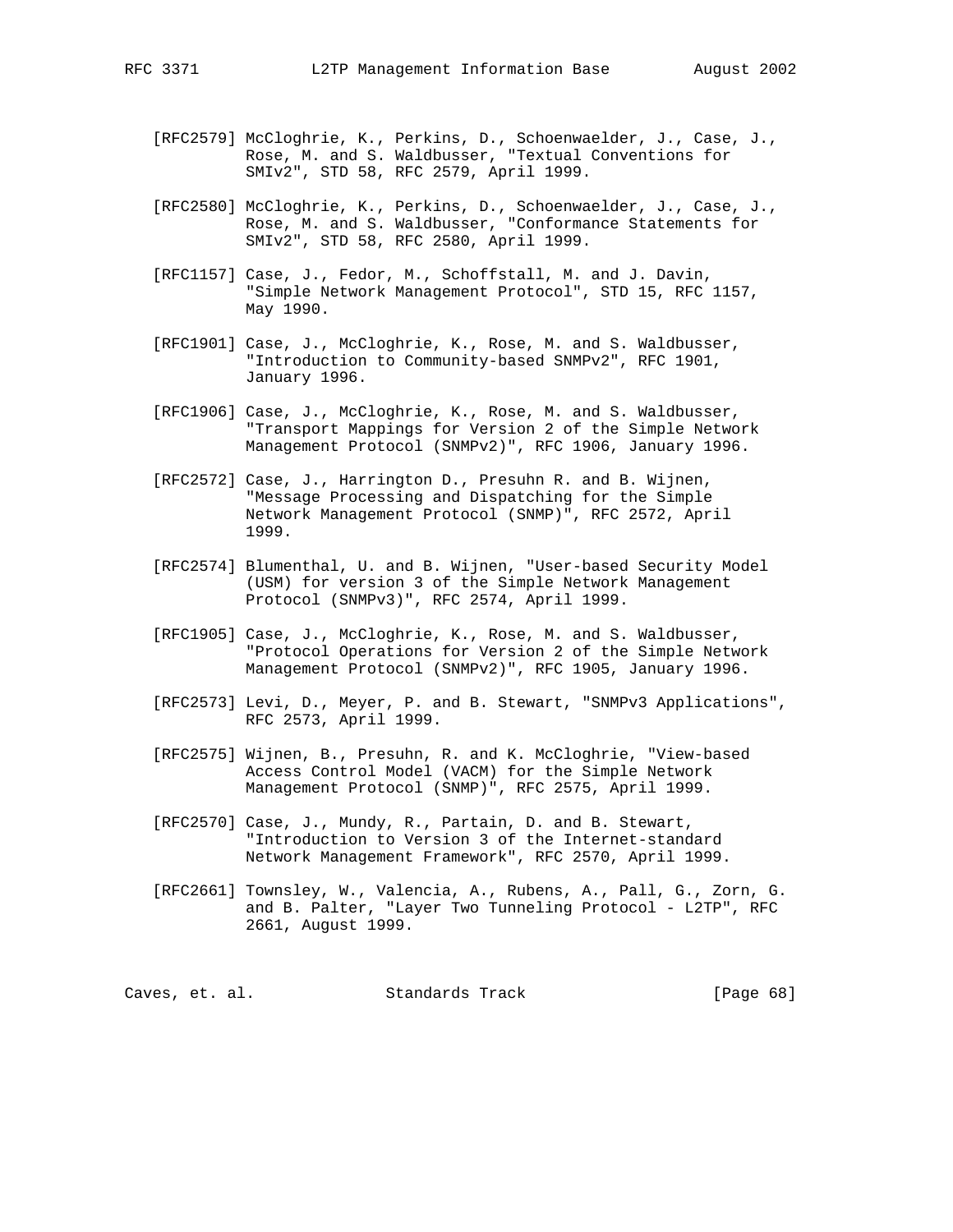[RFC2579] McCloghrie, K., Perkins, D., Schoenwaelder, J., Case, J., Rose, M. and S. Waldbusser, "Textual Conventions for SMIv2", STD 58, RFC 2579, April 1999.

[RFC2580] McCloghrie, K., Perkins, D., Schoenwaelder, J., Case, J., Rose, M. and S. Waldbusser, "Conformance Statements for SMIv2", STD 58, RFC 2580, April 1999.

[RFC1157] Case, J., Fedor, M., Schoffstall, M. and J. Davin, "Simple Network Management Protocol", STD 15, RFC 1157, May 1990.

[RFC1901] Case, J., McCloghrie, K., Rose, M. and S. Waldbusser, "Introduction to Community-based SNMPv2", RFC 1901, January 1996.

[RFC1906] Case, J., McCloghrie, K., Rose, M. and S. Waldbusser, "Transport Mappings for Version 2 of the Simple Network Management Protocol (SNMPv2)", RFC 1906, January 1996.

[RFC2572] Case, J., Harrington D., Presuhn R. and B. Wijnen, "Message Processing and Dispatching for the Simple Network Management Protocol (SNMP)", RFC 2572, April 1999.

[RFC2574] Blumenthal, U. and B. Wijnen, "User-based Security Model (USM) for version 3 of the Simple Network Management Protocol (SNMPv3)", RFC 2574, April 1999.

[RFC1905] Case, J., McCloghrie, K., Rose, M. and S. Waldbusser, "Protocol Operations for Version 2 of the Simple Network Management Protocol (SNMPv2)", RFC 1905, January 1996.

[RFC2573] Levi, D., Meyer, P. and B. Stewart, "SNMPv3 Applications", RFC 2573, April 1999.

[RFC2575] Wijnen, B., Presuhn, R. and K. McCloghrie, "View-based Access Control Model (VACM) for the Simple Network Management Protocol (SNMP)", RFC 2575, April 1999.

[RFC2570] Case, J., Mundy, R., Partain, D. and B. Stewart, "Introduction to Version 3 of the Internet-standard Network Management Framework", RFC 2570, April 1999.

[RFC2661] Townsley, W., Valencia, A., Rubens, A., Pall, G., Zorn, G. and B. Palter, "Layer Two Tunneling Protocol - L2TP", RFC 2661, August 1999.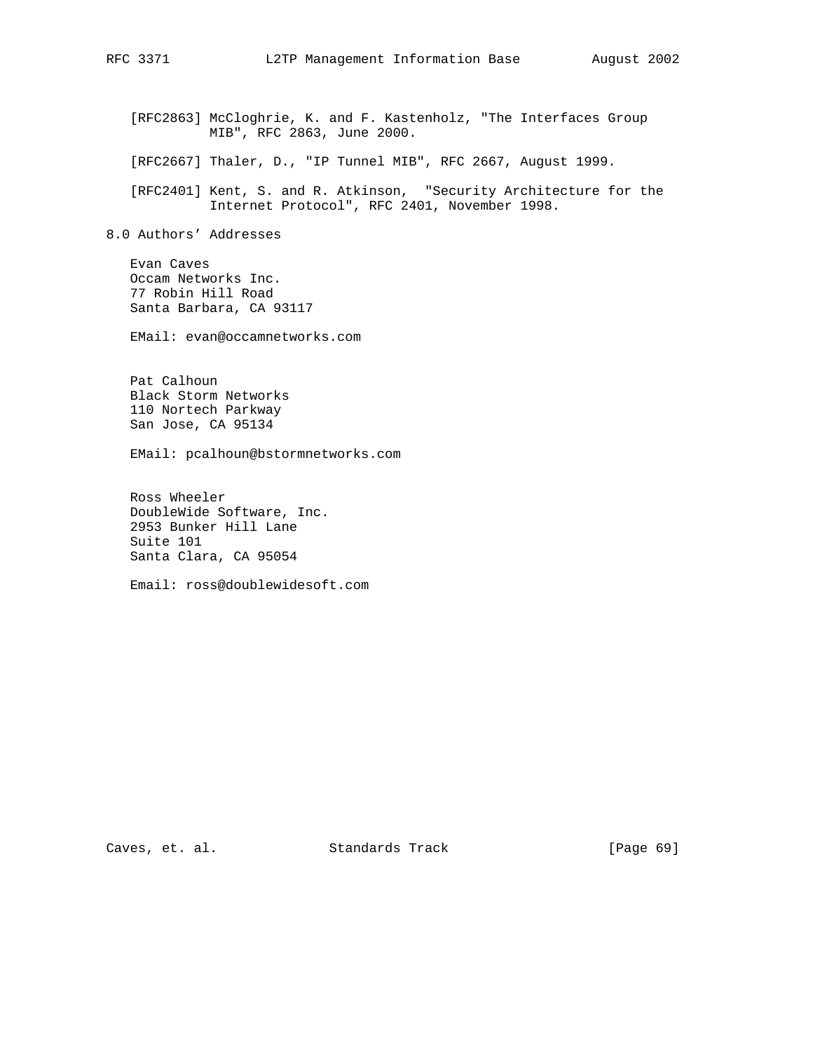[RFC2863] McCloghrie, K. and F. Kastenholz, "The Interfaces Group MIB", RFC 2863, June 2000.

[RFC2667] Thaler, D., "IP Tunnel MIB", RFC 2667, August 1999.

[RFC2401] Kent, S. and R. Atkinson, "Security Architecture for the Internet Protocol", RFC 2401, November 1998.

## 8.0 Authors' Addresses

Evan Caves
Occam Networks Inc.
77 Robin Hill Road
Santa Barbara, CA 93117

EMail: evan@occamnetworks.com

Pat Calhoun
Black Storm Networks
110 Nortech Parkway
San Jose, CA 95134

EMail: pcalhoun@bstormnetworks.com

Ross Wheeler
DoubleWide Software, Inc.
2953 Bunker Hill Lane
Suite 101
Santa Clara, CA 95054

Email: ross@doublewidesoft.com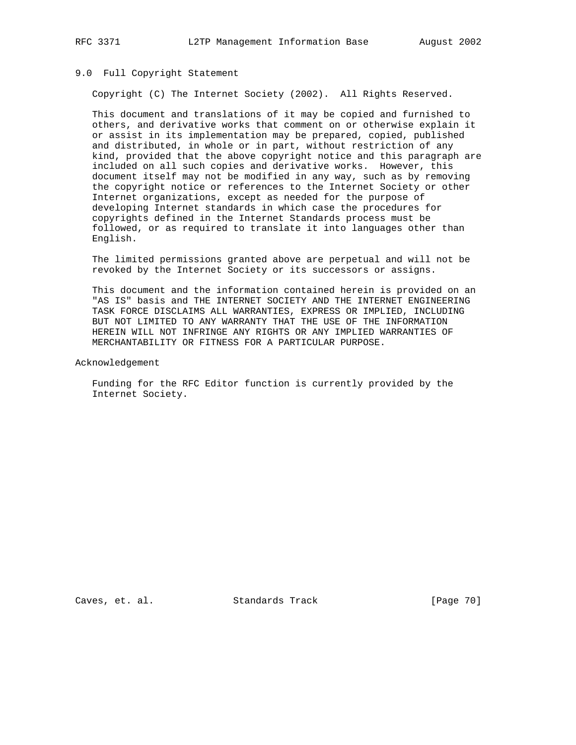## 9.0 Full Copyright Statement

Copyright (C) The Internet Society (2002). All Rights Reserved.

This document and translations of it may be copied and furnished to others, and derivative works that comment on or otherwise explain it or assist in its implementation may be prepared, copied, published and distributed, in whole or in part, without restriction of any kind, provided that the above copyright notice and this paragraph are included on all such copies and derivative works. However, this document itself may not be modified in any way, such as by removing the copyright notice or references to the Internet Society or other Internet organizations, except as needed for the purpose of developing Internet standards in which case the procedures for copyrights defined in the Internet Standards process must be followed, or as required to translate it into languages other than English.

The limited permissions granted above are perpetual and will not be revoked by the Internet Society or its successors or assigns.

This document and the information contained herein is provided on an "AS IS" basis and THE INTERNET SOCIETY AND THE INTERNET ENGINEERING TASK FORCE DISCLAIMS ALL WARRANTIES, EXPRESS OR IMPLIED, INCLUDING BUT NOT LIMITED TO ANY WARRANTY THAT THE USE OF THE INFORMATION HEREIN WILL NOT INFRINGE ANY RIGHTS OR ANY IMPLIED WARRANTIES OF MERCHANTABILITY OR FITNESS FOR A PARTICULAR PURPOSE.

## Acknowledgement

Funding for the RFC Editor function is currently provided by the Internet Society.